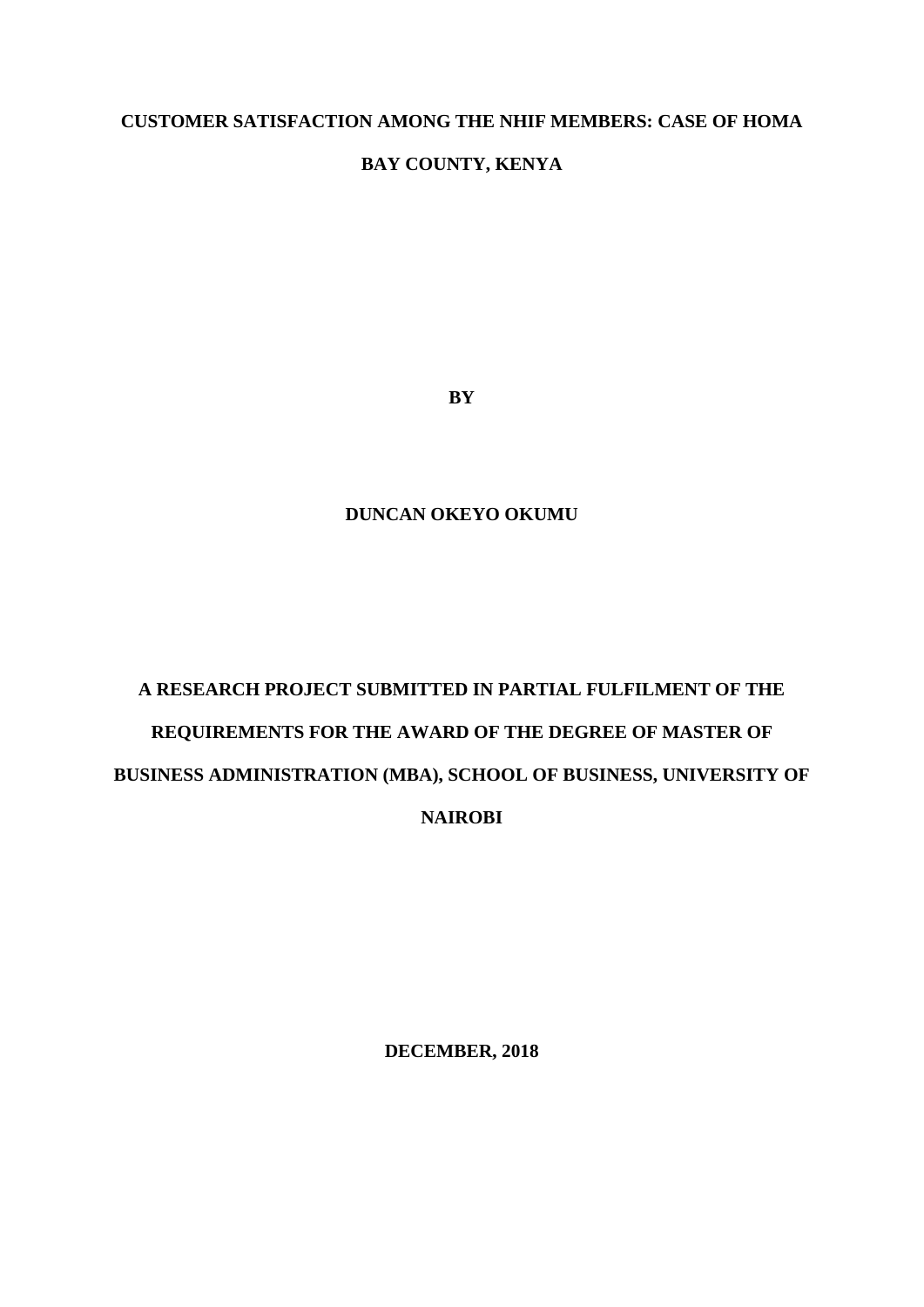# CUSTOMER SATISFACTION AMONG THE NHIF MEMBERS: CASE OF HOMA BAY COUNTY, KENYA

**BY**

**DUNCAN OKEYO OKUMU**

**A RESEARCH PROJECT SUBMITTED IN PARTIAL FULFILMENT OF THE REQUIREMENTS FOR THE AWARD OF THE DEGREE OF MASTER OF BUSINESS ADMINISTRATION (MBA), SCHOOL OF BUSINESS, UNIVERSITY OF NAIROBI**

**DECEMBER, 2018**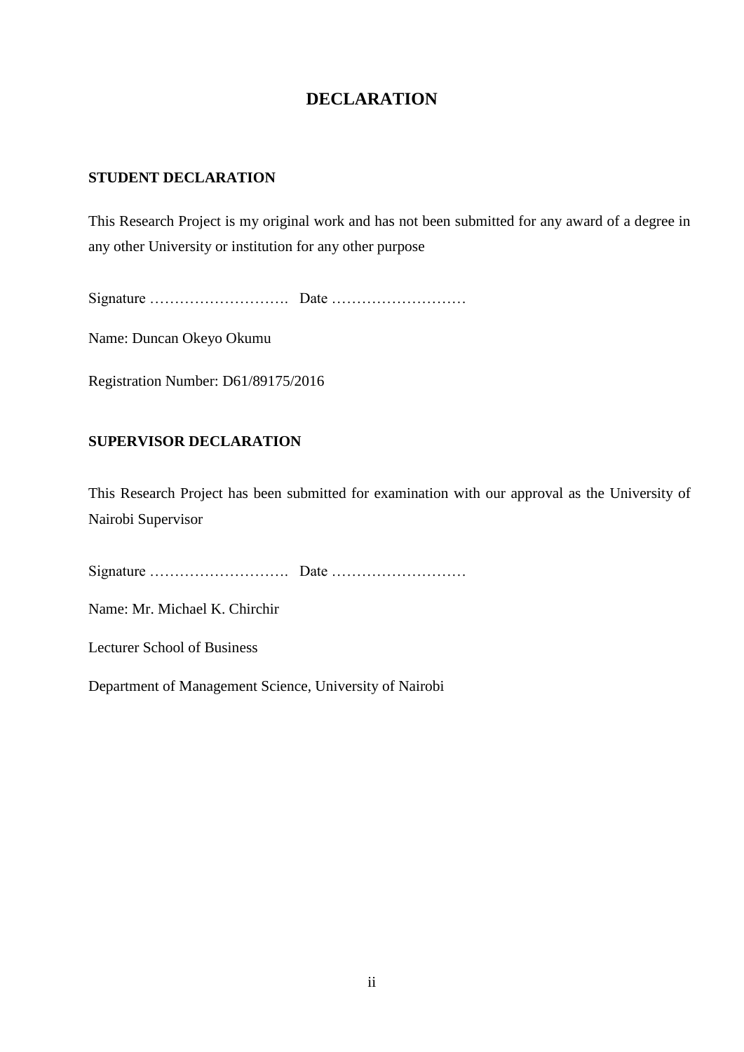# DECLARATION

## STUDENT DECLARATION

This Research Project is my original work and has not been submitted for any award of a degree in any other University or institution for any other purpose

Signature ………………………. Date ………………………

Name: Duncan Okeyo Okumu

Registration Number: D61/89175/2016

## SUPERVISOR DECLARATION

This Research Project has been submitted for examination with our approval as the University of Nairobi Supervisor

Signature ………………………. Date ………………………

Name: Mr. Michael K. Chirchir

Lecturer School of Business

Department of Management Science, University of Nairobi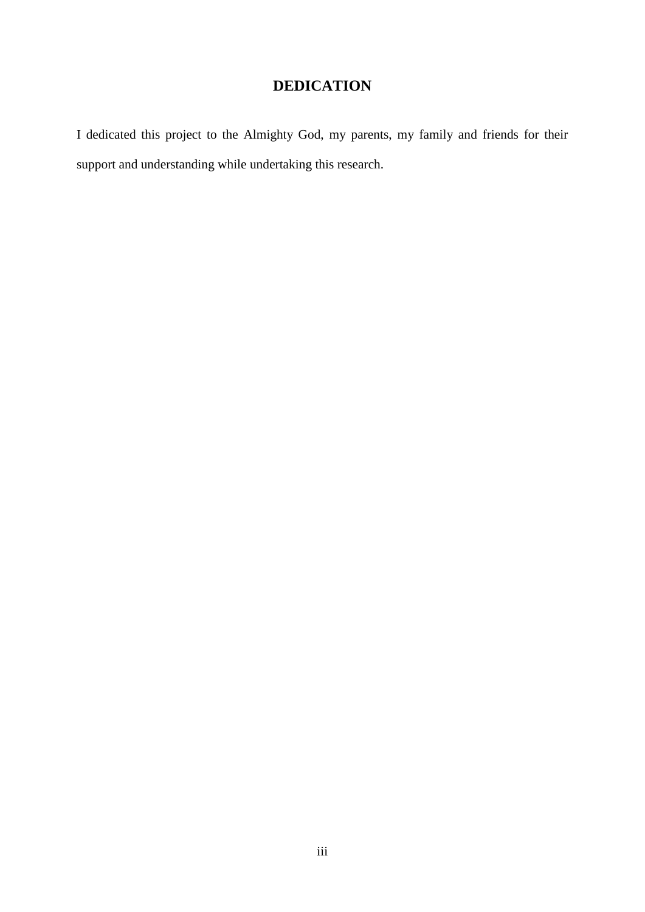# DEDICATION

I dedicated this project to the Almighty God, my parents, my family and friends for their support and understanding while undertaking this research.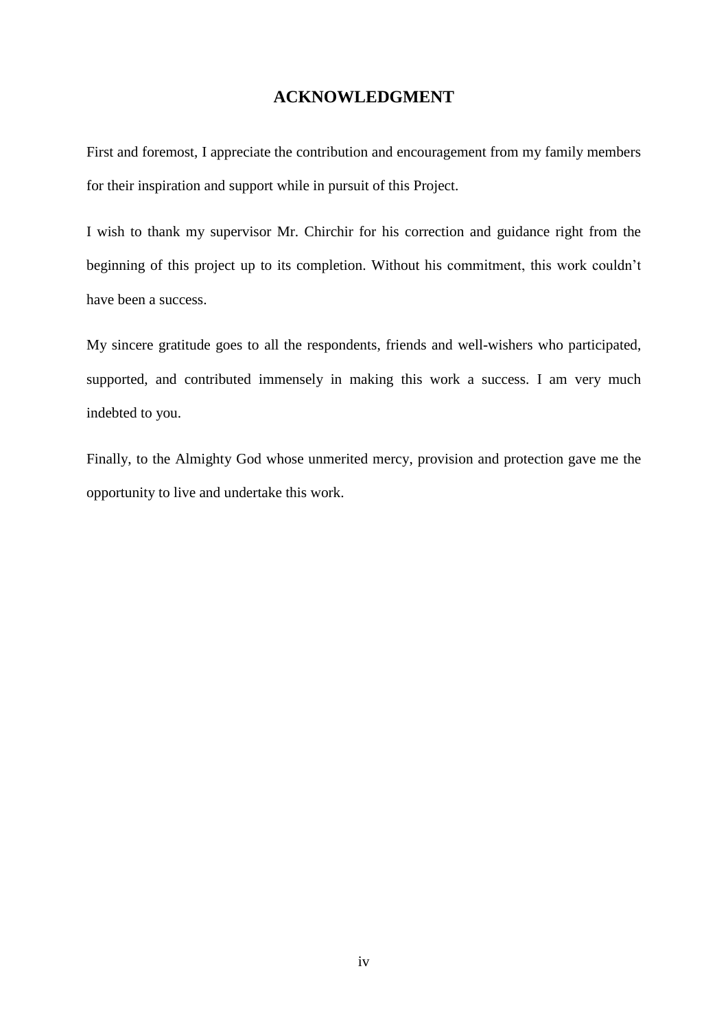# ACKNOWLEDGMENT

First and foremost, I appreciate the contribution and encouragement from my family members for their inspiration and support while in pursuit of this Project.

I wish to thank my supervisor Mr. Chirchir for his correction and guidance right from the beginning of this project up to its completion. Without his commitment, this work couldn't have been a success.

My sincere gratitude goes to all the respondents, friends and well-wishers who participated, supported, and contributed immensely in making this work a success. I am very much indebted to you.

Finally, to the Almighty God whose unmerited mercy, provision and protection gave me the opportunity to live and undertake this work.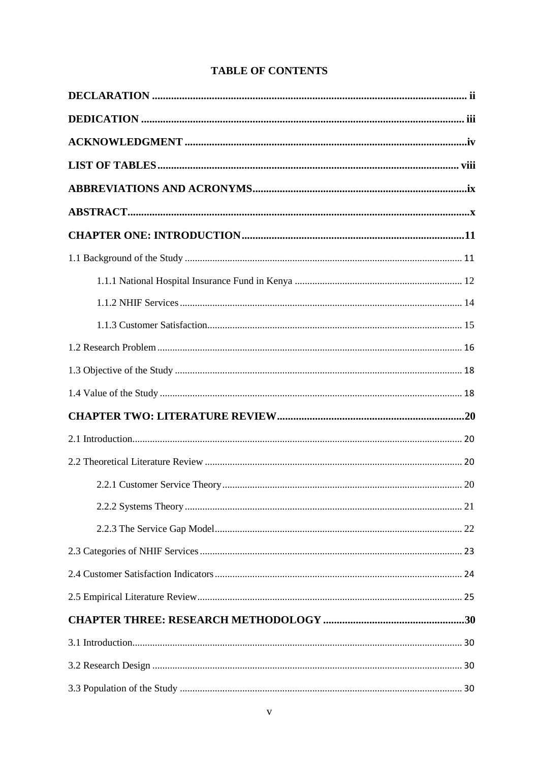# TABLE OF CONTENTS

**DECLARATION** ..... ii

**DEDICATION** ..... iii

**ACKNOWLEDGMENT** ..... iv

**LIST OF TABLES** ..... viii

**ABBREVIATIONS AND ACRONYMS** ..... ix

**ABSTRACT** ..... x

**CHAPTER ONE: INTRODUCTION** ..... 11

1.1 Background of the Study ..... 11

- 1.1.1 National Hospital Insurance Fund in Kenya ..... 12
- 1.1.2 NHIF Services ..... 14
- 1.1.3 Customer Satisfaction ..... 15

1.2 Research Problem ..... 16

1.3 Objective of the Study ..... 18

1.4 Value of the Study ..... 18

**CHAPTER TWO: LITERATURE REVIEW** ..... 20

2.1 Introduction ..... 20

2.2 Theoretical Literature Review ..... 20

- 2.2.1 Customer Service Theory ..... 20
- 2.2.2 Systems Theory ..... 21
- 2.2.3 The Service Gap Model ..... 22

2.3 Categories of NHIF Services ..... 23

2.4 Customer Satisfaction Indicators ..... 24

2.5 Empirical Literature Review ..... 25

**CHAPTER THREE: RESEARCH METHODOLOGY** ..... 30

3.1 Introduction ..... 30

3.2 Research Design ..... 30

3.3 Population of the Study ..... 30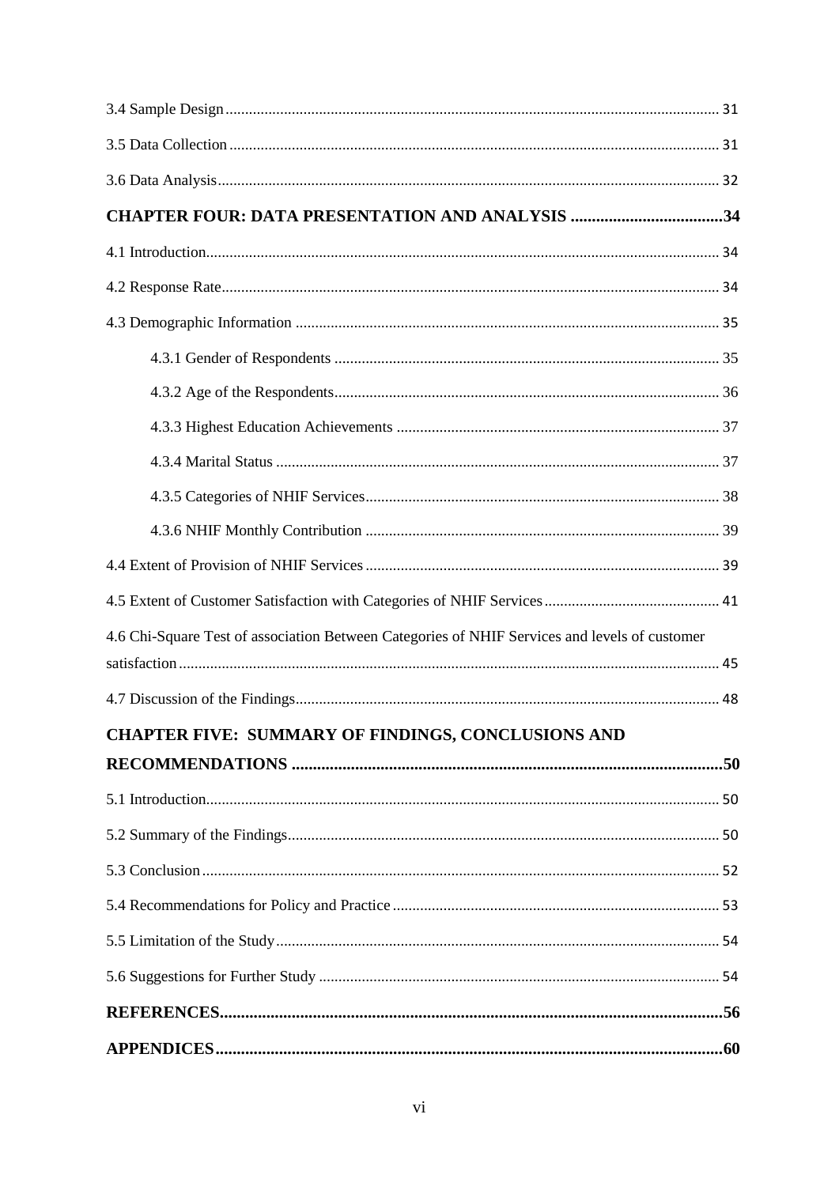3.4 Sample Design ..... 31

3.5 Data Collection ..... 31

3.6 Data Analysis ..... 32

**CHAPTER FOUR: DATA PRESENTATION AND ANALYSIS ..... 34**

4.1 Introduction ..... 34

4.2 Response Rate ..... 34

4.3 Demographic Information ..... 35

- 4.3.1 Gender of Respondents ..... 35
- 4.3.2 Age of the Respondents ..... 36
- 4.3.3 Highest Education Achievements ..... 37
- 4.3.4 Marital Status ..... 37
- 4.3.5 Categories of NHIF Services ..... 38
- 4.3.6 NHIF Monthly Contribution ..... 39

4.4 Extent of Provision of NHIF Services ..... 39

4.5 Extent of Customer Satisfaction with Categories of NHIF Services ..... 41

4.6 Chi-Square Test of association Between Categories of NHIF Services and levels of customer satisfaction ..... 45

4.7 Discussion of the Findings ..... 48

**CHAPTER FIVE: SUMMARY OF FINDINGS, CONCLUSIONS AND RECOMMENDATIONS ..... 50**

5.1 Introduction ..... 50

5.2 Summary of the Findings ..... 50

5.3 Conclusion ..... 52

5.4 Recommendations for Policy and Practice ..... 53

5.5 Limitation of the Study ..... 54

5.6 Suggestions for Further Study ..... 54

**REFERENCES ..... 56**

**APPENDICES ..... 60**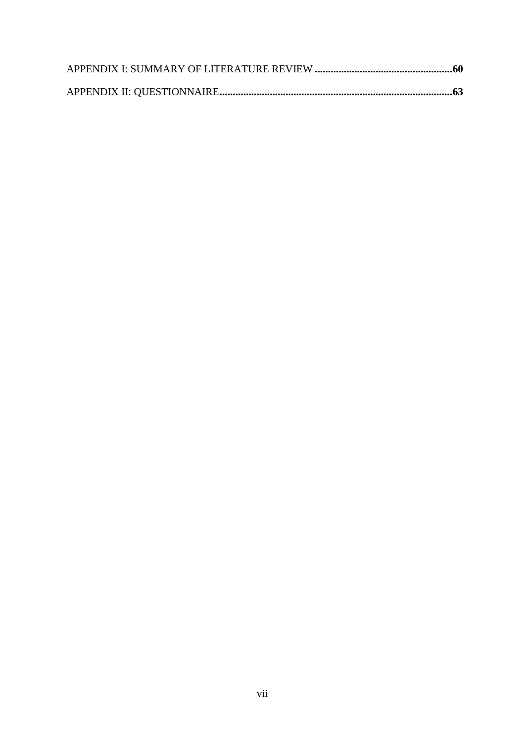APPENDIX I: SUMMARY OF LITERATURE REVIEW .................................................... **60**

APPENDIX II: QUESTIONNAIRE ........................................................................................ **63**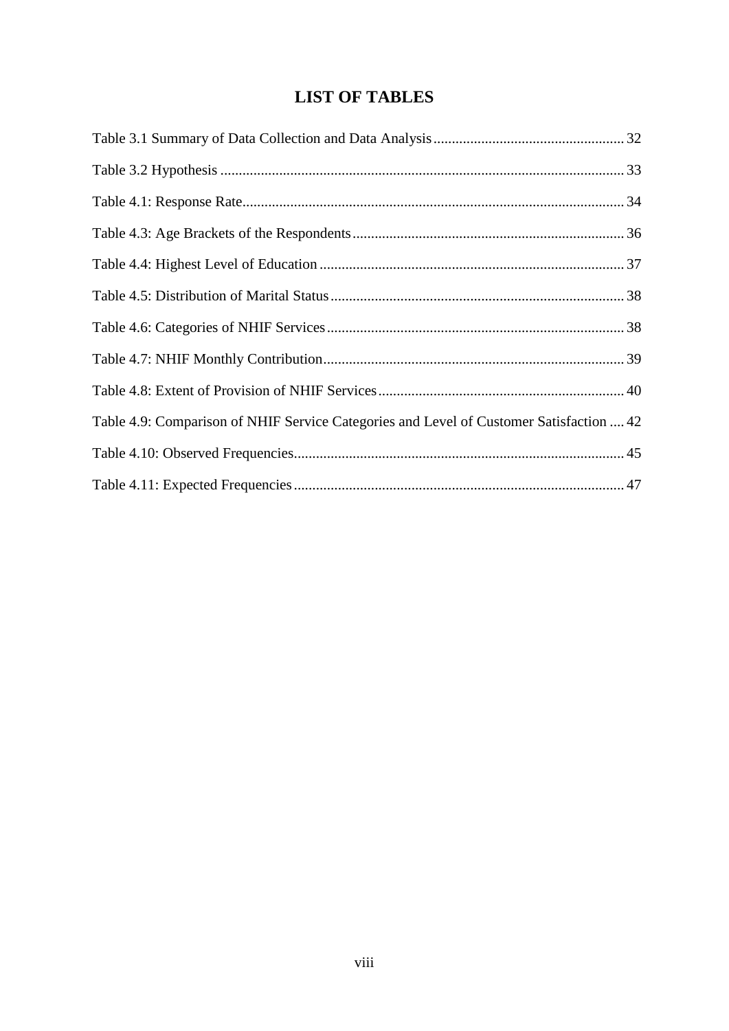# LIST OF TABLES

Table 3.1 Summary of Data Collection and Data Analysis .................................................... 32

Table 3.2 Hypothesis ............................................................................................................. 33

Table 4.1: Response Rate....................................................................................................... 34

Table 4.3: Age Brackets of the Respondents ......................................................................... 36

Table 4.4: Highest Level of Education .................................................................................. 37

Table 4.5: Distribution of Marital Status ............................................................................... 38

Table 4.6: Categories of NHIF Services ................................................................................ 38

Table 4.7: NHIF Monthly Contribution ................................................................................. 39

Table 4.8: Extent of Provision of NHIF Services .................................................................. 40

Table 4.9: Comparison of NHIF Service Categories and Level of Customer Satisfaction .... 42

Table 4.10: Observed Frequencies......................................................................................... 45

Table 4.11: Expected Frequencies .......................................................................................... 47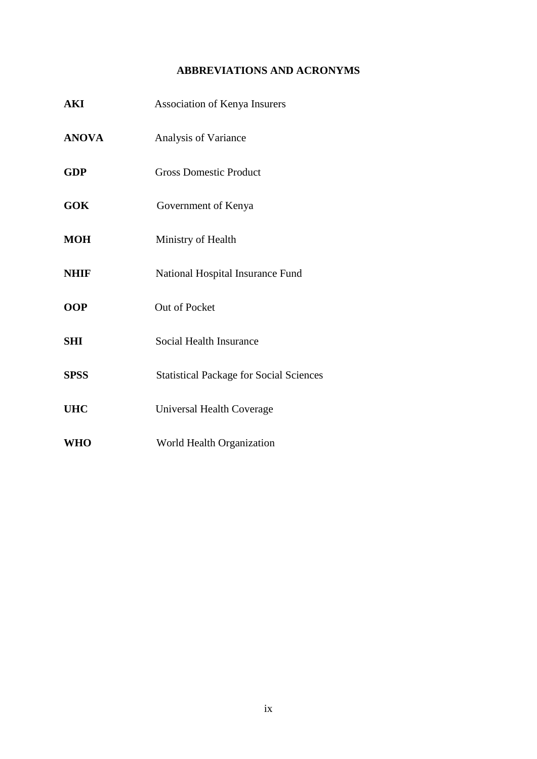# ABBREVIATIONS AND ACRONYMS

| | |
|---|---|
| **AKI** | Association of Kenya Insurers |
| **ANOVA** | Analysis of Variance |
| **GDP** | Gross Domestic Product |
| **GOK** | Government of Kenya |
| **MOH** | Ministry of Health |
| **NHIF** | National Hospital Insurance Fund |
| **OOP** | Out of Pocket |
| **SHI** | Social Health Insurance |
| **SPSS** | Statistical Package for Social Sciences |
| **UHC** | Universal Health Coverage |
| **WHO** | World Health Organization |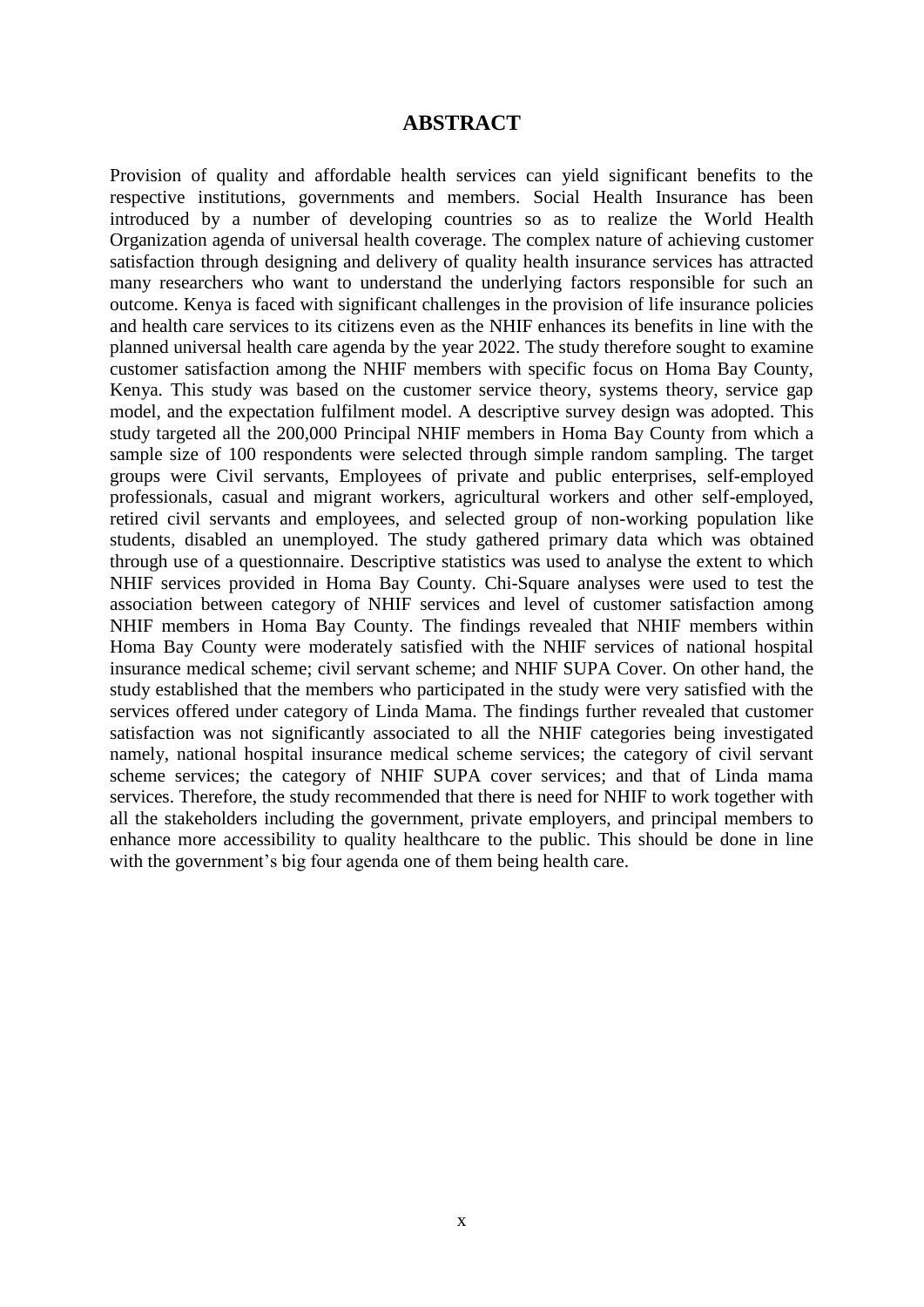# ABSTRACT

Provision of quality and affordable health services can yield significant benefits to the respective institutions, governments and members. Social Health Insurance has been introduced by a number of developing countries so as to realize the World Health Organization agenda of universal health coverage. The complex nature of achieving customer satisfaction through designing and delivery of quality health insurance services has attracted many researchers who want to understand the underlying factors responsible for such an outcome. Kenya is faced with significant challenges in the provision of life insurance policies and health care services to its citizens even as the NHIF enhances its benefits in line with the planned universal health care agenda by the year 2022. The study therefore sought to examine customer satisfaction among the NHIF members with specific focus on Homa Bay County, Kenya. This study was based on the customer service theory, systems theory, service gap model, and the expectation fulfilment model. A descriptive survey design was adopted. This study targeted all the 200,000 Principal NHIF members in Homa Bay County from which a sample size of 100 respondents were selected through simple random sampling. The target groups were Civil servants, Employees of private and public enterprises, self-employed professionals, casual and migrant workers, agricultural workers and other self-employed, retired civil servants and employees, and selected group of non-working population like students, disabled an unemployed. The study gathered primary data which was obtained through use of a questionnaire. Descriptive statistics was used to analyse the extent to which NHIF services provided in Homa Bay County. Chi-Square analyses were used to test the association between category of NHIF services and level of customer satisfaction among NHIF members in Homa Bay County. The findings revealed that NHIF members within Homa Bay County were moderately satisfied with the NHIF services of national hospital insurance medical scheme; civil servant scheme; and NHIF SUPA Cover. On other hand, the study established that the members who participated in the study were very satisfied with the services offered under category of Linda Mama. The findings further revealed that customer satisfaction was not significantly associated to all the NHIF categories being investigated namely, national hospital insurance medical scheme services; the category of civil servant scheme services; the category of NHIF SUPA cover services; and that of Linda mama services. Therefore, the study recommended that there is need for NHIF to work together with all the stakeholders including the government, private employers, and principal members to enhance more accessibility to quality healthcare to the public. This should be done in line with the government's big four agenda one of them being health care.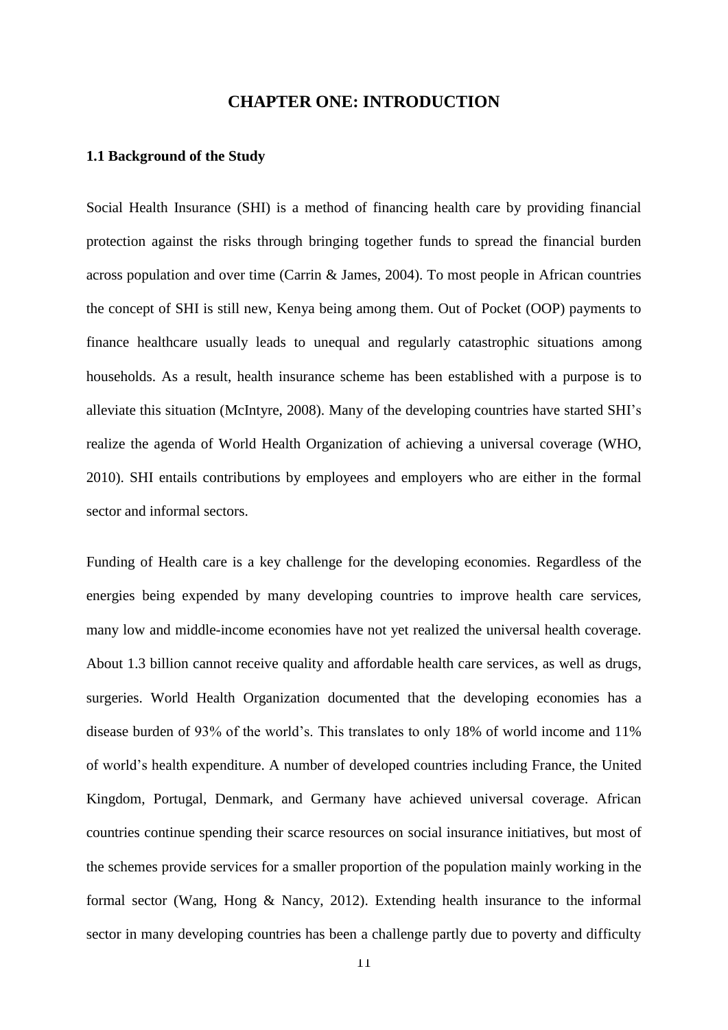# CHAPTER ONE: INTRODUCTION

### 1.1 Background of the Study

Social Health Insurance (SHI) is a method of financing health care by providing financial protection against the risks through bringing together funds to spread the financial burden across population and over time (Carrin & James, 2004). To most people in African countries the concept of SHI is still new, Kenya being among them. Out of Pocket (OOP) payments to finance healthcare usually leads to unequal and regularly catastrophic situations among households. As a result, health insurance scheme has been established with a purpose is to alleviate this situation (McIntyre, 2008). Many of the developing countries have started SHI's realize the agenda of World Health Organization of achieving a universal coverage (WHO, 2010). SHI entails contributions by employees and employers who are either in the formal sector and informal sectors.

Funding of Health care is a key challenge for the developing economies. Regardless of the energies being expended by many developing countries to improve health care services, many low and middle-income economies have not yet realized the universal health coverage. About 1.3 billion cannot receive quality and affordable health care services, as well as drugs, surgeries. World Health Organization documented that the developing economies has a disease burden of 93% of the world's. This translates to only 18% of world income and 11% of world's health expenditure. A number of developed countries including France, the United Kingdom, Portugal, Denmark, and Germany have achieved universal coverage. African countries continue spending their scarce resources on social insurance initiatives, but most of the schemes provide services for a smaller proportion of the population mainly working in the formal sector (Wang, Hong & Nancy, 2012). Extending health insurance to the informal sector in many developing countries has been a challenge partly due to poverty and difficulty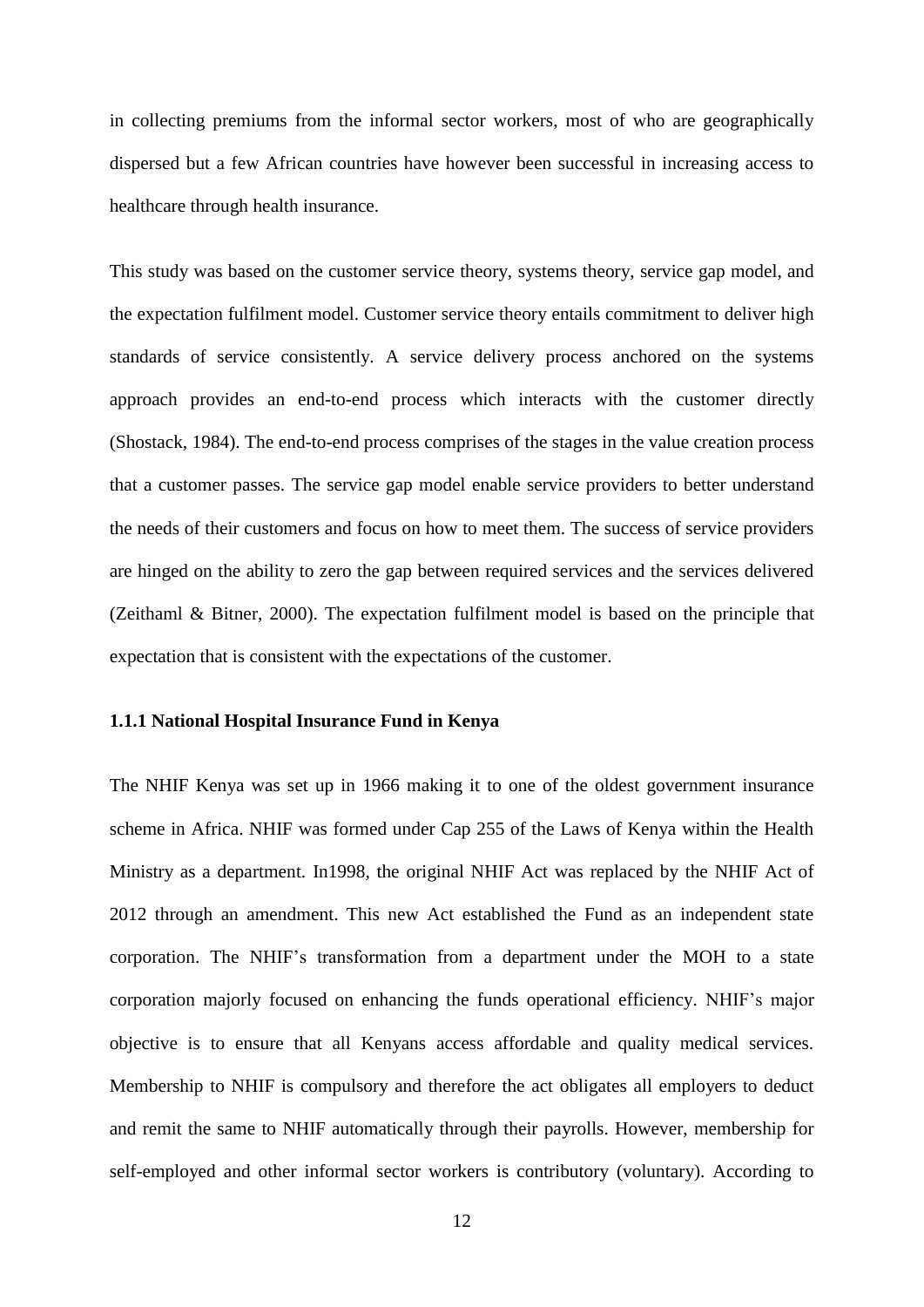in collecting premiums from the informal sector workers, most of who are geographically dispersed but a few African countries have however been successful in increasing access to healthcare through health insurance.

This study was based on the customer service theory, systems theory, service gap model, and the expectation fulfilment model. Customer service theory entails commitment to deliver high standards of service consistently. A service delivery process anchored on the systems approach provides an end-to-end process which interacts with the customer directly (Shostack, 1984). The end-to-end process comprises of the stages in the value creation process that a customer passes. The service gap model enable service providers to better understand the needs of their customers and focus on how to meet them. The success of service providers are hinged on the ability to zero the gap between required services and the services delivered (Zeithaml & Bitner, 2000). The expectation fulfilment model is based on the principle that expectation that is consistent with the expectations of the customer.

### 1.1.1 National Hospital Insurance Fund in Kenya

The NHIF Kenya was set up in 1966 making it to one of the oldest government insurance scheme in Africa. NHIF was formed under Cap 255 of the Laws of Kenya within the Health Ministry as a department. In1998, the original NHIF Act was replaced by the NHIF Act of 2012 through an amendment. This new Act established the Fund as an independent state corporation. The NHIF's transformation from a department under the MOH to a state corporation majorly focused on enhancing the funds operational efficiency. NHIF's major objective is to ensure that all Kenyans access affordable and quality medical services. Membership to NHIF is compulsory and therefore the act obligates all employers to deduct and remit the same to NHIF automatically through their payrolls. However, membership for self-employed and other informal sector workers is contributory (voluntary). According to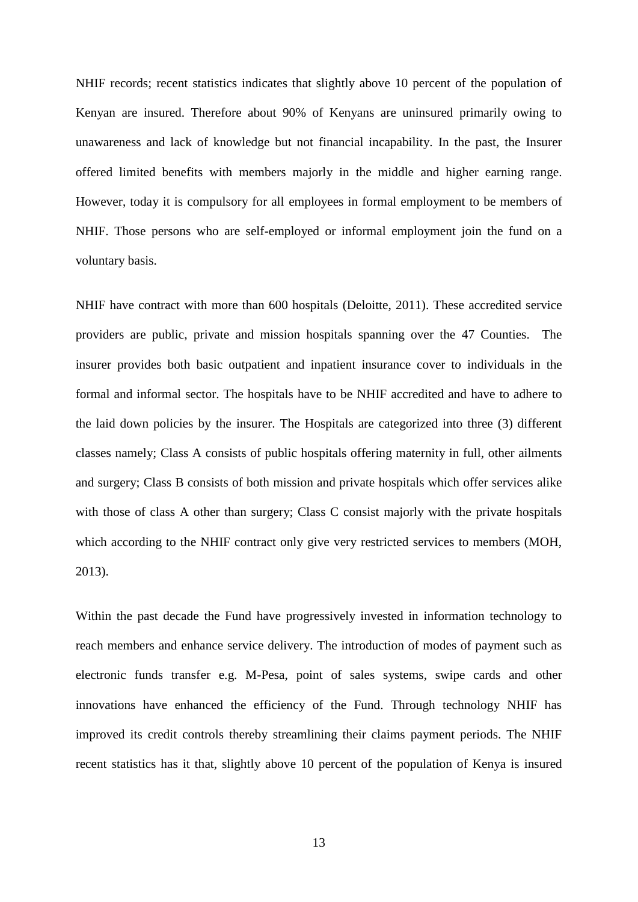NHIF records; recent statistics indicates that slightly above 10 percent of the population of Kenyan are insured. Therefore about 90% of Kenyans are uninsured primarily owing to unawareness and lack of knowledge but not financial incapability. In the past, the Insurer offered limited benefits with members majorly in the middle and higher earning range. However, today it is compulsory for all employees in formal employment to be members of NHIF. Those persons who are self-employed or informal employment join the fund on a voluntary basis.

NHIF have contract with more than 600 hospitals (Deloitte, 2011). These accredited service providers are public, private and mission hospitals spanning over the 47 Counties. The insurer provides both basic outpatient and inpatient insurance cover to individuals in the formal and informal sector. The hospitals have to be NHIF accredited and have to adhere to the laid down policies by the insurer. The Hospitals are categorized into three (3) different classes namely; Class A consists of public hospitals offering maternity in full, other ailments and surgery; Class B consists of both mission and private hospitals which offer services alike with those of class A other than surgery; Class C consist majorly with the private hospitals which according to the NHIF contract only give very restricted services to members (MOH, 2013).

Within the past decade the Fund have progressively invested in information technology to reach members and enhance service delivery. The introduction of modes of payment such as electronic funds transfer e.g. M-Pesa, point of sales systems, swipe cards and other innovations have enhanced the efficiency of the Fund. Through technology NHIF has improved its credit controls thereby streamlining their claims payment periods. The NHIF recent statistics has it that, slightly above 10 percent of the population of Kenya is insured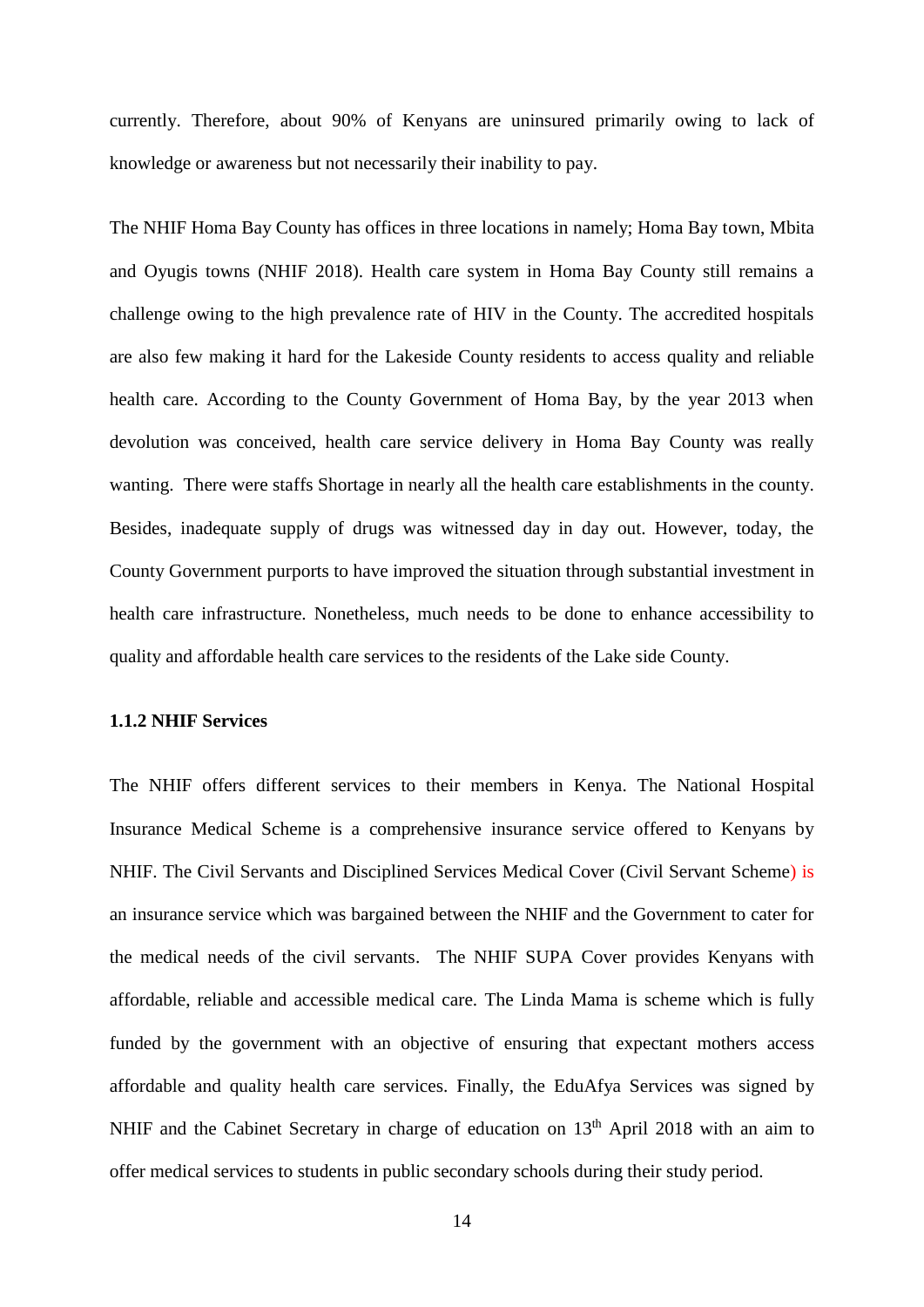currently. Therefore, about 90% of Kenyans are uninsured primarily owing to lack of knowledge or awareness but not necessarily their inability to pay.

The NHIF Homa Bay County has offices in three locations in namely; Homa Bay town, Mbita and Oyugis towns (NHIF 2018). Health care system in Homa Bay County still remains a challenge owing to the high prevalence rate of HIV in the County. The accredited hospitals are also few making it hard for the Lakeside County residents to access quality and reliable health care. According to the County Government of Homa Bay, by the year 2013 when devolution was conceived, health care service delivery in Homa Bay County was really wanting. There were staffs Shortage in nearly all the health care establishments in the county. Besides, inadequate supply of drugs was witnessed day in day out. However, today, the County Government purports to have improved the situation through substantial investment in health care infrastructure. Nonetheless, much needs to be done to enhance accessibility to quality and affordable health care services to the residents of the Lake side County.

### 1.1.2 NHIF Services

The NHIF offers different services to their members in Kenya. The National Hospital Insurance Medical Scheme is a comprehensive insurance service offered to Kenyans by NHIF. The Civil Servants and Disciplined Services Medical Cover (Civil Servant Scheme) is an insurance service which was bargained between the NHIF and the Government to cater for the medical needs of the civil servants. The NHIF SUPA Cover provides Kenyans with affordable, reliable and accessible medical care. The Linda Mama is scheme which is fully funded by the government with an objective of ensuring that expectant mothers access affordable and quality health care services. Finally, the EduAfya Services was signed by NHIF and the Cabinet Secretary in charge of education on 13th April 2018 with an aim to offer medical services to students in public secondary schools during their study period.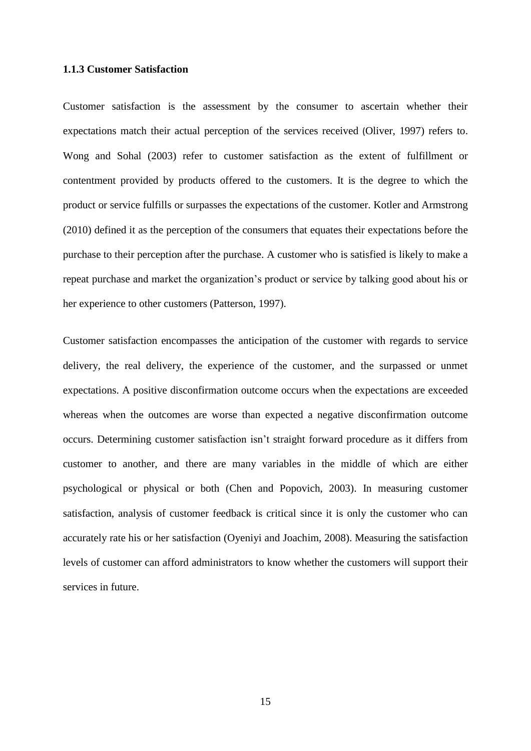### 1.1.3 Customer Satisfaction

Customer satisfaction is the assessment by the consumer to ascertain whether their expectations match their actual perception of the services received (Oliver, 1997) refers to. Wong and Sohal (2003) refer to customer satisfaction as the extent of fulfillment or contentment provided by products offered to the customers. It is the degree to which the product or service fulfills or surpasses the expectations of the customer. Kotler and Armstrong (2010) defined it as the perception of the consumers that equates their expectations before the purchase to their perception after the purchase. A customer who is satisfied is likely to make a repeat purchase and market the organization's product or service by talking good about his or her experience to other customers (Patterson, 1997).

Customer satisfaction encompasses the anticipation of the customer with regards to service delivery, the real delivery, the experience of the customer, and the surpassed or unmet expectations. A positive disconfirmation outcome occurs when the expectations are exceeded whereas when the outcomes are worse than expected a negative disconfirmation outcome occurs. Determining customer satisfaction isn't straight forward procedure as it differs from customer to another, and there are many variables in the middle of which are either psychological or physical or both (Chen and Popovich, 2003). In measuring customer satisfaction, analysis of customer feedback is critical since it is only the customer who can accurately rate his or her satisfaction (Oyeniyi and Joachim, 2008). Measuring the satisfaction levels of customer can afford administrators to know whether the customers will support their services in future.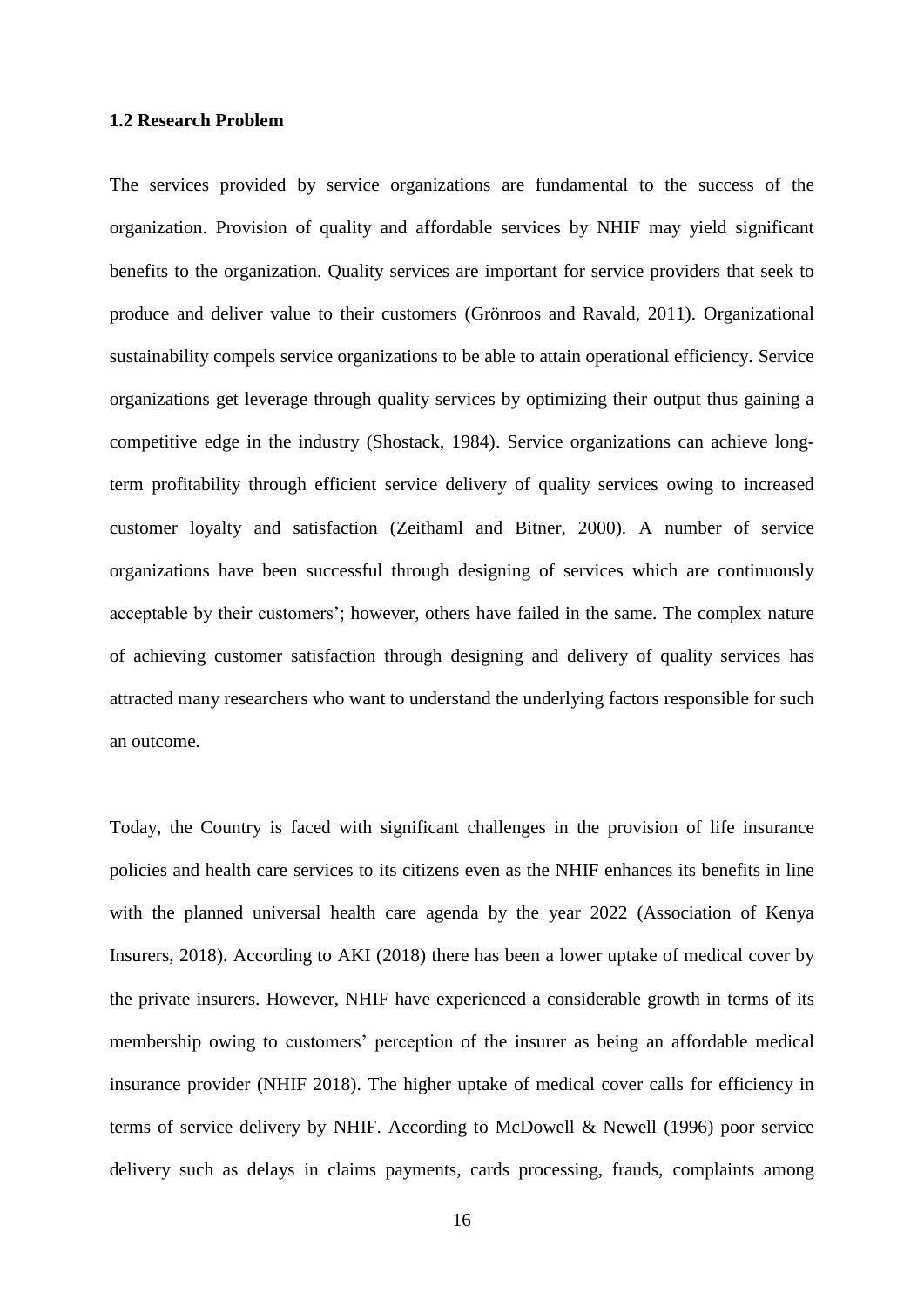### 1.2 Research Problem

The services provided by service organizations are fundamental to the success of the organization. Provision of quality and affordable services by NHIF may yield significant benefits to the organization. Quality services are important for service providers that seek to produce and deliver value to their customers (Grönroos and Ravald, 2011). Organizational sustainability compels service organizations to be able to attain operational efficiency. Service organizations get leverage through quality services by optimizing their output thus gaining a competitive edge in the industry (Shostack, 1984). Service organizations can achieve long-term profitability through efficient service delivery of quality services owing to increased customer loyalty and satisfaction (Zeithaml and Bitner, 2000). A number of service organizations have been successful through designing of services which are continuously acceptable by their customers'; however, others have failed in the same. The complex nature of achieving customer satisfaction through designing and delivery of quality services has attracted many researchers who want to understand the underlying factors responsible for such an outcome.

Today, the Country is faced with significant challenges in the provision of life insurance policies and health care services to its citizens even as the NHIF enhances its benefits in line with the planned universal health care agenda by the year 2022 (Association of Kenya Insurers, 2018). According to AKI (2018) there has been a lower uptake of medical cover by the private insurers. However, NHIF have experienced a considerable growth in terms of its membership owing to customers' perception of the insurer as being an affordable medical insurance provider (NHIF 2018). The higher uptake of medical cover calls for efficiency in terms of service delivery by NHIF. According to McDowell & Newell (1996) poor service delivery such as delays in claims payments, cards processing, frauds, complaints among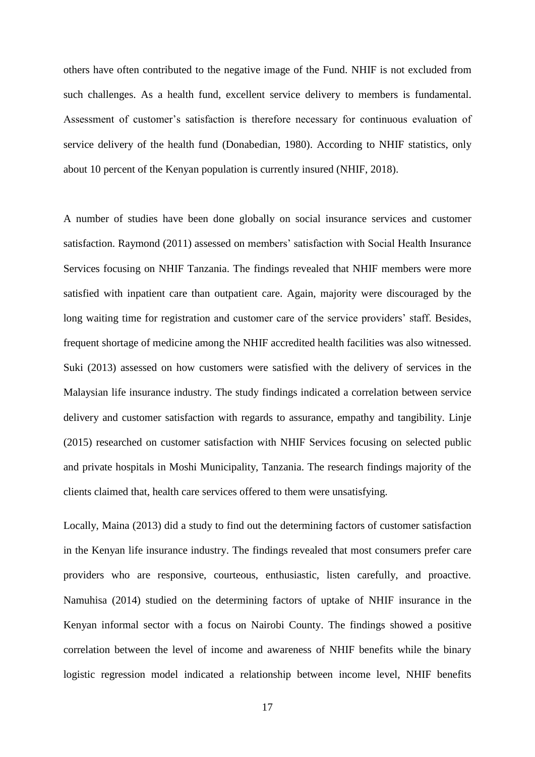others have often contributed to the negative image of the Fund. NHIF is not excluded from such challenges. As a health fund, excellent service delivery to members is fundamental. Assessment of customer's satisfaction is therefore necessary for continuous evaluation of service delivery of the health fund (Donabedian, 1980). According to NHIF statistics, only about 10 percent of the Kenyan population is currently insured (NHIF, 2018).

A number of studies have been done globally on social insurance services and customer satisfaction. Raymond (2011) assessed on members' satisfaction with Social Health Insurance Services focusing on NHIF Tanzania. The findings revealed that NHIF members were more satisfied with inpatient care than outpatient care. Again, majority were discouraged by the long waiting time for registration and customer care of the service providers' staff. Besides, frequent shortage of medicine among the NHIF accredited health facilities was also witnessed. Suki (2013) assessed on how customers were satisfied with the delivery of services in the Malaysian life insurance industry. The study findings indicated a correlation between service delivery and customer satisfaction with regards to assurance, empathy and tangibility. Linje (2015) researched on customer satisfaction with NHIF Services focusing on selected public and private hospitals in Moshi Municipality, Tanzania. The research findings majority of the clients claimed that, health care services offered to them were unsatisfying.

Locally, Maina (2013) did a study to find out the determining factors of customer satisfaction in the Kenyan life insurance industry. The findings revealed that most consumers prefer care providers who are responsive, courteous, enthusiastic, listen carefully, and proactive. Namuhisa (2014) studied on the determining factors of uptake of NHIF insurance in the Kenyan informal sector with a focus on Nairobi County. The findings showed a positive correlation between the level of income and awareness of NHIF benefits while the binary logistic regression model indicated a relationship between income level, NHIF benefits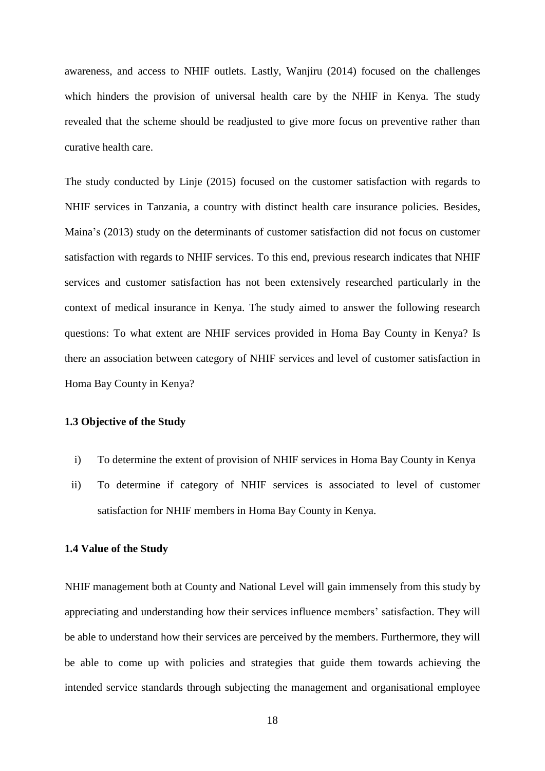awareness, and access to NHIF outlets. Lastly, Wanjiru (2014) focused on the challenges which hinders the provision of universal health care by the NHIF in Kenya. The study revealed that the scheme should be readjusted to give more focus on preventive rather than curative health care.

The study conducted by Linje (2015) focused on the customer satisfaction with regards to NHIF services in Tanzania, a country with distinct health care insurance policies. Besides, Maina's (2013) study on the determinants of customer satisfaction did not focus on customer satisfaction with regards to NHIF services. To this end, previous research indicates that NHIF services and customer satisfaction has not been extensively researched particularly in the context of medical insurance in Kenya. The study aimed to answer the following research questions: To what extent are NHIF services provided in Homa Bay County in Kenya? Is there an association between category of NHIF services and level of customer satisfaction in Homa Bay County in Kenya?

### 1.3 Objective of the Study

i) To determine the extent of provision of NHIF services in Homa Bay County in Kenya

ii) To determine if category of NHIF services is associated to level of customer satisfaction for NHIF members in Homa Bay County in Kenya.

### 1.4 Value of the Study

NHIF management both at County and National Level will gain immensely from this study by appreciating and understanding how their services influence members' satisfaction. They will be able to understand how their services are perceived by the members. Furthermore, they will be able to come up with policies and strategies that guide them towards achieving the intended service standards through subjecting the management and organisational employee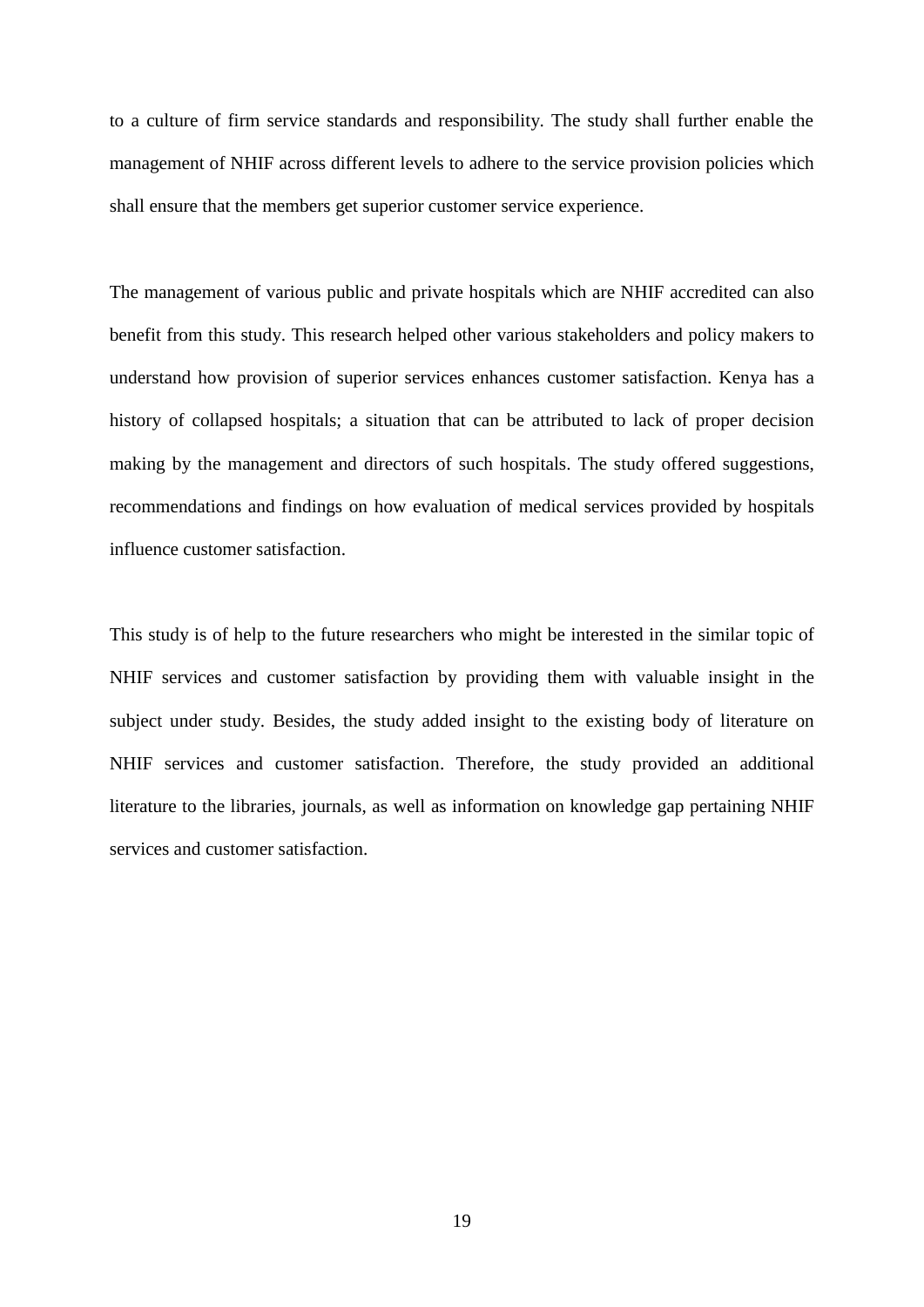to a culture of firm service standards and responsibility. The study shall further enable the management of NHIF across different levels to adhere to the service provision policies which shall ensure that the members get superior customer service experience.

The management of various public and private hospitals which are NHIF accredited can also benefit from this study. This research helped other various stakeholders and policy makers to understand how provision of superior services enhances customer satisfaction. Kenya has a history of collapsed hospitals; a situation that can be attributed to lack of proper decision making by the management and directors of such hospitals. The study offered suggestions, recommendations and findings on how evaluation of medical services provided by hospitals influence customer satisfaction.

This study is of help to the future researchers who might be interested in the similar topic of NHIF services and customer satisfaction by providing them with valuable insight in the subject under study. Besides, the study added insight to the existing body of literature on NHIF services and customer satisfaction. Therefore, the study provided an additional literature to the libraries, journals, as well as information on knowledge gap pertaining NHIF services and customer satisfaction.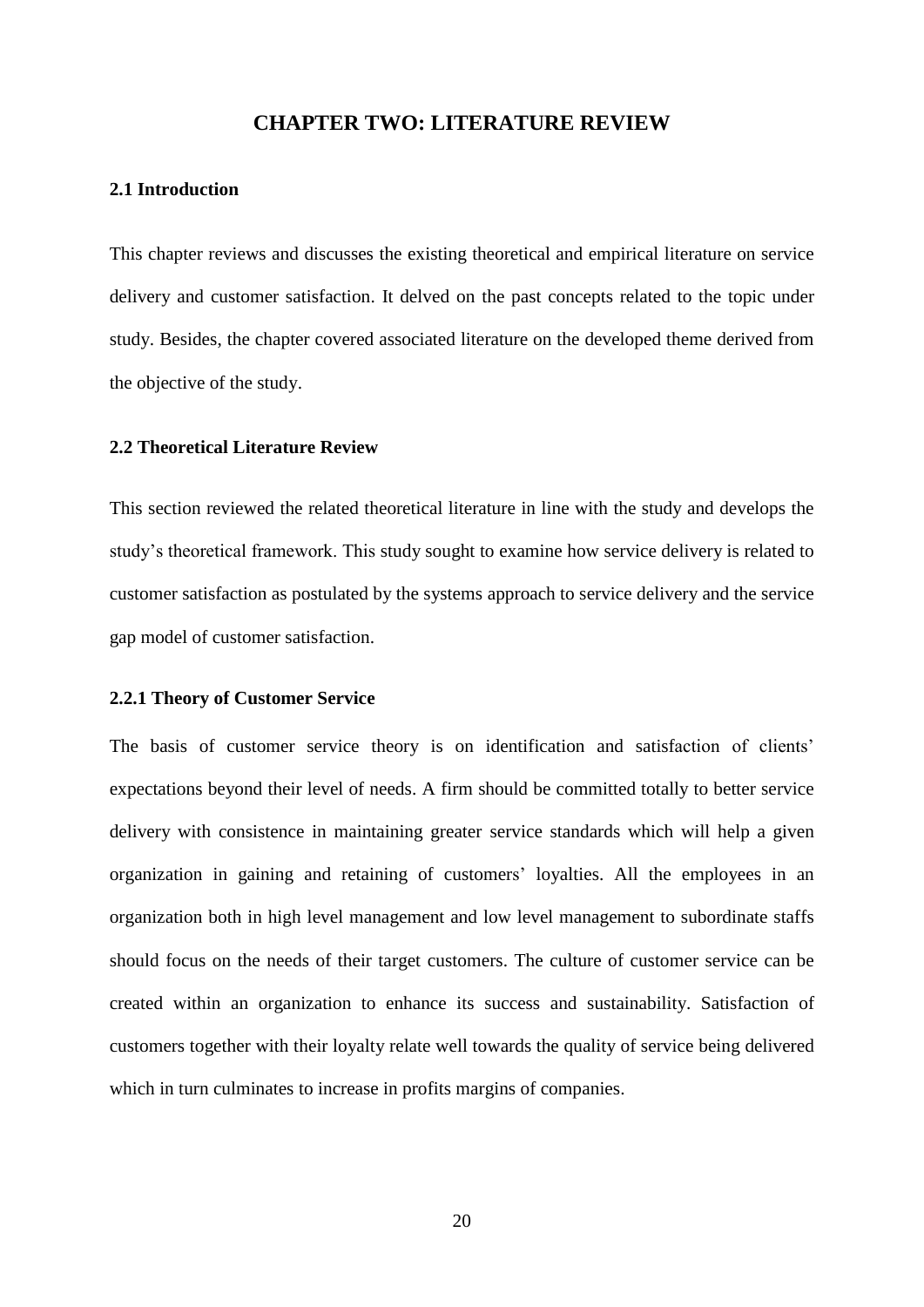# CHAPTER TWO: LITERATURE REVIEW

## 2.1 Introduction

This chapter reviews and discusses the existing theoretical and empirical literature on service delivery and customer satisfaction. It delved on the past concepts related to the topic under study. Besides, the chapter covered associated literature on the developed theme derived from the objective of the study.

## 2.2 Theoretical Literature Review

This section reviewed the related theoretical literature in line with the study and develops the study's theoretical framework. This study sought to examine how service delivery is related to customer satisfaction as postulated by the systems approach to service delivery and the service gap model of customer satisfaction.

### 2.2.1 Theory of Customer Service

The basis of customer service theory is on identification and satisfaction of clients' expectations beyond their level of needs. A firm should be committed totally to better service delivery with consistence in maintaining greater service standards which will help a given organization in gaining and retaining of customers' loyalties. All the employees in an organization both in high level management and low level management to subordinate staffs should focus on the needs of their target customers. The culture of customer service can be created within an organization to enhance its success and sustainability. Satisfaction of customers together with their loyalty relate well towards the quality of service being delivered which in turn culminates to increase in profits margins of companies.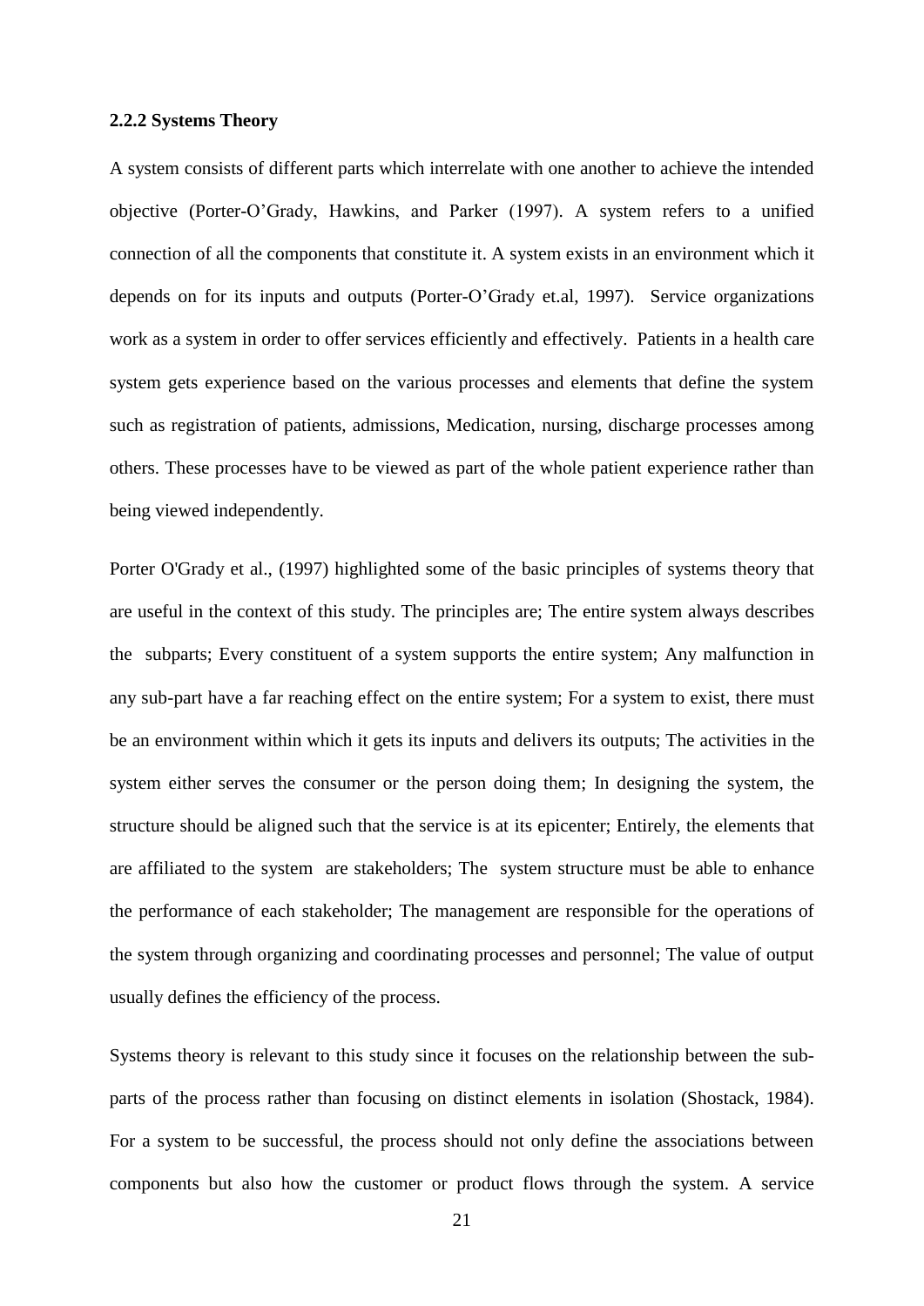### 2.2.2 Systems Theory

A system consists of different parts which interrelate with one another to achieve the intended objective (Porter-O'Grady, Hawkins, and Parker (1997). A system refers to a unified connection of all the components that constitute it. A system exists in an environment which it depends on for its inputs and outputs (Porter-O'Grady et.al, 1997). Service organizations work as a system in order to offer services efficiently and effectively. Patients in a health care system gets experience based on the various processes and elements that define the system such as registration of patients, admissions, Medication, nursing, discharge processes among others. These processes have to be viewed as part of the whole patient experience rather than being viewed independently.

Porter O'Grady et al., (1997) highlighted some of the basic principles of systems theory that are useful in the context of this study. The principles are; The entire system always describes the subparts; Every constituent of a system supports the entire system; Any malfunction in any sub-part have a far reaching effect on the entire system; For a system to exist, there must be an environment within which it gets its inputs and delivers its outputs; The activities in the system either serves the consumer or the person doing them; In designing the system, the structure should be aligned such that the service is at its epicenter; Entirely, the elements that are affiliated to the system are stakeholders; The system structure must be able to enhance the performance of each stakeholder; The management are responsible for the operations of the system through organizing and coordinating processes and personnel; The value of output usually defines the efficiency of the process.

Systems theory is relevant to this study since it focuses on the relationship between the sub-parts of the process rather than focusing on distinct elements in isolation (Shostack, 1984). For a system to be successful, the process should not only define the associations between components but also how the customer or product flows through the system. A service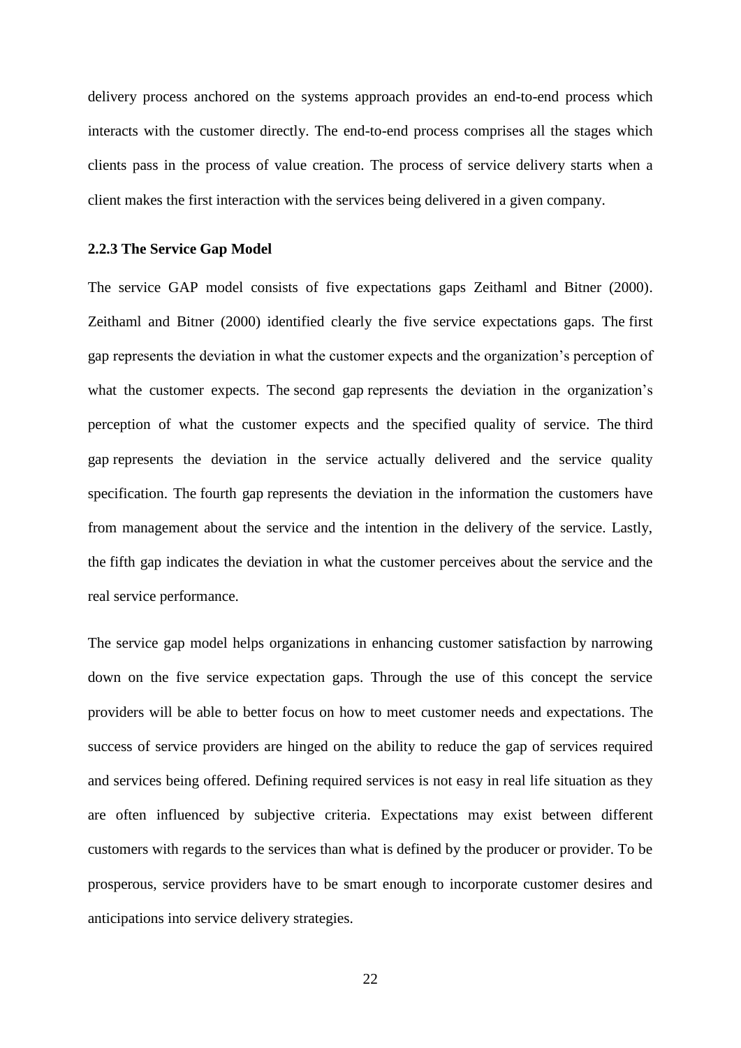delivery process anchored on the systems approach provides an end-to-end process which interacts with the customer directly. The end-to-end process comprises all the stages which clients pass in the process of value creation. The process of service delivery starts when a client makes the first interaction with the services being delivered in a given company.

### 2.2.3 The Service Gap Model

The service GAP model consists of five expectations gaps Zeithaml and Bitner (2000). Zeithaml and Bitner (2000) identified clearly the five service expectations gaps. The first gap represents the deviation in what the customer expects and the organization's perception of what the customer expects. The second gap represents the deviation in the organization's perception of what the customer expects and the specified quality of service. The third gap represents the deviation in the service actually delivered and the service quality specification. The fourth gap represents the deviation in the information the customers have from management about the service and the intention in the delivery of the service. Lastly, the fifth gap indicates the deviation in what the customer perceives about the service and the real service performance.

The service gap model helps organizations in enhancing customer satisfaction by narrowing down on the five service expectation gaps. Through the use of this concept the service providers will be able to better focus on how to meet customer needs and expectations. The success of service providers are hinged on the ability to reduce the gap of services required and services being offered. Defining required services is not easy in real life situation as they are often influenced by subjective criteria. Expectations may exist between different customers with regards to the services than what is defined by the producer or provider. To be prosperous, service providers have to be smart enough to incorporate customer desires and anticipations into service delivery strategies.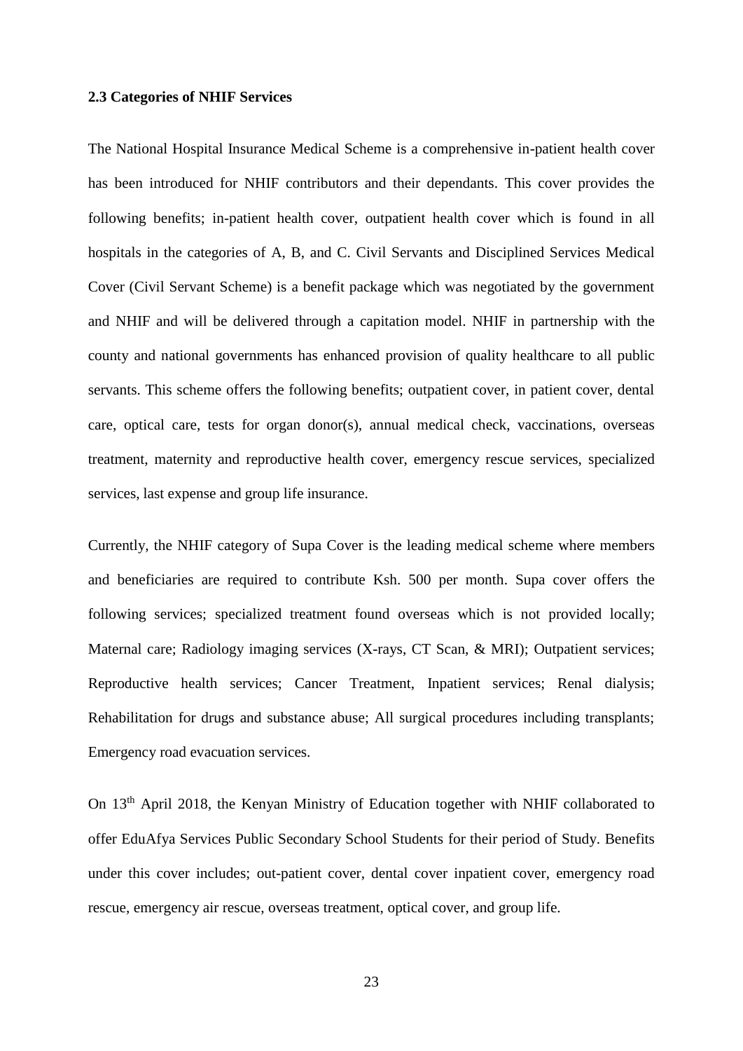### 2.3 Categories of NHIF Services

The National Hospital Insurance Medical Scheme is a comprehensive in-patient health cover has been introduced for NHIF contributors and their dependants. This cover provides the following benefits; in-patient health cover, outpatient health cover which is found in all hospitals in the categories of A, B, and C. Civil Servants and Disciplined Services Medical Cover (Civil Servant Scheme) is a benefit package which was negotiated by the government and NHIF and will be delivered through a capitation model. NHIF in partnership with the county and national governments has enhanced provision of quality healthcare to all public servants. This scheme offers the following benefits; outpatient cover, in patient cover, dental care, optical care, tests for organ donor(s), annual medical check, vaccinations, overseas treatment, maternity and reproductive health cover, emergency rescue services, specialized services, last expense and group life insurance.

Currently, the NHIF category of Supa Cover is the leading medical scheme where members and beneficiaries are required to contribute Ksh. 500 per month. Supa cover offers the following services; specialized treatment found overseas which is not provided locally; Maternal care; Radiology imaging services (X-rays, CT Scan, & MRI); Outpatient services; Reproductive health services; Cancer Treatment, Inpatient services; Renal dialysis; Rehabilitation for drugs and substance abuse; All surgical procedures including transplants; Emergency road evacuation services.

On 13th April 2018, the Kenyan Ministry of Education together with NHIF collaborated to offer EduAfya Services Public Secondary School Students for their period of Study. Benefits under this cover includes; out-patient cover, dental cover inpatient cover, emergency road rescue, emergency air rescue, overseas treatment, optical cover, and group life.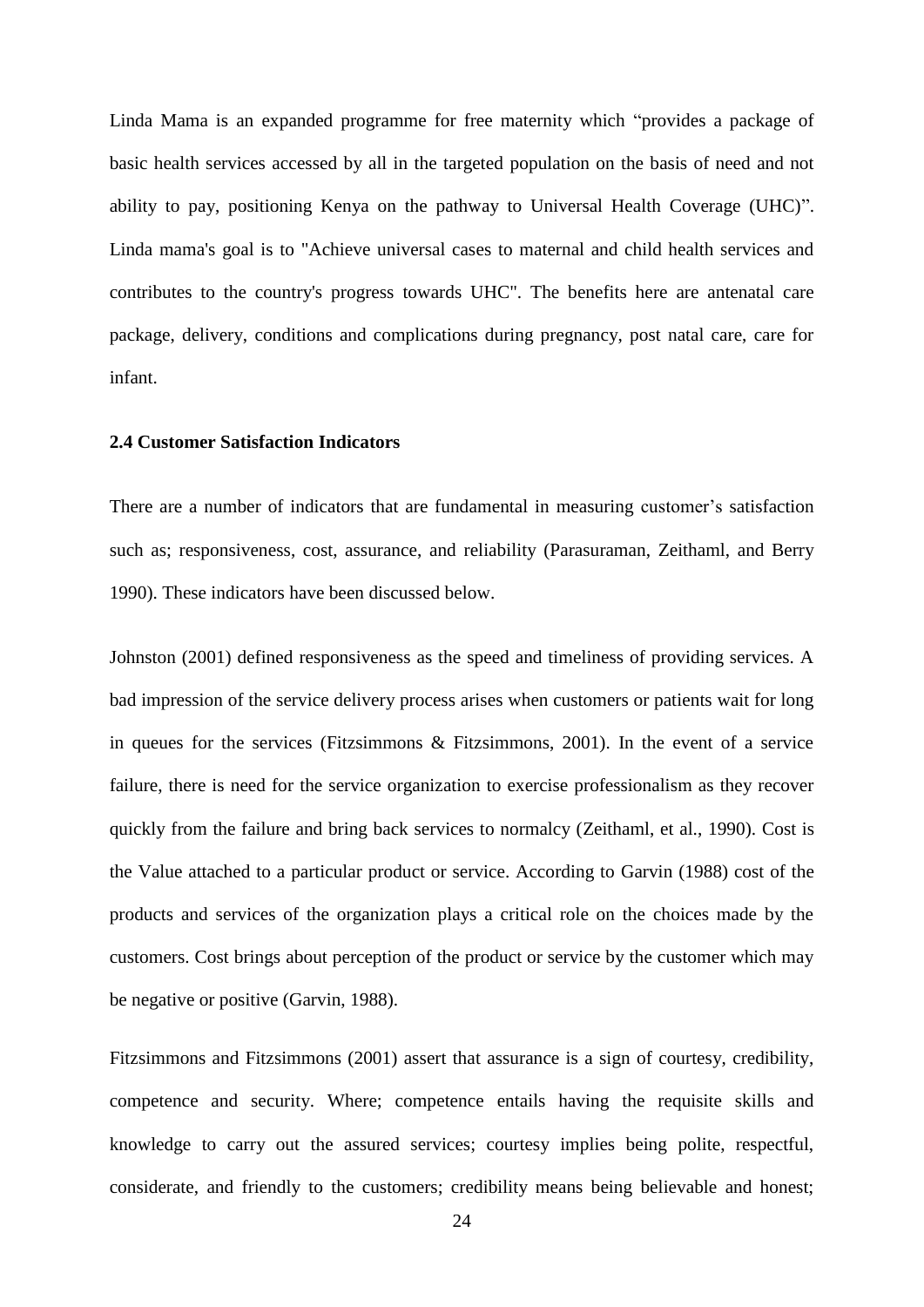Linda Mama is an expanded programme for free maternity which "provides a package of basic health services accessed by all in the targeted population on the basis of need and not ability to pay, positioning Kenya on the pathway to Universal Health Coverage (UHC)". Linda mama's goal is to "Achieve universal cases to maternal and child health services and contributes to the country's progress towards UHC". The benefits here are antenatal care package, delivery, conditions and complications during pregnancy, post natal care, care for infant.

### 2.4 Customer Satisfaction Indicators

There are a number of indicators that are fundamental in measuring customer's satisfaction such as; responsiveness, cost, assurance, and reliability (Parasuraman, Zeithaml, and Berry 1990). These indicators have been discussed below.

Johnston (2001) defined responsiveness as the speed and timeliness of providing services. A bad impression of the service delivery process arises when customers or patients wait for long in queues for the services (Fitzsimmons & Fitzsimmons, 2001). In the event of a service failure, there is need for the service organization to exercise professionalism as they recover quickly from the failure and bring back services to normalcy (Zeithaml, et al., 1990). Cost is the Value attached to a particular product or service. According to Garvin (1988) cost of the products and services of the organization plays a critical role on the choices made by the customers. Cost brings about perception of the product or service by the customer which may be negative or positive (Garvin, 1988).

Fitzsimmons and Fitzsimmons (2001) assert that assurance is a sign of courtesy, credibility, competence and security. Where; competence entails having the requisite skills and knowledge to carry out the assured services; courtesy implies being polite, respectful, considerate, and friendly to the customers; credibility means being believable and honest;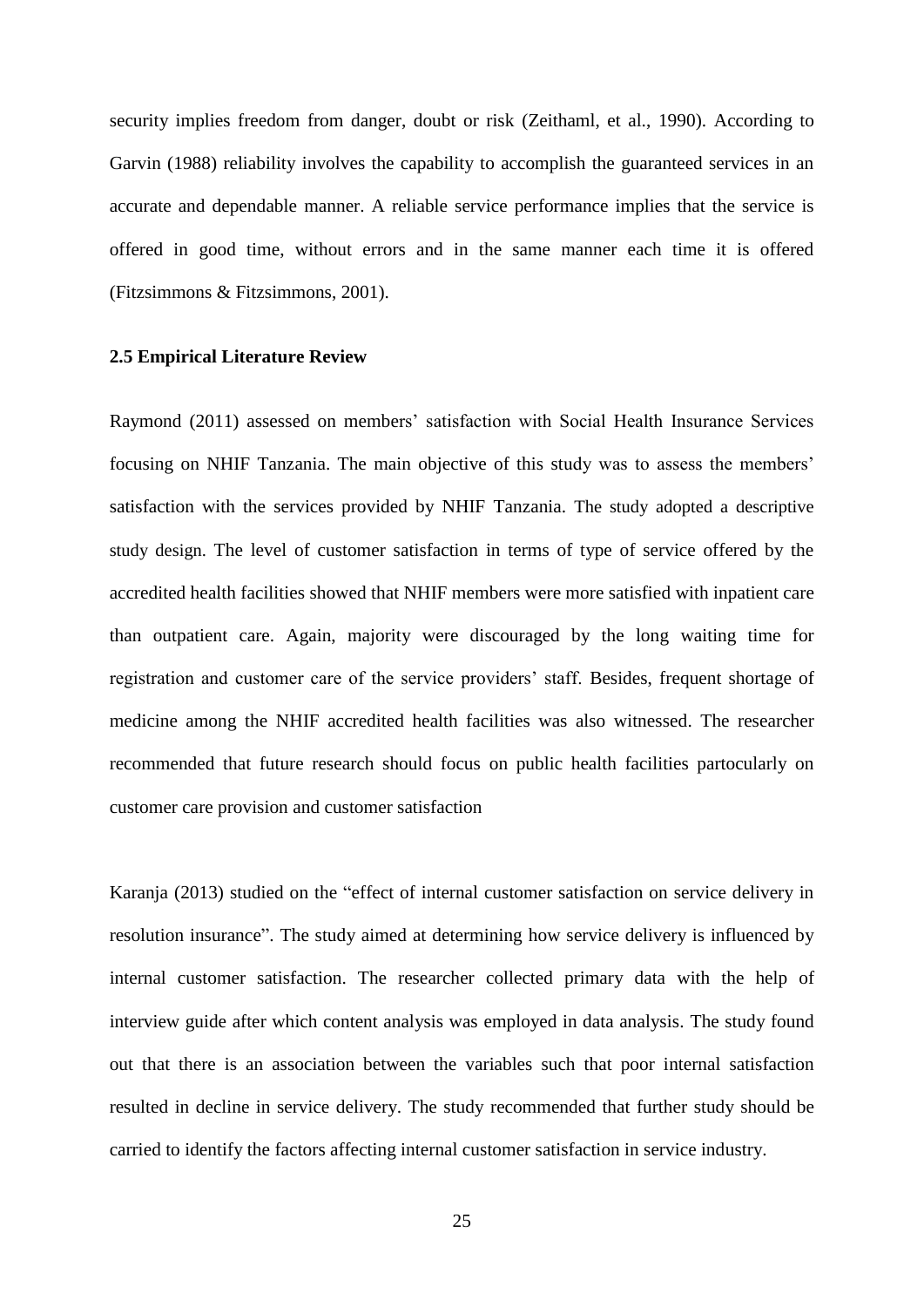security implies freedom from danger, doubt or risk (Zeithaml, et al., 1990). According to Garvin (1988) reliability involves the capability to accomplish the guaranteed services in an accurate and dependable manner. A reliable service performance implies that the service is offered in good time, without errors and in the same manner each time it is offered (Fitzsimmons & Fitzsimmons, 2001).

### 2.5 Empirical Literature Review

Raymond (2011) assessed on members' satisfaction with Social Health Insurance Services focusing on NHIF Tanzania. The main objective of this study was to assess the members' satisfaction with the services provided by NHIF Tanzania. The study adopted a descriptive study design. The level of customer satisfaction in terms of type of service offered by the accredited health facilities showed that NHIF members were more satisfied with inpatient care than outpatient care. Again, majority were discouraged by the long waiting time for registration and customer care of the service providers' staff. Besides, frequent shortage of medicine among the NHIF accredited health facilities was also witnessed. The researcher recommended that future research should focus on public health facilities partocularly on customer care provision and customer satisfaction

Karanja (2013) studied on the "effect of internal customer satisfaction on service delivery in resolution insurance". The study aimed at determining how service delivery is influenced by internal customer satisfaction. The researcher collected primary data with the help of interview guide after which content analysis was employed in data analysis. The study found out that there is an association between the variables such that poor internal satisfaction resulted in decline in service delivery. The study recommended that further study should be carried to identify the factors affecting internal customer satisfaction in service industry.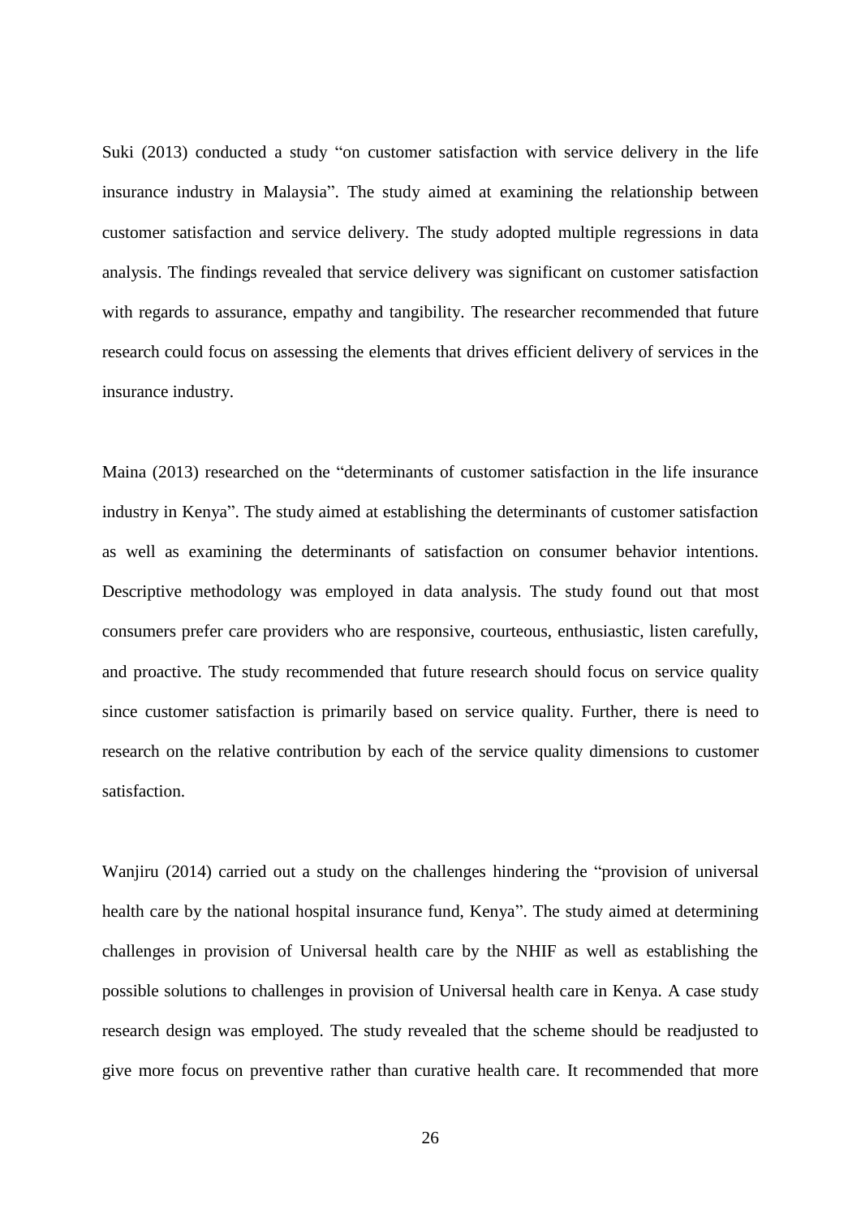Suki (2013) conducted a study "on customer satisfaction with service delivery in the life insurance industry in Malaysia". The study aimed at examining the relationship between customer satisfaction and service delivery. The study adopted multiple regressions in data analysis. The findings revealed that service delivery was significant on customer satisfaction with regards to assurance, empathy and tangibility. The researcher recommended that future research could focus on assessing the elements that drives efficient delivery of services in the insurance industry.

Maina (2013) researched on the "determinants of customer satisfaction in the life insurance industry in Kenya". The study aimed at establishing the determinants of customer satisfaction as well as examining the determinants of satisfaction on consumer behavior intentions. Descriptive methodology was employed in data analysis. The study found out that most consumers prefer care providers who are responsive, courteous, enthusiastic, listen carefully, and proactive. The study recommended that future research should focus on service quality since customer satisfaction is primarily based on service quality. Further, there is need to research on the relative contribution by each of the service quality dimensions to customer satisfaction.

Wanjiru (2014) carried out a study on the challenges hindering the "provision of universal health care by the national hospital insurance fund, Kenya". The study aimed at determining challenges in provision of Universal health care by the NHIF as well as establishing the possible solutions to challenges in provision of Universal health care in Kenya. A case study research design was employed. The study revealed that the scheme should be readjusted to give more focus on preventive rather than curative health care. It recommended that more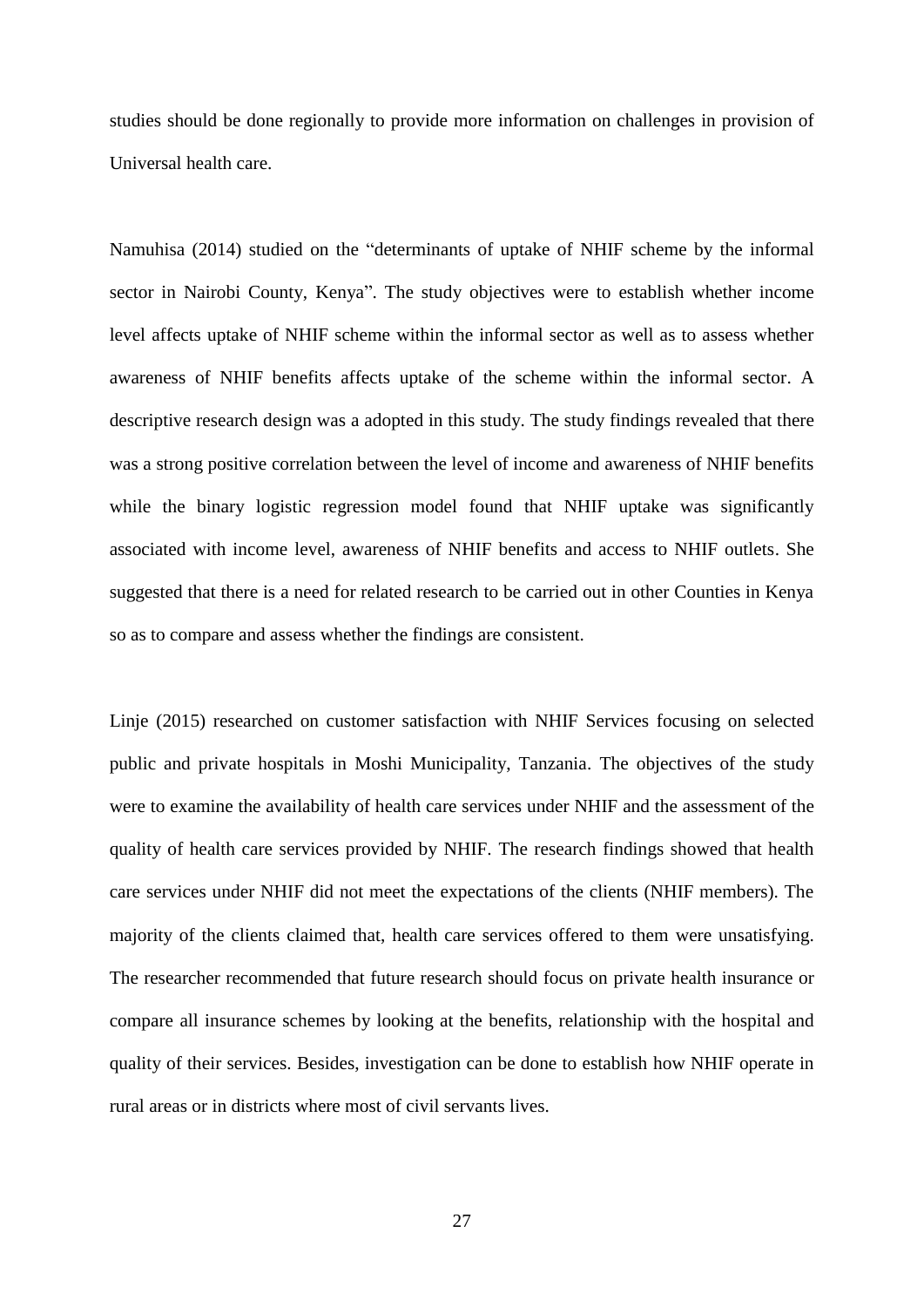studies should be done regionally to provide more information on challenges in provision of Universal health care.

Namuhisa (2014) studied on the "determinants of uptake of NHIF scheme by the informal sector in Nairobi County, Kenya". The study objectives were to establish whether income level affects uptake of NHIF scheme within the informal sector as well as to assess whether awareness of NHIF benefits affects uptake of the scheme within the informal sector. A descriptive research design was a adopted in this study. The study findings revealed that there was a strong positive correlation between the level of income and awareness of NHIF benefits while the binary logistic regression model found that NHIF uptake was significantly associated with income level, awareness of NHIF benefits and access to NHIF outlets. She suggested that there is a need for related research to be carried out in other Counties in Kenya so as to compare and assess whether the findings are consistent.

Linje (2015) researched on customer satisfaction with NHIF Services focusing on selected public and private hospitals in Moshi Municipality, Tanzania. The objectives of the study were to examine the availability of health care services under NHIF and the assessment of the quality of health care services provided by NHIF. The research findings showed that health care services under NHIF did not meet the expectations of the clients (NHIF members). The majority of the clients claimed that, health care services offered to them were unsatisfying. The researcher recommended that future research should focus on private health insurance or compare all insurance schemes by looking at the benefits, relationship with the hospital and quality of their services. Besides, investigation can be done to establish how NHIF operate in rural areas or in districts where most of civil servants lives.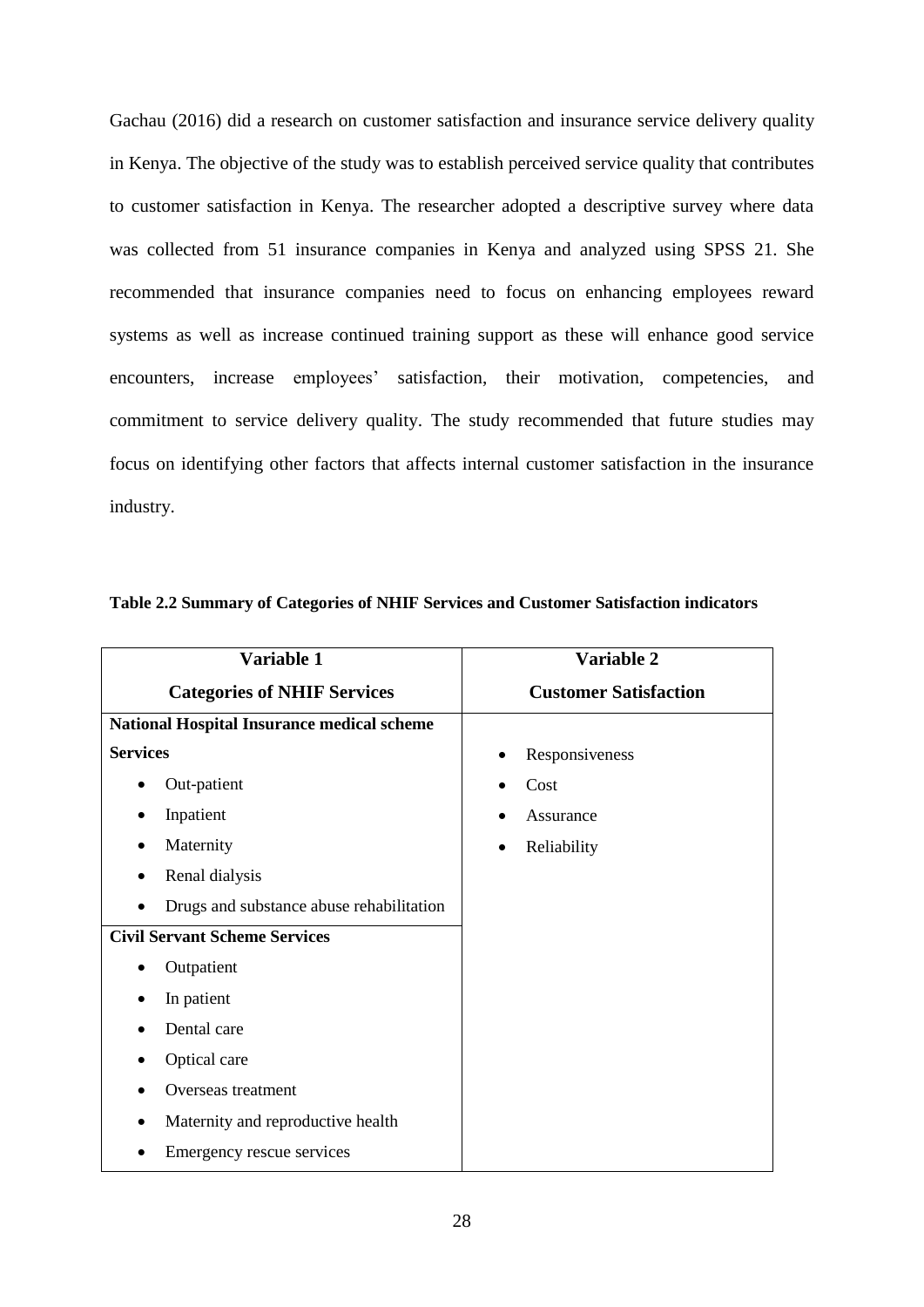Gachau (2016) did a research on customer satisfaction and insurance service delivery quality in Kenya. The objective of the study was to establish perceived service quality that contributes to customer satisfaction in Kenya. The researcher adopted a descriptive survey where data was collected from 51 insurance companies in Kenya and analyzed using SPSS 21. She recommended that insurance companies need to focus on enhancing employees reward systems as well as increase continued training support as these will enhance good service encounters, increase employees' satisfaction, their motivation, competencies, and commitment to service delivery quality. The study recommended that future studies may focus on identifying other factors that affects internal customer satisfaction in the insurance industry.

**Table 2.2 Summary of Categories of NHIF Services and Customer Satisfaction indicators**

| **Variable 1**<br>**Categories of NHIF Services** | **Variable 2**<br>**Customer Satisfaction** |
|---|---|
| **National Hospital Insurance medical scheme Services**<br>• Out-patient<br>• Inpatient<br>• Maternity<br>• Renal dialysis<br>• Drugs and substance abuse rehabilitation | • Responsiveness<br>• Cost<br>• Assurance<br>• Reliability |
| **Civil Servant Scheme Services**<br>• Outpatient<br>• In patient<br>• Dental care<br>• Optical care<br>• Overseas treatment<br>• Maternity and reproductive health<br>• Emergency rescue services | |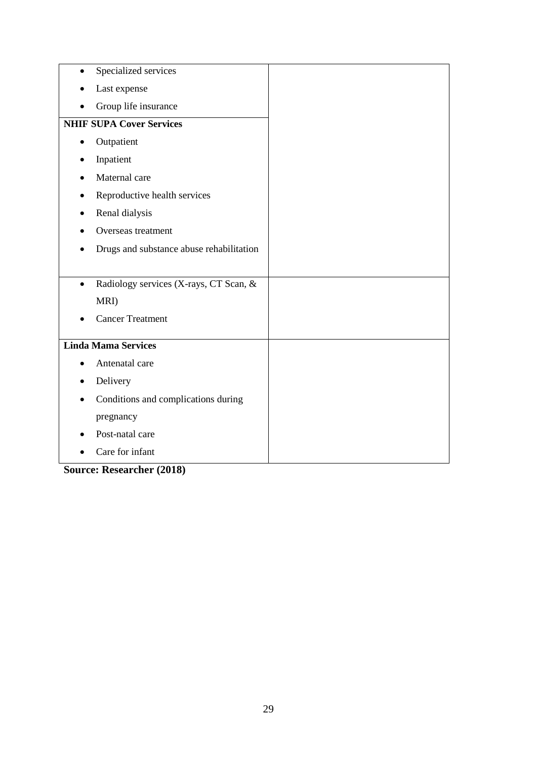| | |
|---|---|
| • Specialized services<br>• Last expense<br>• Group life insurance | |
| **NHIF SUPA Cover Services**<br>• Outpatient<br>• Inpatient<br>• Maternal care<br>• Reproductive health services<br>• Renal dialysis<br>• Overseas treatment<br>• Drugs and substance abuse rehabilitation | |
| • Radiology services (X-rays, CT Scan, & MRI)<br>• Cancer Treatment | |
| **Linda Mama Services**<br>• Antenatal care<br>• Delivery<br>• Conditions and complications during pregnancy<br>• Post-natal care<br>• Care for infant | |

**Source: Researcher (2018)**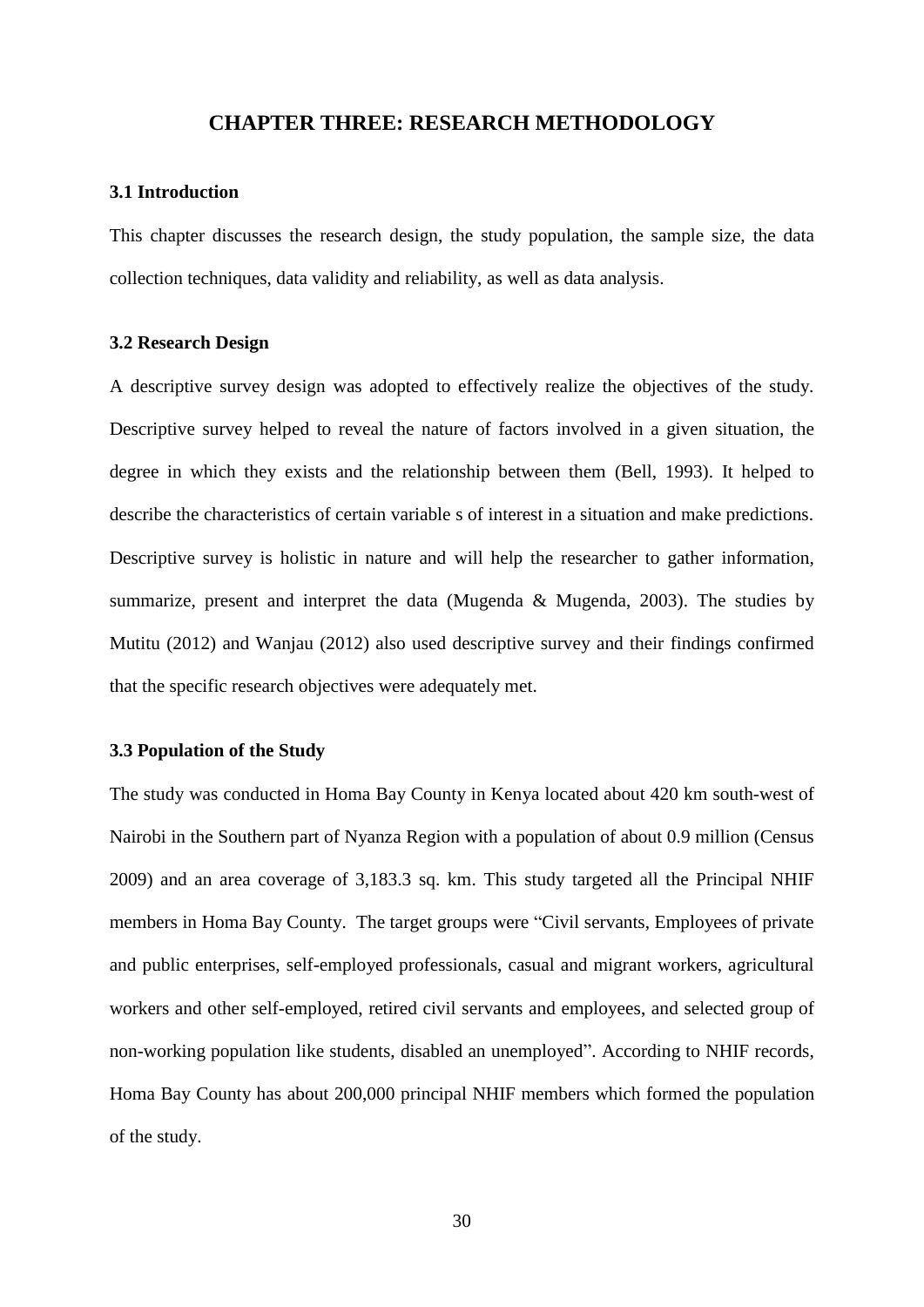# CHAPTER THREE: RESEARCH METHODOLOGY

### 3.1 Introduction

This chapter discusses the research design, the study population, the sample size, the data collection techniques, data validity and reliability, as well as data analysis.

### 3.2 Research Design

A descriptive survey design was adopted to effectively realize the objectives of the study. Descriptive survey helped to reveal the nature of factors involved in a given situation, the degree in which they exists and the relationship between them (Bell, 1993). It helped to describe the characteristics of certain variable s of interest in a situation and make predictions. Descriptive survey is holistic in nature and will help the researcher to gather information, summarize, present and interpret the data (Mugenda & Mugenda, 2003). The studies by Mutitu (2012) and Wanjau (2012) also used descriptive survey and their findings confirmed that the specific research objectives were adequately met.

### 3.3 Population of the Study

The study was conducted in Homa Bay County in Kenya located about 420 km south-west of Nairobi in the Southern part of Nyanza Region with a population of about 0.9 million (Census 2009) and an area coverage of 3,183.3 sq. km. This study targeted all the Principal NHIF members in Homa Bay County. The target groups were "Civil servants, Employees of private and public enterprises, self-employed professionals, casual and migrant workers, agricultural workers and other self-employed, retired civil servants and employees, and selected group of non-working population like students, disabled an unemployed". According to NHIF records, Homa Bay County has about 200,000 principal NHIF members which formed the population of the study.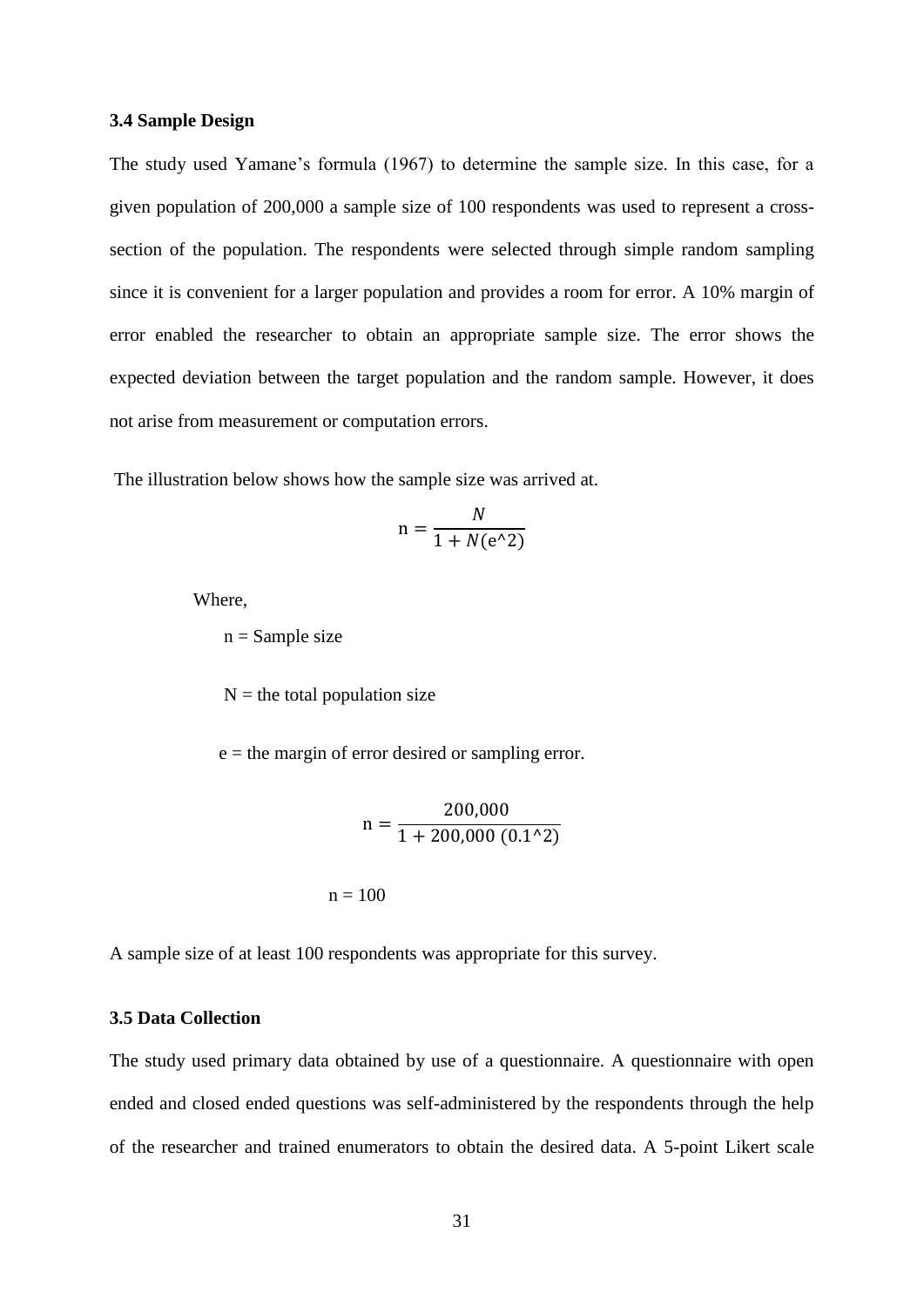### 3.4 Sample Design

The study used Yamane's formula (1967) to determine the sample size. In this case, for a given population of 200,000 a sample size of 100 respondents was used to represent a cross-section of the population. The respondents were selected through simple random sampling since it is convenient for a larger population and provides a room for error. A 10% margin of error enabled the researcher to obtain an appropriate sample size. The error shows the expected deviation between the target population and the random sample. However, it does not arise from measurement or computation errors.

The illustration below shows how the sample size was arrived at.

$$\text{n} = \frac{N}{1 + N(\text{e}\text{^}2)}$$

Where,

n = Sample size

N = the total population size

e = the margin of error desired or sampling error.

$$\text{n} = \frac{200{,}000}{1 + 200{,}000\ (0.1\text{^}2)}$$

n = 100

A sample size of at least 100 respondents was appropriate for this survey.

### 3.5 Data Collection

The study used primary data obtained by use of a questionnaire. A questionnaire with open ended and closed ended questions was self-administered by the respondents through the help of the researcher and trained enumerators to obtain the desired data. A 5-point Likert scale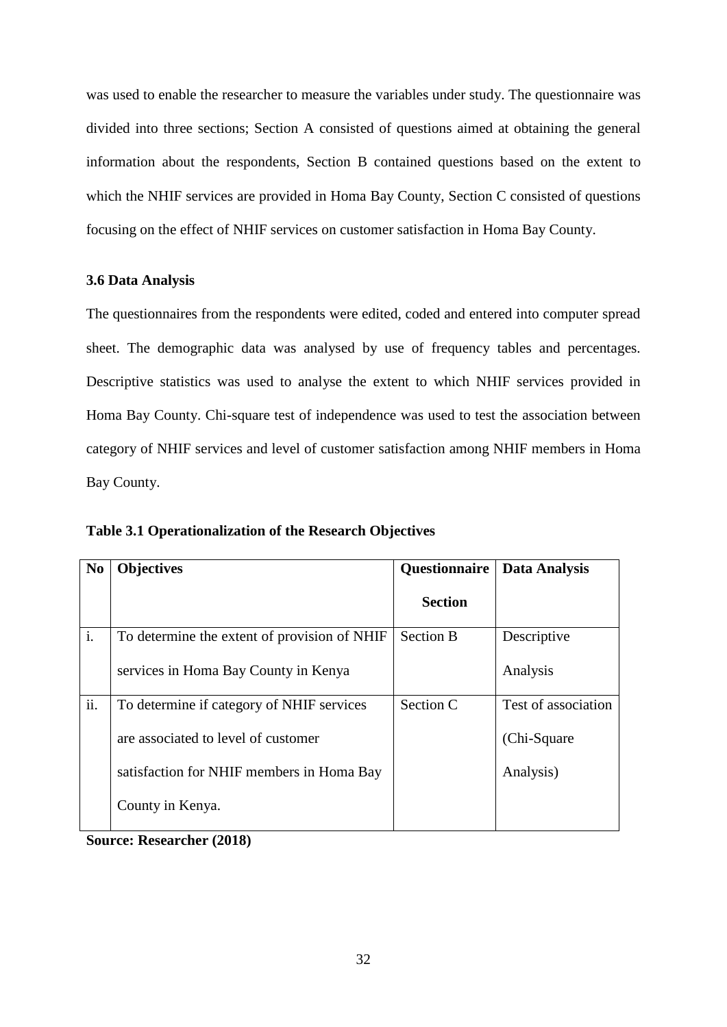was used to enable the researcher to measure the variables under study. The questionnaire was divided into three sections; Section A consisted of questions aimed at obtaining the general information about the respondents, Section B contained questions based on the extent to which the NHIF services are provided in Homa Bay County, Section C consisted of questions focusing on the effect of NHIF services on customer satisfaction in Homa Bay County.

### 3.6 Data Analysis

The questionnaires from the respondents were edited, coded and entered into computer spread sheet. The demographic data was analysed by use of frequency tables and percentages. Descriptive statistics was used to analyse the extent to which NHIF services provided in Homa Bay County. Chi-square test of independence was used to test the association between category of NHIF services and level of customer satisfaction among NHIF members in Homa Bay County.

**Table 3.1 Operationalization of the Research Objectives**

| No | Objectives | Questionnaire Section | Data Analysis |
|---|---|---|---|
| i. | To determine the extent of provision of NHIF services in Homa Bay County in Kenya | Section B | Descriptive Analysis |
| ii. | To determine if category of NHIF services are associated to level of customer satisfaction for NHIF members in Homa Bay County in Kenya. | Section C | Test of association (Chi-Square Analysis) |

**Source: Researcher (2018)**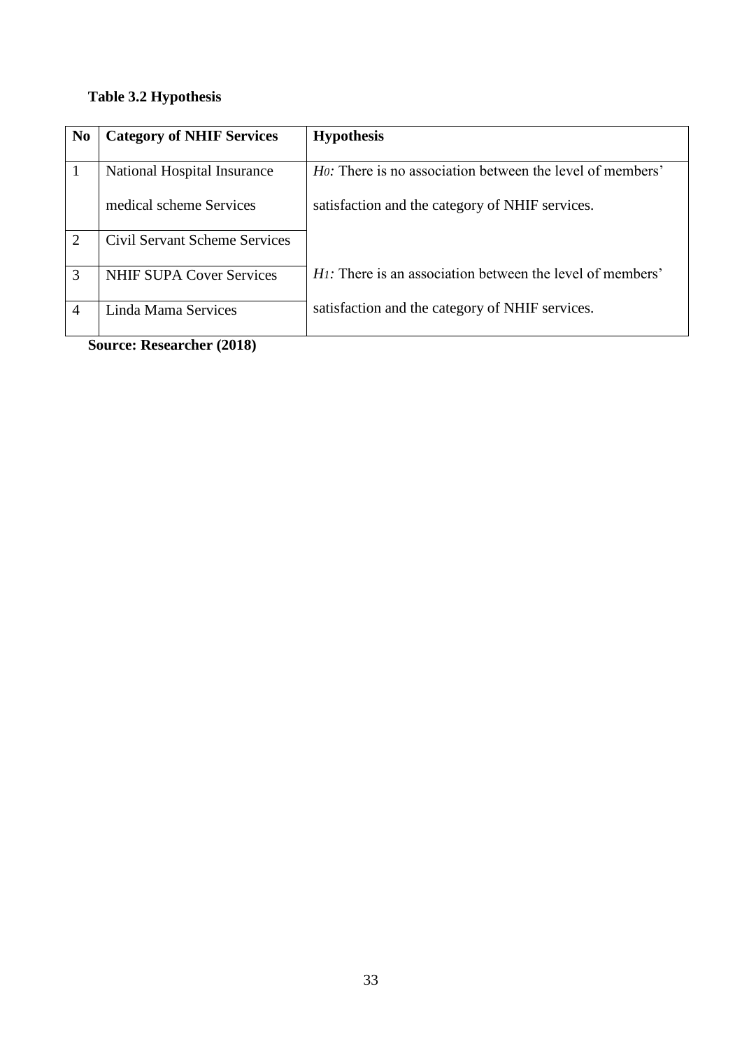**Table 3.2 Hypothesis**

| No | Category of NHIF Services | Hypothesis |
|---|---|---|
| 1 | National Hospital Insurance medical scheme Services | $H_0$: There is no association between the level of members' satisfaction and the category of NHIF services. |
| 2 | Civil Servant Scheme Services | |
| 3 | NHIF SUPA Cover Services | $H_1$: There is an association between the level of members' satisfaction and the category of NHIF services. |
| 4 | Linda Mama Services | |

**Source: Researcher (2018)**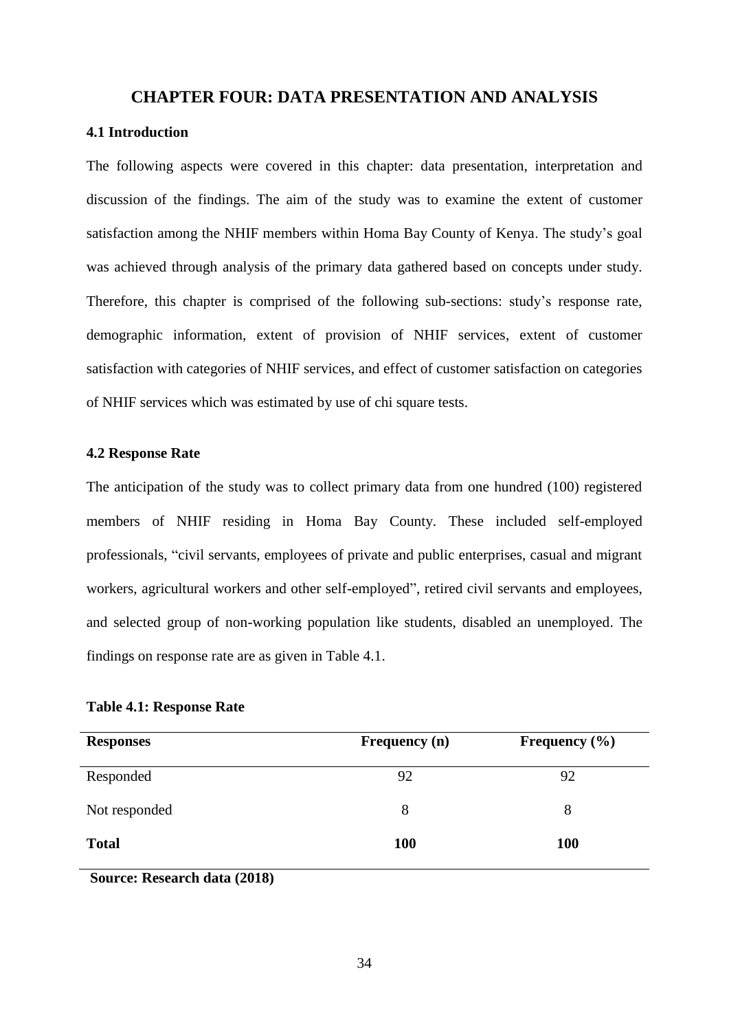# CHAPTER FOUR: DATA PRESENTATION AND ANALYSIS

## 4.1 Introduction

The following aspects were covered in this chapter: data presentation, interpretation and discussion of the findings. The aim of the study was to examine the extent of customer satisfaction among the NHIF members within Homa Bay County of Kenya. The study's goal was achieved through analysis of the primary data gathered based on concepts under study. Therefore, this chapter is comprised of the following sub-sections: study's response rate, demographic information, extent of provision of NHIF services, extent of customer satisfaction with categories of NHIF services, and effect of customer satisfaction on categories of NHIF services which was estimated by use of chi square tests.

## 4.2 Response Rate

The anticipation of the study was to collect primary data from one hundred (100) registered members of NHIF residing in Homa Bay County. These included self-employed professionals, "civil servants, employees of private and public enterprises, casual and migrant workers, agricultural workers and other self-employed", retired civil servants and employees, and selected group of non-working population like students, disabled an unemployed. The findings on response rate are as given in Table 4.1.

**Table 4.1: Response Rate**

| Responses | Frequency (n) | Frequency (%) |
|---|---|---|
| Responded | 92 | 92 |
| Not responded | 8 | 8 |
| **Total** | **100** | **100** |

**Source: Research data (2018)**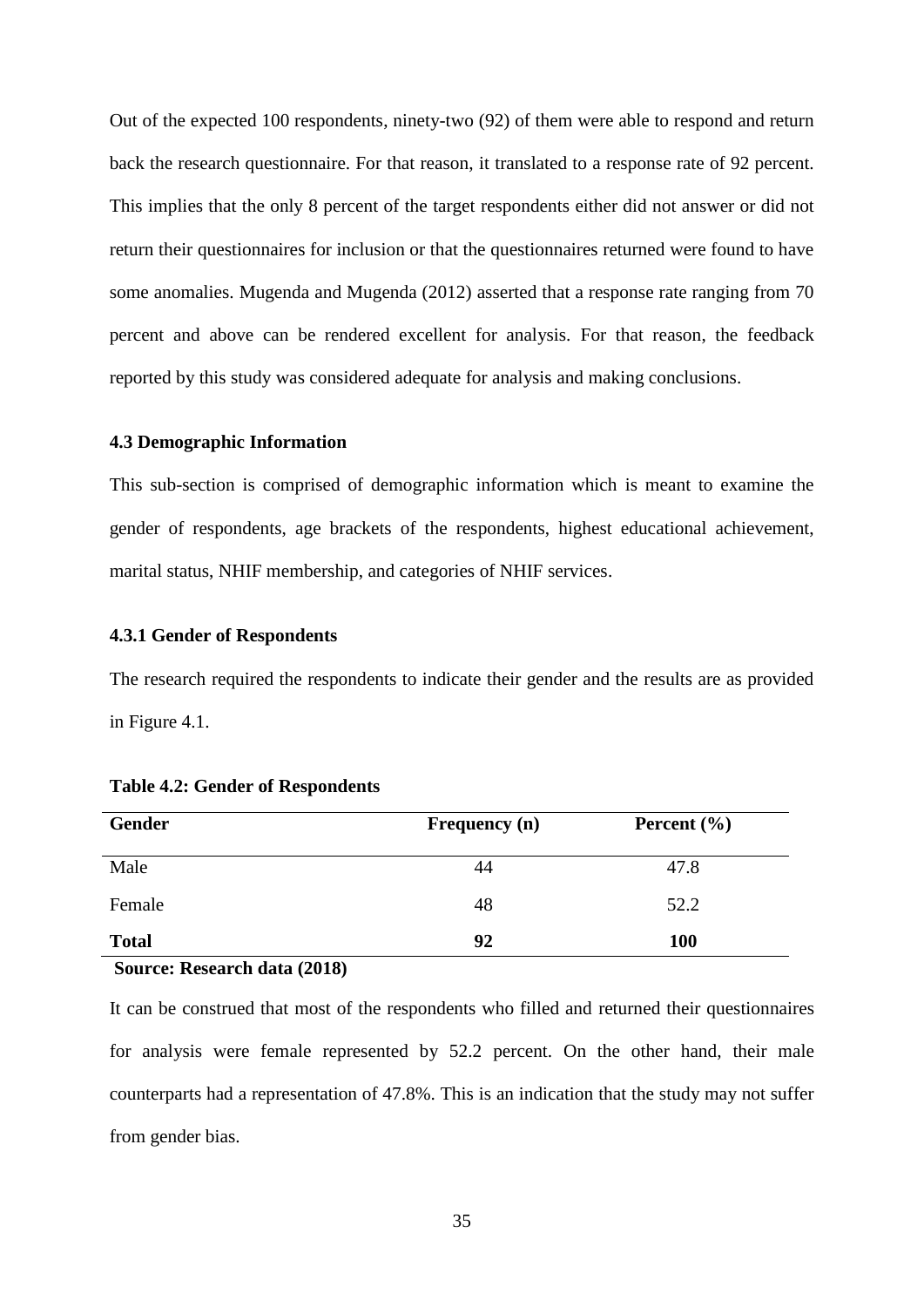Out of the expected 100 respondents, ninety-two (92) of them were able to respond and return back the research questionnaire. For that reason, it translated to a response rate of 92 percent. This implies that the only 8 percent of the target respondents either did not answer or did not return their questionnaires for inclusion or that the questionnaires returned were found to have some anomalies. Mugenda and Mugenda (2012) asserted that a response rate ranging from 70 percent and above can be rendered excellent for analysis. For that reason, the feedback reported by this study was considered adequate for analysis and making conclusions.

### 4.3 Demographic Information

This sub-section is comprised of demographic information which is meant to examine the gender of respondents, age brackets of the respondents, highest educational achievement, marital status, NHIF membership, and categories of NHIF services.

#### 4.3.1 Gender of Respondents

The research required the respondents to indicate their gender and the results are as provided in Figure 4.1.

**Table 4.2: Gender of Respondents**

| Gender | Frequency (n) | Percent (%) |
|---|---|---|
| Male | 44 | 47.8 |
| Female | 48 | 52.2 |
| **Total** | **92** | **100** |

**Source: Research data (2018)**

It can be construed that most of the respondents who filled and returned their questionnaires for analysis were female represented by 52.2 percent. On the other hand, their male counterparts had a representation of 47.8%. This is an indication that the study may not suffer from gender bias.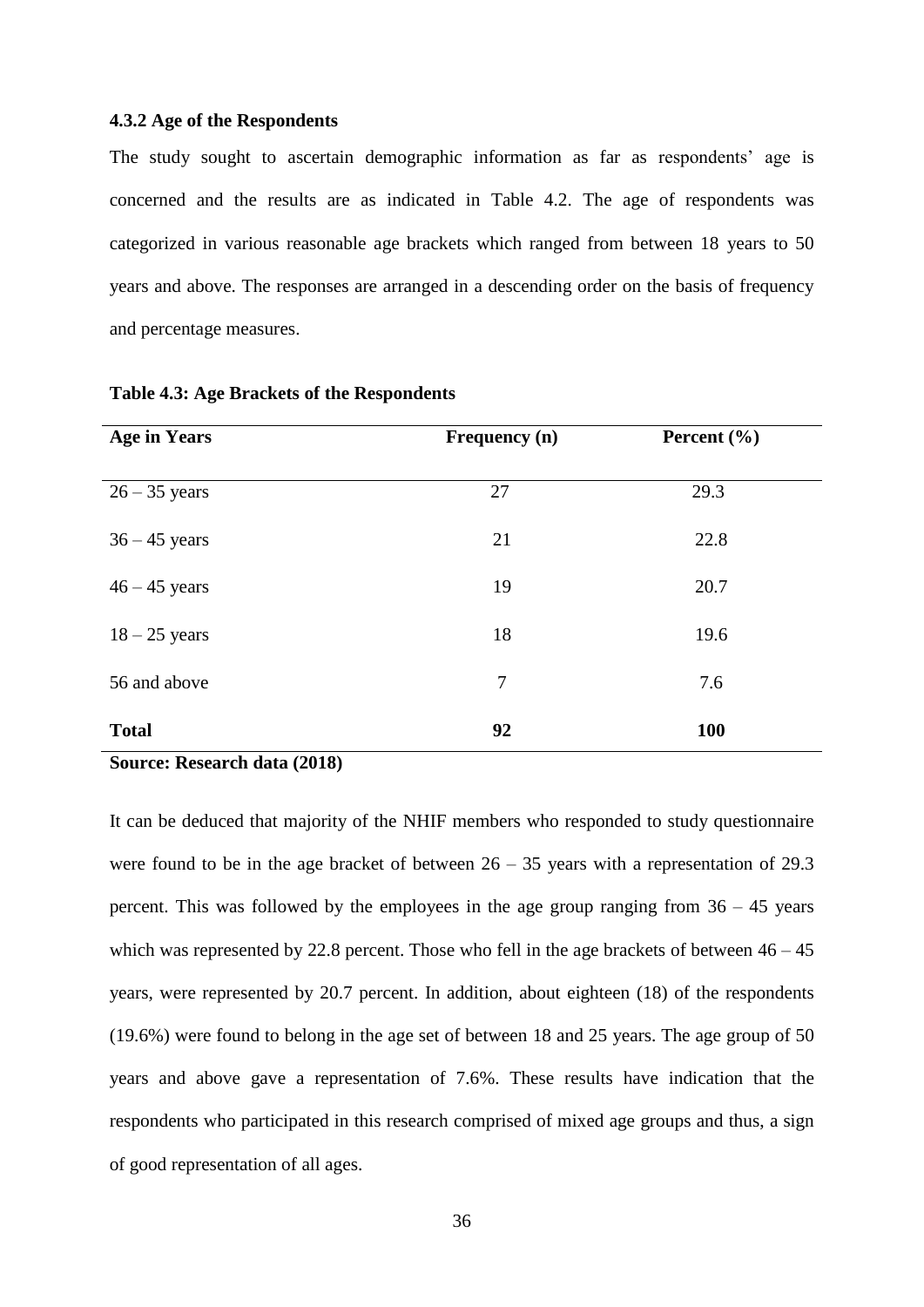#### 4.3.2 Age of the Respondents

The study sought to ascertain demographic information as far as respondents' age is concerned and the results are as indicated in Table 4.2. The age of respondents was categorized in various reasonable age brackets which ranged from between 18 years to 50 years and above. The responses are arranged in a descending order on the basis of frequency and percentage measures.

**Table 4.3: Age Brackets of the Respondents**

| Age in Years | Frequency (n) | Percent (%) |
|---|---|---|
| 26 – 35 years | 27 | 29.3 |
| 36 – 45 years | 21 | 22.8 |
| 46 – 45 years | 19 | 20.7 |
| 18 – 25 years | 18 | 19.6 |
| 56 and above | 7 | 7.6 |
| **Total** | **92** | **100** |

**Source: Research data (2018)**

It can be deduced that majority of the NHIF members who responded to study questionnaire were found to be in the age bracket of between 26 – 35 years with a representation of 29.3 percent. This was followed by the employees in the age group ranging from 36 – 45 years which was represented by 22.8 percent. Those who fell in the age brackets of between 46 – 45 years, were represented by 20.7 percent. In addition, about eighteen (18) of the respondents (19.6%) were found to belong in the age set of between 18 and 25 years. The age group of 50 years and above gave a representation of 7.6%. These results have indication that the respondents who participated in this research comprised of mixed age groups and thus, a sign of good representation of all ages.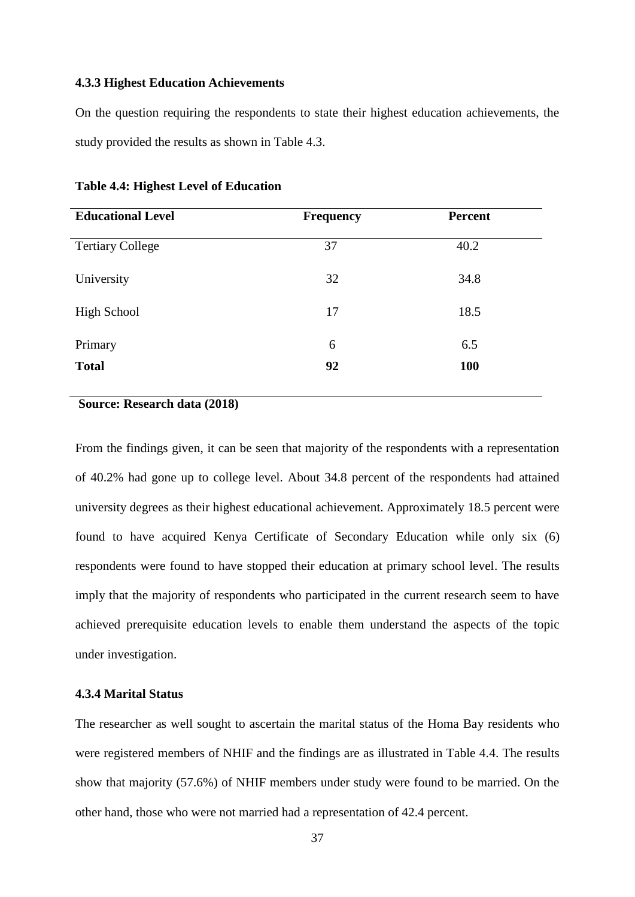### 4.3.3 Highest Education Achievements

On the question requiring the respondents to state their highest education achievements, the study provided the results as shown in Table 4.3.

**Table 4.4: Highest Level of Education**

| Educational Level | Frequency | Percent |
|---|---|---|
| Tertiary College | 37 | 40.2 |
| University | 32 | 34.8 |
| High School | 17 | 18.5 |
| Primary | 6 | 6.5 |
| **Total** | **92** | **100** |

**Source: Research data (2018)**

From the findings given, it can be seen that majority of the respondents with a representation of 40.2% had gone up to college level. About 34.8 percent of the respondents had attained university degrees as their highest educational achievement. Approximately 18.5 percent were found to have acquired Kenya Certificate of Secondary Education while only six (6) respondents were found to have stopped their education at primary school level. The results imply that the majority of respondents who participated in the current research seem to have achieved prerequisite education levels to enable them understand the aspects of the topic under investigation.

### 4.3.4 Marital Status

The researcher as well sought to ascertain the marital status of the Homa Bay residents who were registered members of NHIF and the findings are as illustrated in Table 4.4. The results show that majority (57.6%) of NHIF members under study were found to be married. On the other hand, those who were not married had a representation of 42.4 percent.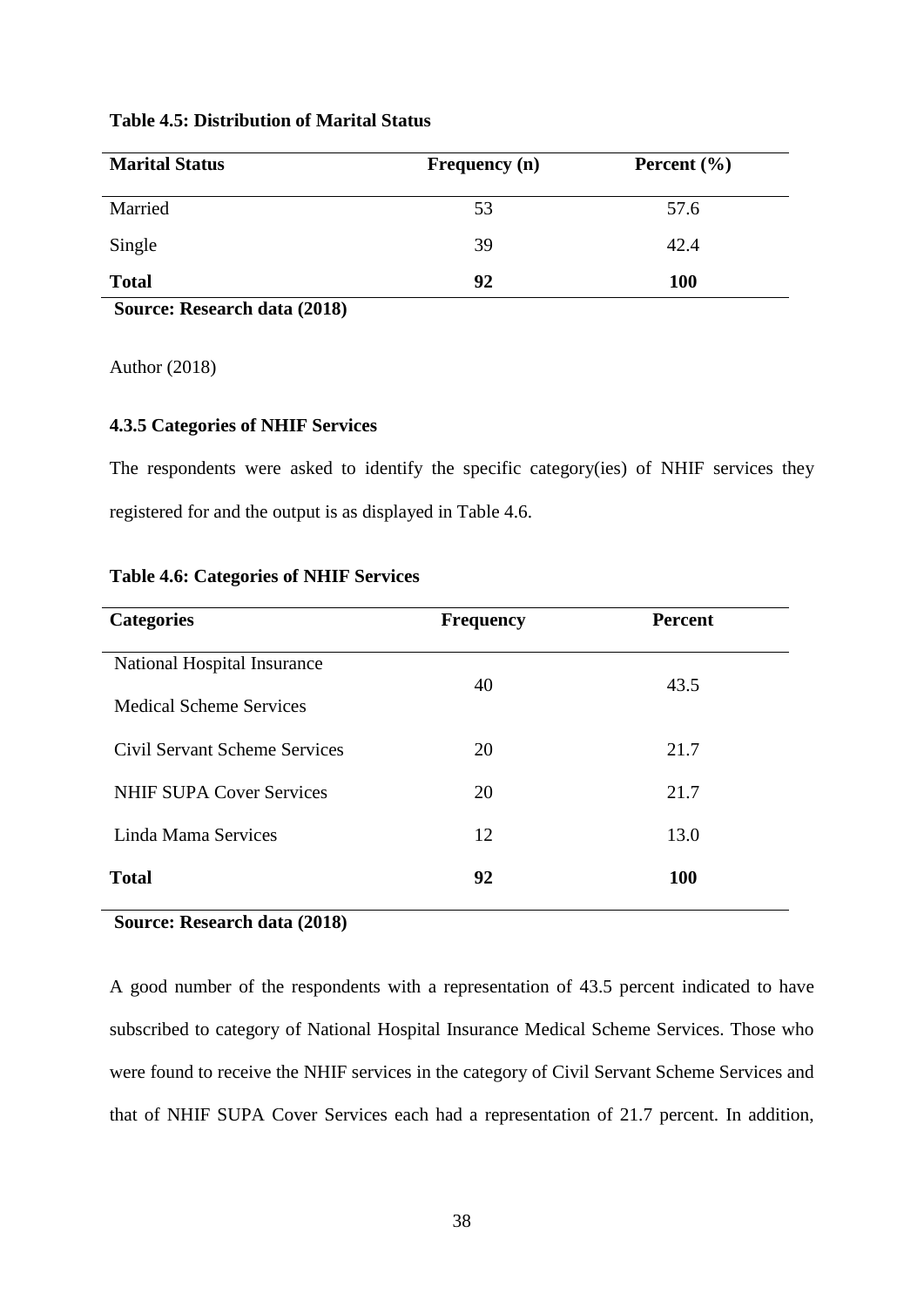**Table 4.5: Distribution of Marital Status**

| Marital Status | Frequency (n) | Percent (%) |
|---|---|---|
| Married | 53 | 57.6 |
| Single | 39 | 42.4 |
| **Total** | **92** | **100** |

**Source: Research data (2018)**

Author (2018)

### 4.3.5 Categories of NHIF Services

The respondents were asked to identify the specific category(ies) of NHIF services they registered for and the output is as displayed in Table 4.6.

**Table 4.6: Categories of NHIF Services**

| Categories | Frequency | Percent |
|---|---|---|
| National Hospital Insurance Medical Scheme Services | 40 | 43.5 |
| Civil Servant Scheme Services | 20 | 21.7 |
| NHIF SUPA Cover Services | 20 | 21.7 |
| Linda Mama Services | 12 | 13.0 |
| **Total** | **92** | **100** |

**Source: Research data (2018)**

A good number of the respondents with a representation of 43.5 percent indicated to have subscribed to category of National Hospital Insurance Medical Scheme Services. Those who were found to receive the NHIF services in the category of Civil Servant Scheme Services and that of NHIF SUPA Cover Services each had a representation of 21.7 percent. In addition,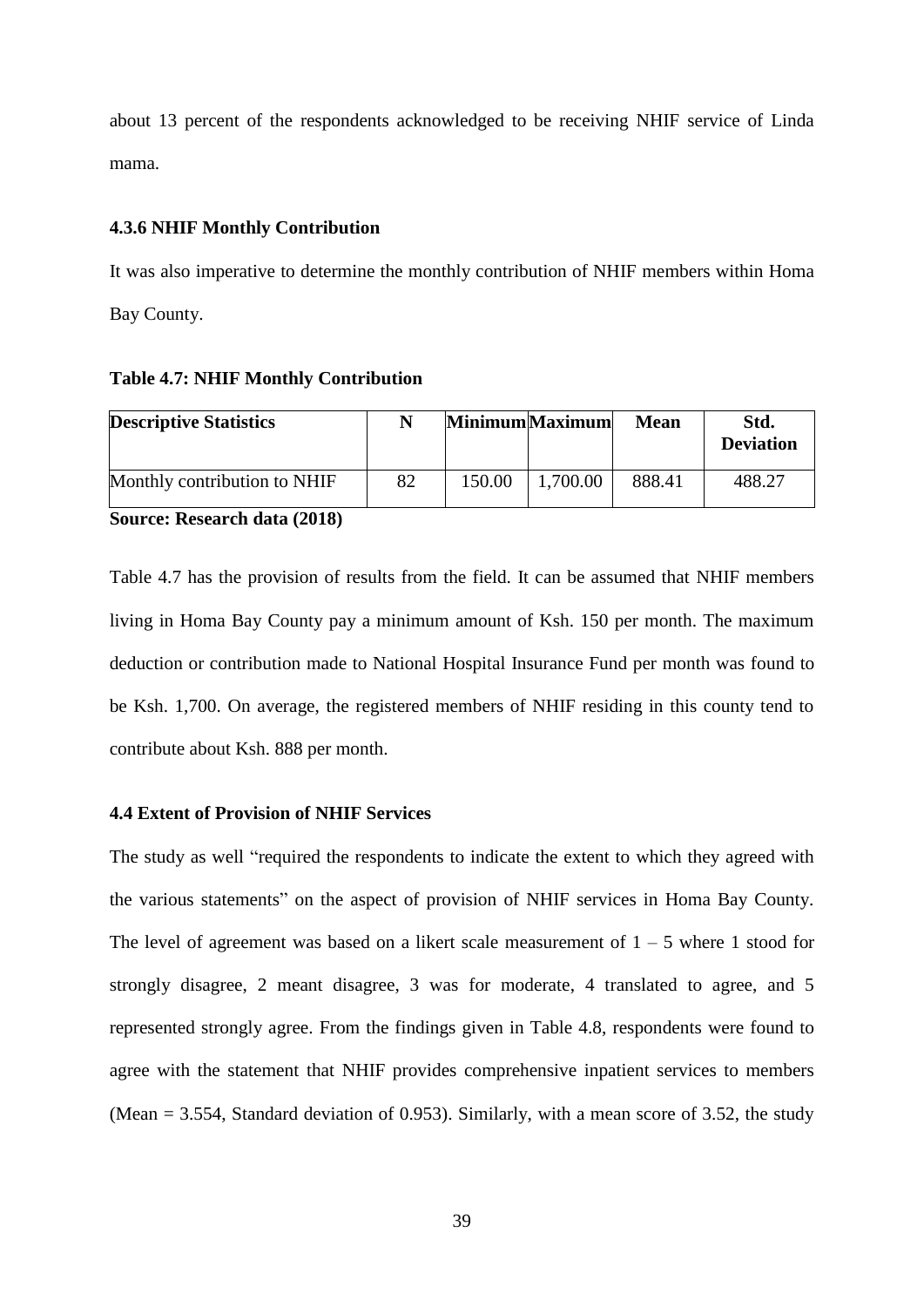about 13 percent of the respondents acknowledged to be receiving NHIF service of Linda mama.

### 4.3.6 NHIF Monthly Contribution

It was also imperative to determine the monthly contribution of NHIF members within Homa Bay County.

**Table 4.7: NHIF Monthly Contribution**

| Descriptive Statistics | N | Minimum | Maximum | Mean | Std. Deviation |
|---|---|---|---|---|---|
| Monthly contribution to NHIF | 82 | 150.00 | 1,700.00 | 888.41 | 488.27 |

**Source: Research data (2018)**

Table 4.7 has the provision of results from the field. It can be assumed that NHIF members living in Homa Bay County pay a minimum amount of Ksh. 150 per month. The maximum deduction or contribution made to National Hospital Insurance Fund per month was found to be Ksh. 1,700. On average, the registered members of NHIF residing in this county tend to contribute about Ksh. 888 per month.

## 4.4 Extent of Provision of NHIF Services

The study as well "required the respondents to indicate the extent to which they agreed with the various statements" on the aspect of provision of NHIF services in Homa Bay County. The level of agreement was based on a likert scale measurement of 1 – 5 where 1 stood for strongly disagree, 2 meant disagree, 3 was for moderate, 4 translated to agree, and 5 represented strongly agree. From the findings given in Table 4.8, respondents were found to agree with the statement that NHIF provides comprehensive inpatient services to members (Mean = 3.554, Standard deviation of 0.953). Similarly, with a mean score of 3.52, the study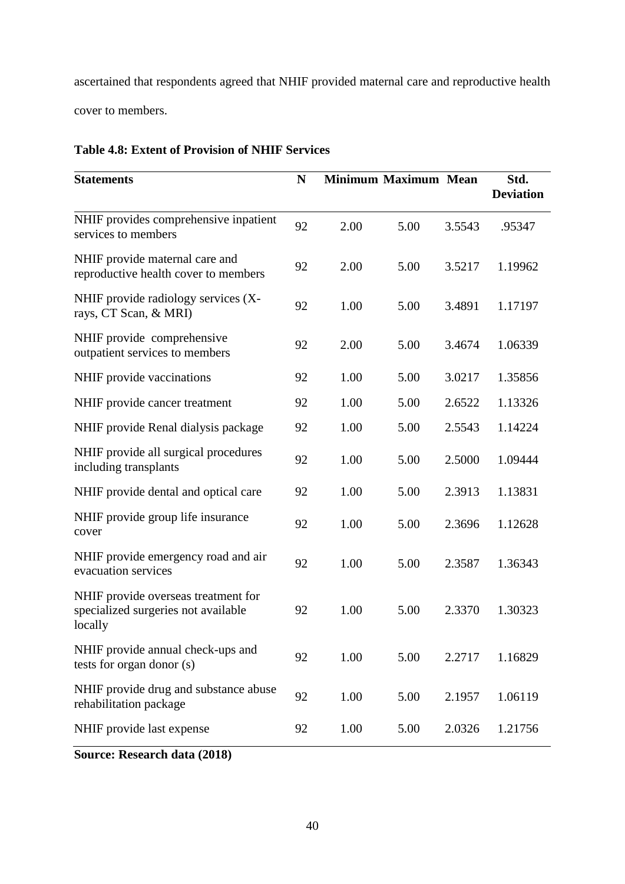ascertained that respondents agreed that NHIF provided maternal care and reproductive health cover to members.

**Table 4.8: Extent of Provision of NHIF Services**

| Statements | N | Minimum | Maximum | Mean | Std. Deviation |
|---|---|---|---|---|---|
| NHIF provides comprehensive inpatient services to members | 92 | 2.00 | 5.00 | 3.5543 | .95347 |
| NHIF provide maternal care and reproductive health cover to members | 92 | 2.00 | 5.00 | 3.5217 | 1.19962 |
| NHIF provide radiology services (X-rays, CT Scan, & MRI) | 92 | 1.00 | 5.00 | 3.4891 | 1.17197 |
| NHIF provide comprehensive outpatient services to members | 92 | 2.00 | 5.00 | 3.4674 | 1.06339 |
| NHIF provide vaccinations | 92 | 1.00 | 5.00 | 3.0217 | 1.35856 |
| NHIF provide cancer treatment | 92 | 1.00 | 5.00 | 2.6522 | 1.13326 |
| NHIF provide Renal dialysis package | 92 | 1.00 | 5.00 | 2.5543 | 1.14224 |
| NHIF provide all surgical procedures including transplants | 92 | 1.00 | 5.00 | 2.5000 | 1.09444 |
| NHIF provide dental and optical care | 92 | 1.00 | 5.00 | 2.3913 | 1.13831 |
| NHIF provide group life insurance cover | 92 | 1.00 | 5.00 | 2.3696 | 1.12628 |
| NHIF provide emergency road and air evacuation services | 92 | 1.00 | 5.00 | 2.3587 | 1.36343 |
| NHIF provide overseas treatment for specialized surgeries not available locally | 92 | 1.00 | 5.00 | 2.3370 | 1.30323 |
| NHIF provide annual check-ups and tests for organ donor (s) | 92 | 1.00 | 5.00 | 2.2717 | 1.16829 |
| NHIF provide drug and substance abuse rehabilitation package | 92 | 1.00 | 5.00 | 2.1957 | 1.06119 |
| NHIF provide last expense | 92 | 1.00 | 5.00 | 2.0326 | 1.21756 |

**Source: Research data (2018)**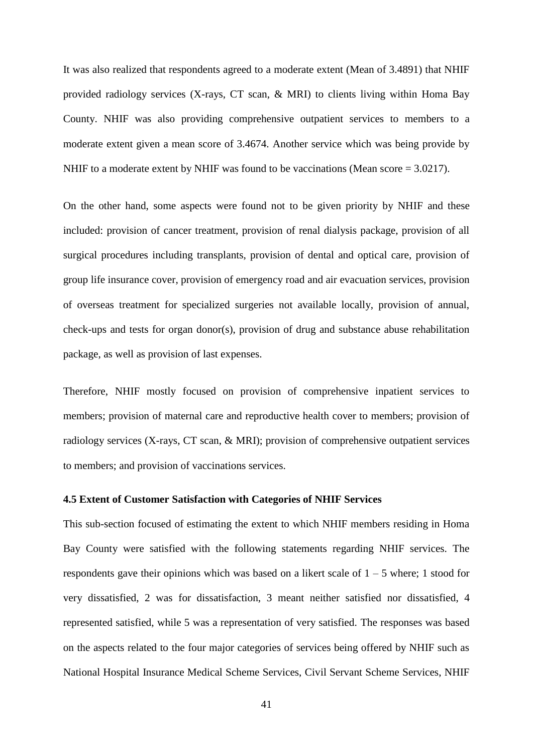It was also realized that respondents agreed to a moderate extent (Mean of 3.4891) that NHIF provided radiology services (X-rays, CT scan, & MRI) to clients living within Homa Bay County. NHIF was also providing comprehensive outpatient services to members to a moderate extent given a mean score of 3.4674. Another service which was being provide by NHIF to a moderate extent by NHIF was found to be vaccinations (Mean score = 3.0217).

On the other hand, some aspects were found not to be given priority by NHIF and these included: provision of cancer treatment, provision of renal dialysis package, provision of all surgical procedures including transplants, provision of dental and optical care, provision of group life insurance cover, provision of emergency road and air evacuation services, provision of overseas treatment for specialized surgeries not available locally, provision of annual, check-ups and tests for organ donor(s), provision of drug and substance abuse rehabilitation package, as well as provision of last expenses.

Therefore, NHIF mostly focused on provision of comprehensive inpatient services to members; provision of maternal care and reproductive health cover to members; provision of radiology services (X-rays, CT scan, & MRI); provision of comprehensive outpatient services to members; and provision of vaccinations services.

### 4.5 Extent of Customer Satisfaction with Categories of NHIF Services

This sub-section focused of estimating the extent to which NHIF members residing in Homa Bay County were satisfied with the following statements regarding NHIF services. The respondents gave their opinions which was based on a likert scale of 1 – 5 where; 1 stood for very dissatisfied, 2 was for dissatisfaction, 3 meant neither satisfied nor dissatisfied, 4 represented satisfied, while 5 was a representation of very satisfied. The responses was based on the aspects related to the four major categories of services being offered by NHIF such as National Hospital Insurance Medical Scheme Services, Civil Servant Scheme Services, NHIF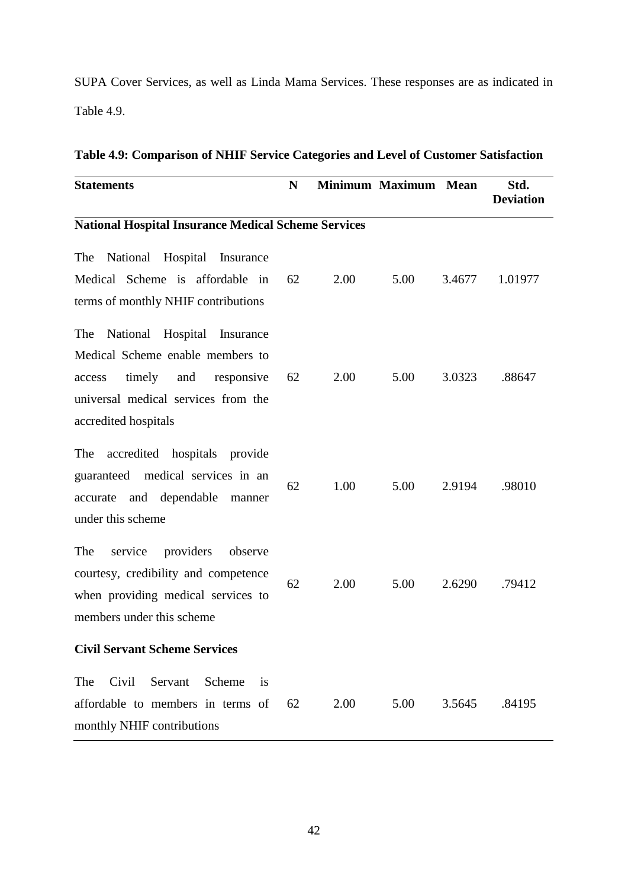SUPA Cover Services, as well as Linda Mama Services. These responses are as indicated in Table 4.9.

**Table 4.9: Comparison of NHIF Service Categories and Level of Customer Satisfaction**

| Statements | N | Minimum | Maximum | Mean | Std. Deviation |
|---|---|---|---|---|---|
| **National Hospital Insurance Medical Scheme Services** | | | | | |
| The National Hospital Insurance Medical Scheme is affordable in terms of monthly NHIF contributions | 62 | 2.00 | 5.00 | 3.4677 | 1.01977 |
| The National Hospital Insurance Medical Scheme enable members to access timely and responsive universal medical services from the accredited hospitals | 62 | 2.00 | 5.00 | 3.0323 | .88647 |
| The accredited hospitals provide guaranteed medical services in an accurate and dependable manner under this scheme | 62 | 1.00 | 5.00 | 2.9194 | .98010 |
| The service providers observe courtesy, credibility and competence when providing medical services to members under this scheme | 62 | 2.00 | 5.00 | 2.6290 | .79412 |
| **Civil Servant Scheme Services** | | | | | |
| The Civil Servant Scheme is affordable to members in terms of monthly NHIF contributions | 62 | 2.00 | 5.00 | 3.5645 | .84195 |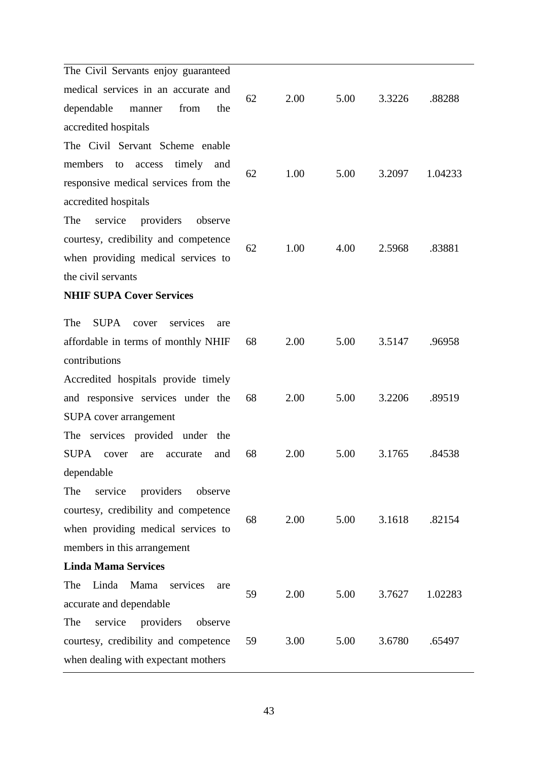| | | | | | |
|---|---|---|---|---|---|
| The Civil Servants enjoy guaranteed medical services in an accurate and dependable manner from the accredited hospitals | 62 | 2.00 | 5.00 | 3.3226 | .88288 |
| The Civil Servant Scheme enable members to access timely and responsive medical services from the accredited hospitals | 62 | 1.00 | 5.00 | 3.2097 | 1.04233 |
| The service providers observe courtesy, credibility and competence when providing medical services to the civil servants | 62 | 1.00 | 4.00 | 2.5968 | .83881 |
| **NHIF SUPA Cover Services** | | | | | |
| The SUPA cover services are affordable in terms of monthly NHIF contributions | 68 | 2.00 | 5.00 | 3.5147 | .96958 |
| Accredited hospitals provide timely and responsive services under the SUPA cover arrangement | 68 | 2.00 | 5.00 | 3.2206 | .89519 |
| The services provided under the SUPA cover are accurate and dependable | 68 | 2.00 | 5.00 | 3.1765 | .84538 |
| The service providers observe courtesy, credibility and competence when providing medical services to members in this arrangement | 68 | 2.00 | 5.00 | 3.1618 | .82154 |
| **Linda Mama Services** | | | | | |
| The Linda Mama services are accurate and dependable | 59 | 2.00 | 5.00 | 3.7627 | 1.02283 |
| The service providers observe courtesy, credibility and competence when dealing with expectant mothers | 59 | 3.00 | 5.00 | 3.6780 | .65497 |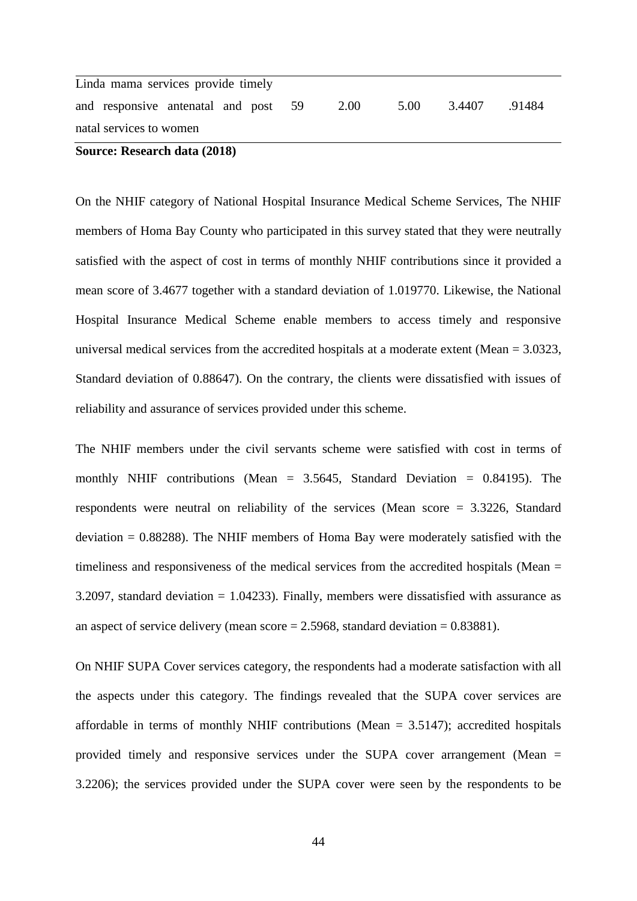| | | | | | |
|---|---|---|---|---|---|
| Linda mama services provide timely and responsive antenatal and post natal services to women | 59 | 2.00 | 5.00 | 3.4407 | .91484 |

**Source: Research data (2018)**

On the NHIF category of National Hospital Insurance Medical Scheme Services, The NHIF members of Homa Bay County who participated in this survey stated that they were neutrally satisfied with the aspect of cost in terms of monthly NHIF contributions since it provided a mean score of 3.4677 together with a standard deviation of 1.019770. Likewise, the National Hospital Insurance Medical Scheme enable members to access timely and responsive universal medical services from the accredited hospitals at a moderate extent (Mean = 3.0323, Standard deviation of 0.88647). On the contrary, the clients were dissatisfied with issues of reliability and assurance of services provided under this scheme.

The NHIF members under the civil servants scheme were satisfied with cost in terms of monthly NHIF contributions (Mean = 3.5645, Standard Deviation = 0.84195). The respondents were neutral on reliability of the services (Mean score = 3.3226, Standard deviation = 0.88288). The NHIF members of Homa Bay were moderately satisfied with the timeliness and responsiveness of the medical services from the accredited hospitals (Mean = 3.2097, standard deviation = 1.04233). Finally, members were dissatisfied with assurance as an aspect of service delivery (mean score = 2.5968, standard deviation = 0.83881).

On NHIF SUPA Cover services category, the respondents had a moderate satisfaction with all the aspects under this category. The findings revealed that the SUPA cover services are affordable in terms of monthly NHIF contributions (Mean = 3.5147); accredited hospitals provided timely and responsive services under the SUPA cover arrangement (Mean = 3.2206); the services provided under the SUPA cover were seen by the respondents to be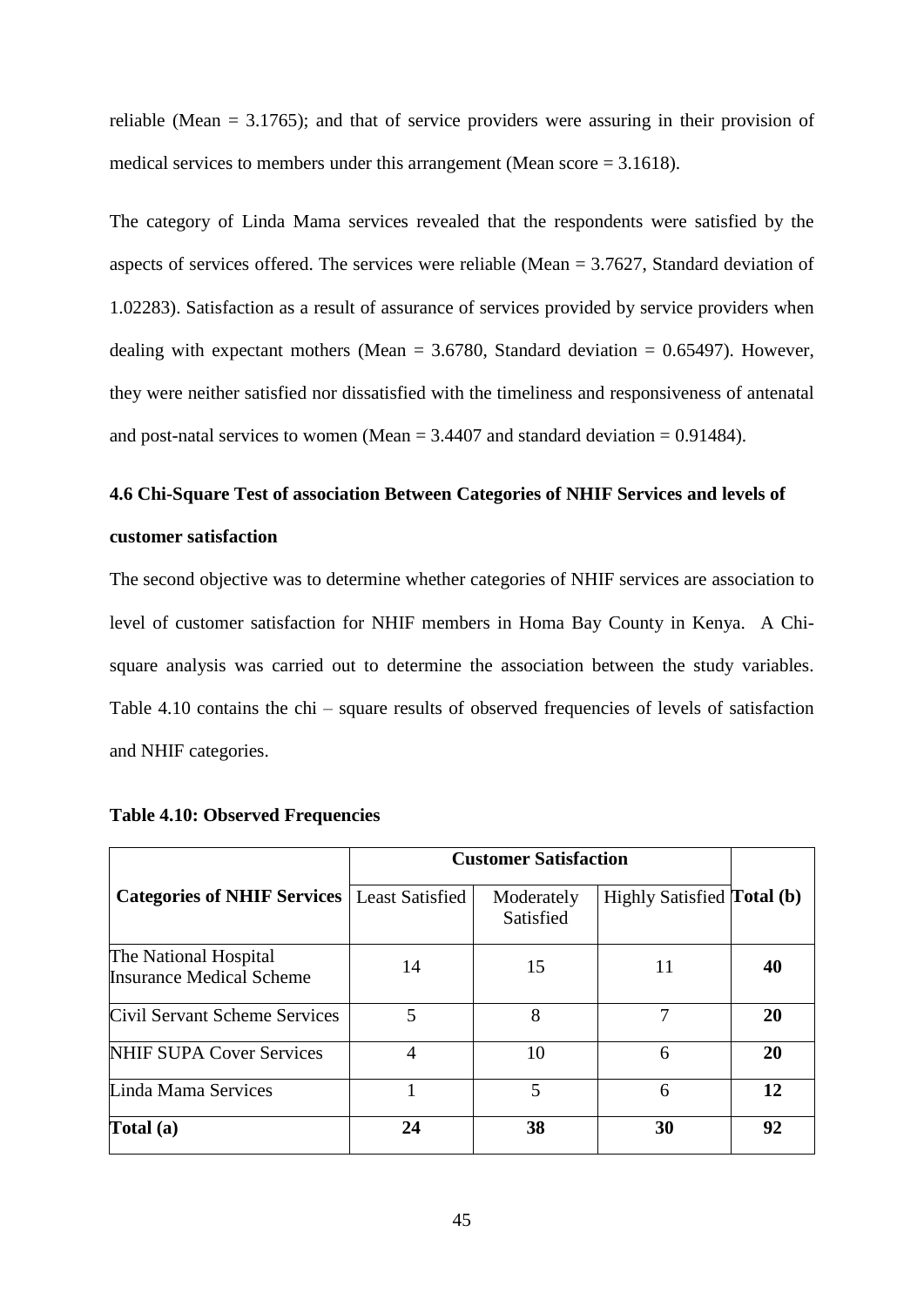reliable (Mean = 3.1765); and that of service providers were assuring in their provision of medical services to members under this arrangement (Mean score = 3.1618).

The category of Linda Mama services revealed that the respondents were satisfied by the aspects of services offered. The services were reliable (Mean = 3.7627, Standard deviation of 1.02283). Satisfaction as a result of assurance of services provided by service providers when dealing with expectant mothers (Mean = 3.6780, Standard deviation = 0.65497). However, they were neither satisfied nor dissatisfied with the timeliness and responsiveness of antenatal and post-natal services to women (Mean = 3.4407 and standard deviation = 0.91484).

## 4.6 Chi-Square Test of association Between Categories of NHIF Services and levels of customer satisfaction

The second objective was to determine whether categories of NHIF services are association to level of customer satisfaction for NHIF members in Homa Bay County in Kenya. A Chi-square analysis was carried out to determine the association between the study variables. Table 4.10 contains the chi – square results of observed frequencies of levels of satisfaction and NHIF categories.

**Table 4.10: Observed Frequencies**

| | **Customer Satisfaction** | | | |
|---|---|---|---|---|
| **Categories of NHIF Services** | Least Satisfied | Moderately Satisfied | Highly Satisfied | **Total (b)** |
| The National Hospital Insurance Medical Scheme | 14 | 15 | 11 | **40** |
| Civil Servant Scheme Services | 5 | 8 | 7 | **20** |
| NHIF SUPA Cover Services | 4 | 10 | 6 | **20** |
| Linda Mama Services | 1 | 5 | 6 | **12** |
| **Total (a)** | **24** | **38** | **30** | **92** |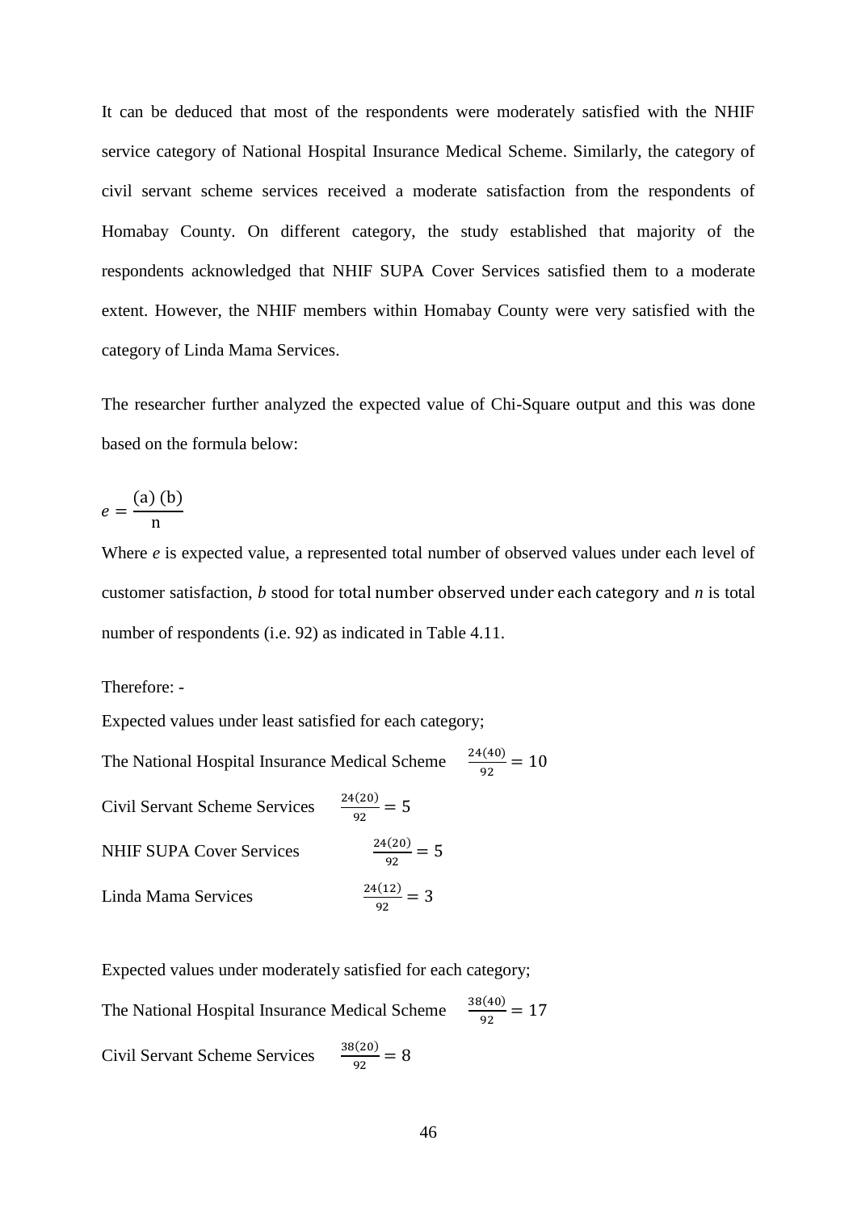It can be deduced that most of the respondents were moderately satisfied with the NHIF service category of National Hospital Insurance Medical Scheme. Similarly, the category of civil servant scheme services received a moderate satisfaction from the respondents of Homabay County. On different category, the study established that majority of the respondents acknowledged that NHIF SUPA Cover Services satisfied them to a moderate extent. However, the NHIF members within Homabay County were very satisfied with the category of Linda Mama Services.

The researcher further analyzed the expected value of Chi-Square output and this was done based on the formula below:

$$e = \frac{(\text{a})\,(\text{b})}{\text{n}}$$

Where *e* is expected value, a represented total number of observed values under each level of customer satisfaction, *b* stood for total number observed under each category and *n* is total number of respondents (i.e. 92) as indicated in Table 4.11.

Therefore: -

Expected values under least satisfied for each category;

The National Hospital Insurance Medical Scheme $\frac{24(40)}{92} = 10$

Civil Servant Scheme Services $\frac{24(20)}{92} = 5$

NHIF SUPA Cover Services $\frac{24(20)}{92} = 5$

Linda Mama Services $\frac{24(12)}{92} = 3$

Expected values under moderately satisfied for each category;

The National Hospital Insurance Medical Scheme $\frac{38(40)}{92} = 17$

Civil Servant Scheme Services $\frac{38(20)}{92} = 8$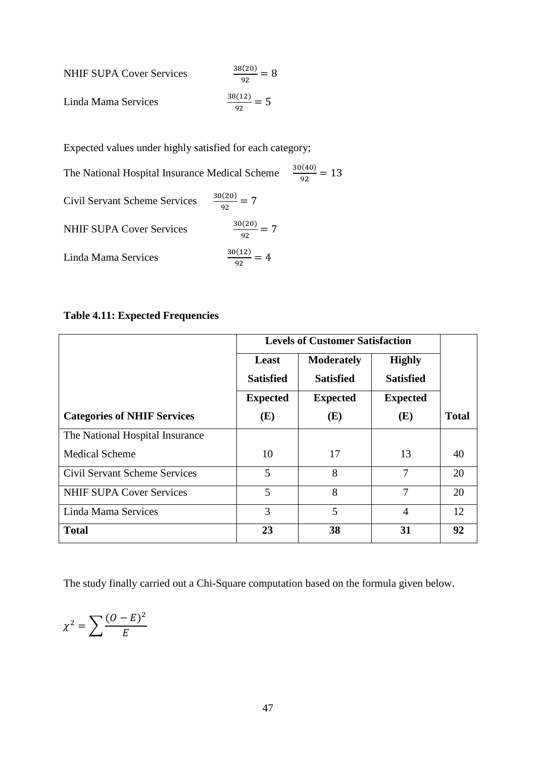NHIF SUPA Cover Services $\frac{38(20)}{92} = 8$

Linda Mama Services $\frac{38(12)}{92} = 5$

Expected values under highly satisfied for each category;

The National Hospital Insurance Medical Scheme $\frac{30(40)}{92} = 13$

Civil Servant Scheme Services $\frac{30(20)}{92} = 7$

NHIF SUPA Cover Services $\frac{30(20)}{92} = 7$

Linda Mama Services $\frac{30(12)}{92} = 4$

**Table 4.11: Expected Frequencies**

| | **Levels of Customer Satisfaction** | | | |
|---|---|---|---|---|
| **Categories of NHIF Services** | **Least Satisfied Expected (E)** | **Moderately Satisfied Expected (E)** | **Highly Satisfied Expected (E)** | **Total** |
| The National Hospital Insurance Medical Scheme | 10 | 17 | 13 | 40 |
| Civil Servant Scheme Services | 5 | 8 | 7 | 20 |
| NHIF SUPA Cover Services | 5 | 8 | 7 | 20 |
| Linda Mama Services | 3 | 5 | 4 | 12 |
| **Total** | **23** | **38** | **31** | **92** |

The study finally carried out a Chi-Square computation based on the formula given below.

$$\chi^2 = \sum \frac{(O - E)^2}{E}$$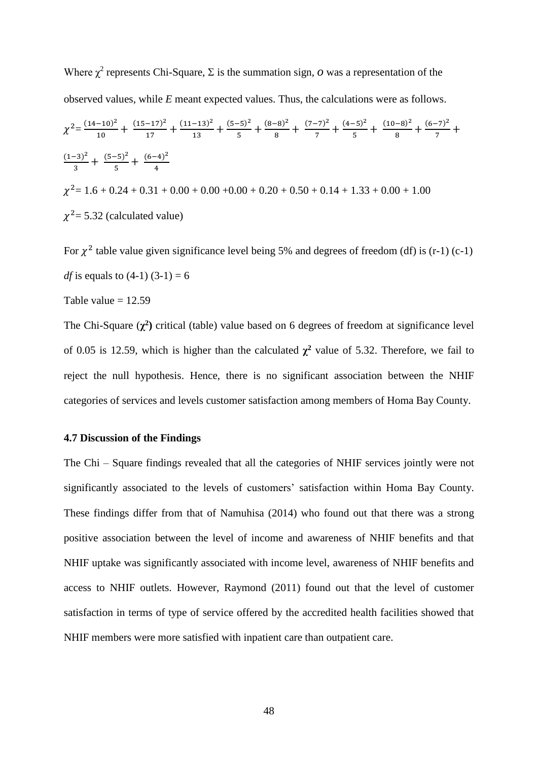Where $\chi^2$ represents Chi-Square, $\Sigma$ is the summation sign, $O$ was a representation of the observed values, while *E* meant expected values. Thus, the calculations were as follows.

$$\chi^2 = \frac{(14-10)^2}{10} + \frac{(15-17)^2}{17} + \frac{(11-13)^2}{13} + \frac{(5-5)^2}{5} + \frac{(8-8)^2}{8} + \frac{(7-7)^2}{7} + \frac{(4-5)^2}{5} + \frac{(10-8)^2}{8} + \frac{(6-7)^2}{7} + \frac{(1-3)^2}{3} + \frac{(5-5)^2}{5} + \frac{(6-4)^2}{4}$$

$$\chi^2 = 1.6 + 0.24 + 0.31 + 0.00 + 0.00 + 0.00 + 0.20 + 0.50 + 0.14 + 1.33 + 0.00 + 1.00$$

$$\chi^2 = 5.32 \text{ (calculated value)}$$

For $\chi^2$ table value given significance level being 5% and degrees of freedom (df) is (r-1) (c-1) *df* is equals to (4-1) (3-1) = 6

Table value = 12.59

The Chi-Square (**$\chi^2$**) critical (table) value based on 6 degrees of freedom at significance level of 0.05 is 12.59, which is higher than the calculated **$\chi^2$** value of 5.32. Therefore, we fail to reject the null hypothesis. Hence, there is no significant association between the NHIF categories of services and levels customer satisfaction among members of Homa Bay County.

### 4.7 Discussion of the Findings

The Chi – Square findings revealed that all the categories of NHIF services jointly were not significantly associated to the levels of customers' satisfaction within Homa Bay County. These findings differ from that of Namuhisa (2014) who found out that there was a strong positive association between the level of income and awareness of NHIF benefits and that NHIF uptake was significantly associated with income level, awareness of NHIF benefits and access to NHIF outlets. However, Raymond (2011) found out that the level of customer satisfaction in terms of type of service offered by the accredited health facilities showed that NHIF members were more satisfied with inpatient care than outpatient care.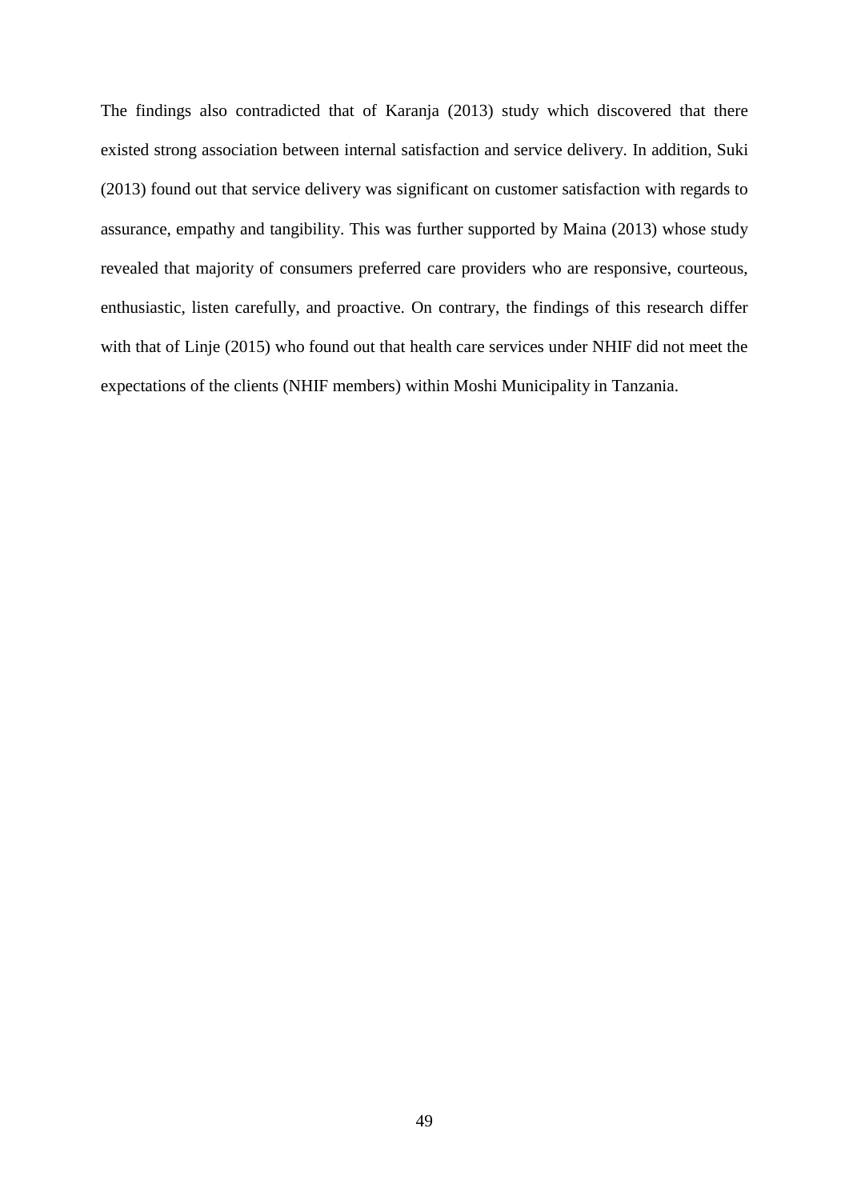The findings also contradicted that of Karanja (2013) study which discovered that there existed strong association between internal satisfaction and service delivery. In addition, Suki (2013) found out that service delivery was significant on customer satisfaction with regards to assurance, empathy and tangibility. This was further supported by Maina (2013) whose study revealed that majority of consumers preferred care providers who are responsive, courteous, enthusiastic, listen carefully, and proactive. On contrary, the findings of this research differ with that of Linje (2015) who found out that health care services under NHIF did not meet the expectations of the clients (NHIF members) within Moshi Municipality in Tanzania.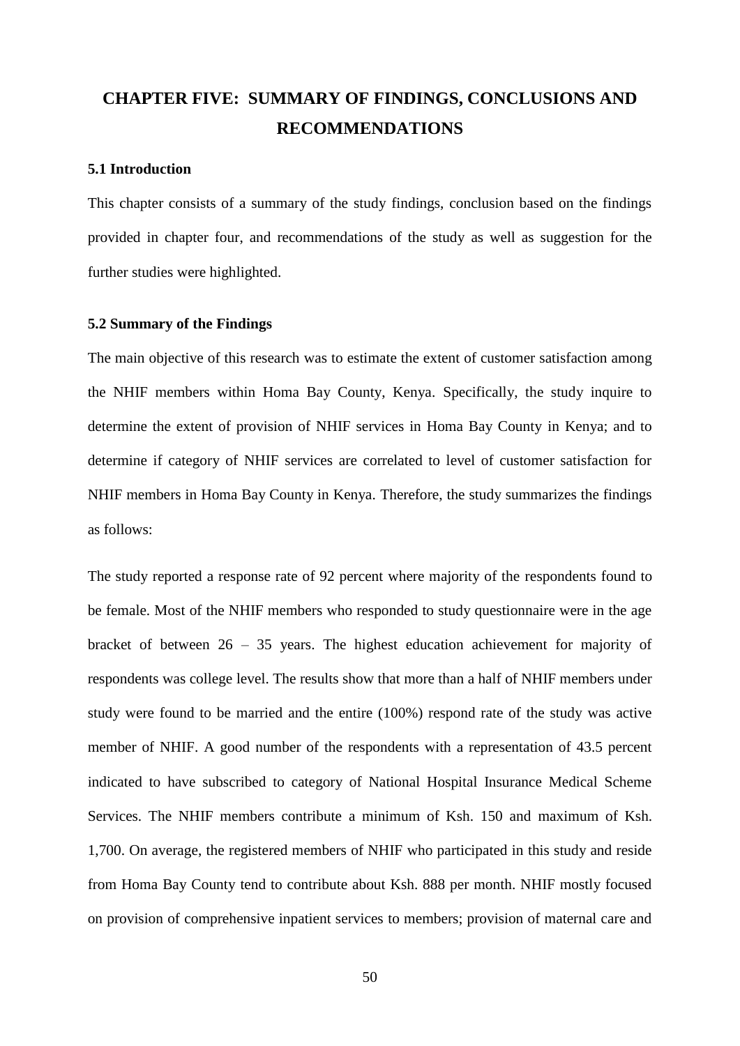# CHAPTER FIVE: SUMMARY OF FINDINGS, CONCLUSIONS AND RECOMMENDATIONS

## 5.1 Introduction

This chapter consists of a summary of the study findings, conclusion based on the findings provided in chapter four, and recommendations of the study as well as suggestion for the further studies were highlighted.

## 5.2 Summary of the Findings

The main objective of this research was to estimate the extent of customer satisfaction among the NHIF members within Homa Bay County, Kenya. Specifically, the study inquire to determine the extent of provision of NHIF services in Homa Bay County in Kenya; and to determine if category of NHIF services are correlated to level of customer satisfaction for NHIF members in Homa Bay County in Kenya. Therefore, the study summarizes the findings as follows:

The study reported a response rate of 92 percent where majority of the respondents found to be female. Most of the NHIF members who responded to study questionnaire were in the age bracket of between 26 – 35 years. The highest education achievement for majority of respondents was college level. The results show that more than a half of NHIF members under study were found to be married and the entire (100%) respond rate of the study was active member of NHIF. A good number of the respondents with a representation of 43.5 percent indicated to have subscribed to category of National Hospital Insurance Medical Scheme Services. The NHIF members contribute a minimum of Ksh. 150 and maximum of Ksh. 1,700. On average, the registered members of NHIF who participated in this study and reside from Homa Bay County tend to contribute about Ksh. 888 per month. NHIF mostly focused on provision of comprehensive inpatient services to members; provision of maternal care and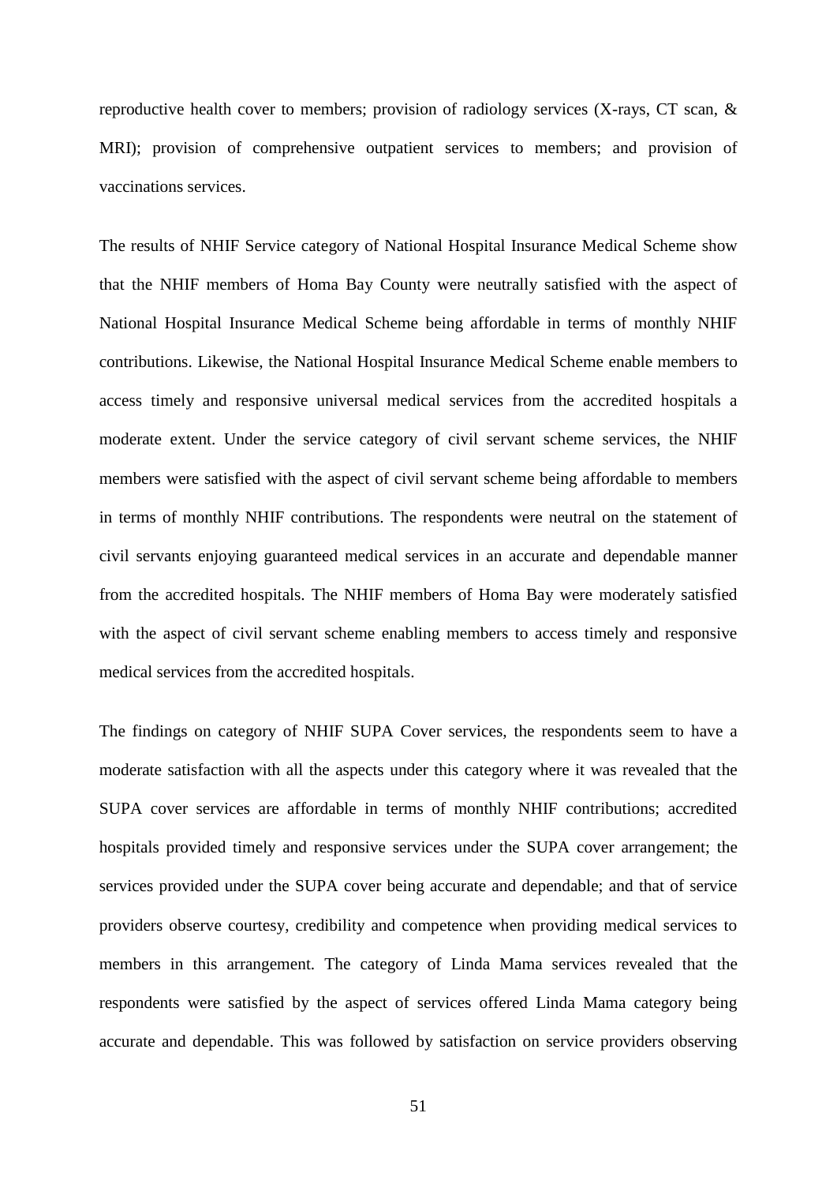reproductive health cover to members; provision of radiology services (X-rays, CT scan, & MRI); provision of comprehensive outpatient services to members; and provision of vaccinations services.

The results of NHIF Service category of National Hospital Insurance Medical Scheme show that the NHIF members of Homa Bay County were neutrally satisfied with the aspect of National Hospital Insurance Medical Scheme being affordable in terms of monthly NHIF contributions. Likewise, the National Hospital Insurance Medical Scheme enable members to access timely and responsive universal medical services from the accredited hospitals a moderate extent. Under the service category of civil servant scheme services, the NHIF members were satisfied with the aspect of civil servant scheme being affordable to members in terms of monthly NHIF contributions. The respondents were neutral on the statement of civil servants enjoying guaranteed medical services in an accurate and dependable manner from the accredited hospitals. The NHIF members of Homa Bay were moderately satisfied with the aspect of civil servant scheme enabling members to access timely and responsive medical services from the accredited hospitals.

The findings on category of NHIF SUPA Cover services, the respondents seem to have a moderate satisfaction with all the aspects under this category where it was revealed that the SUPA cover services are affordable in terms of monthly NHIF contributions; accredited hospitals provided timely and responsive services under the SUPA cover arrangement; the services provided under the SUPA cover being accurate and dependable; and that of service providers observe courtesy, credibility and competence when providing medical services to members in this arrangement. The category of Linda Mama services revealed that the respondents were satisfied by the aspect of services offered Linda Mama category being accurate and dependable. This was followed by satisfaction on service providers observing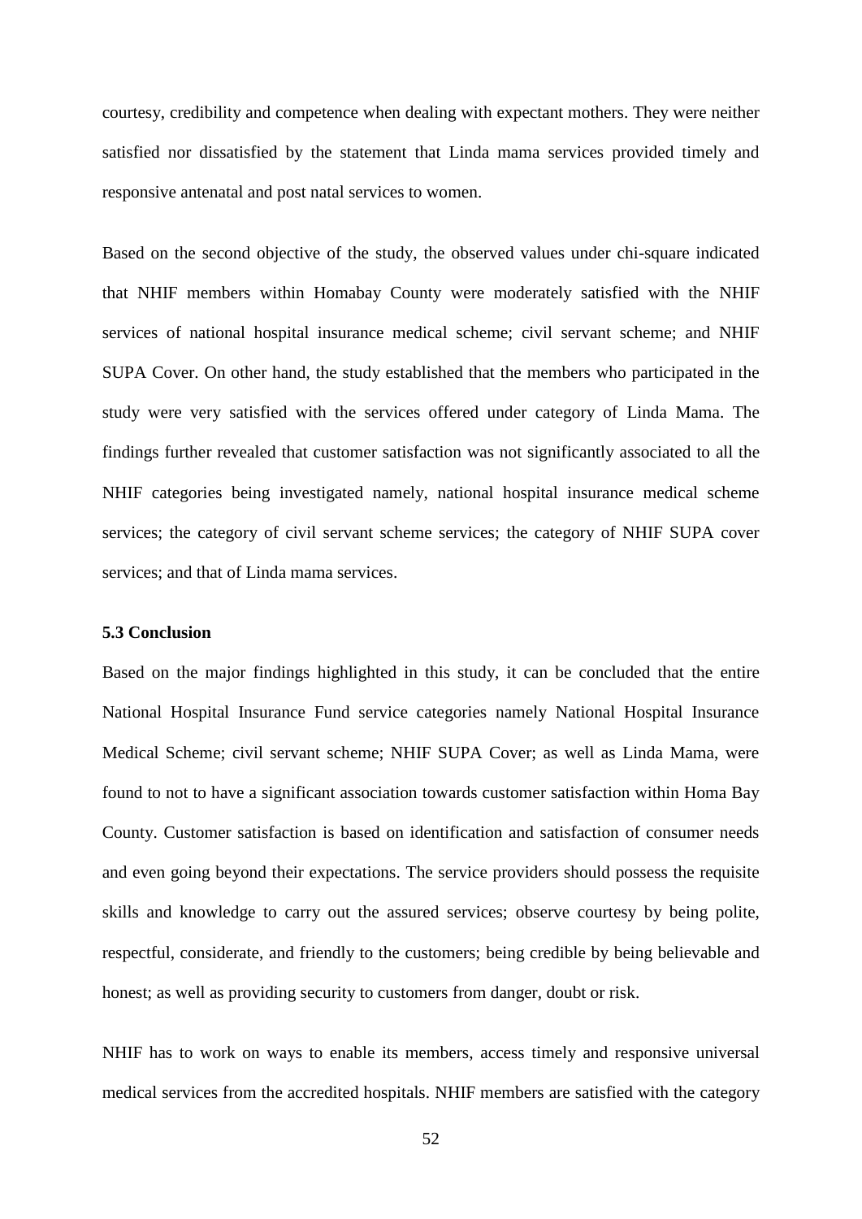courtesy, credibility and competence when dealing with expectant mothers. They were neither satisfied nor dissatisfied by the statement that Linda mama services provided timely and responsive antenatal and post natal services to women.

Based on the second objective of the study, the observed values under chi-square indicated that NHIF members within Homabay County were moderately satisfied with the NHIF services of national hospital insurance medical scheme; civil servant scheme; and NHIF SUPA Cover. On other hand, the study established that the members who participated in the study were very satisfied with the services offered under category of Linda Mama. The findings further revealed that customer satisfaction was not significantly associated to all the NHIF categories being investigated namely, national hospital insurance medical scheme services; the category of civil servant scheme services; the category of NHIF SUPA cover services; and that of Linda mama services.

### 5.3 Conclusion

Based on the major findings highlighted in this study, it can be concluded that the entire National Hospital Insurance Fund service categories namely National Hospital Insurance Medical Scheme; civil servant scheme; NHIF SUPA Cover; as well as Linda Mama, were found to not to have a significant association towards customer satisfaction within Homa Bay County. Customer satisfaction is based on identification and satisfaction of consumer needs and even going beyond their expectations. The service providers should possess the requisite skills and knowledge to carry out the assured services; observe courtesy by being polite, respectful, considerate, and friendly to the customers; being credible by being believable and honest; as well as providing security to customers from danger, doubt or risk.

NHIF has to work on ways to enable its members, access timely and responsive universal medical services from the accredited hospitals. NHIF members are satisfied with the category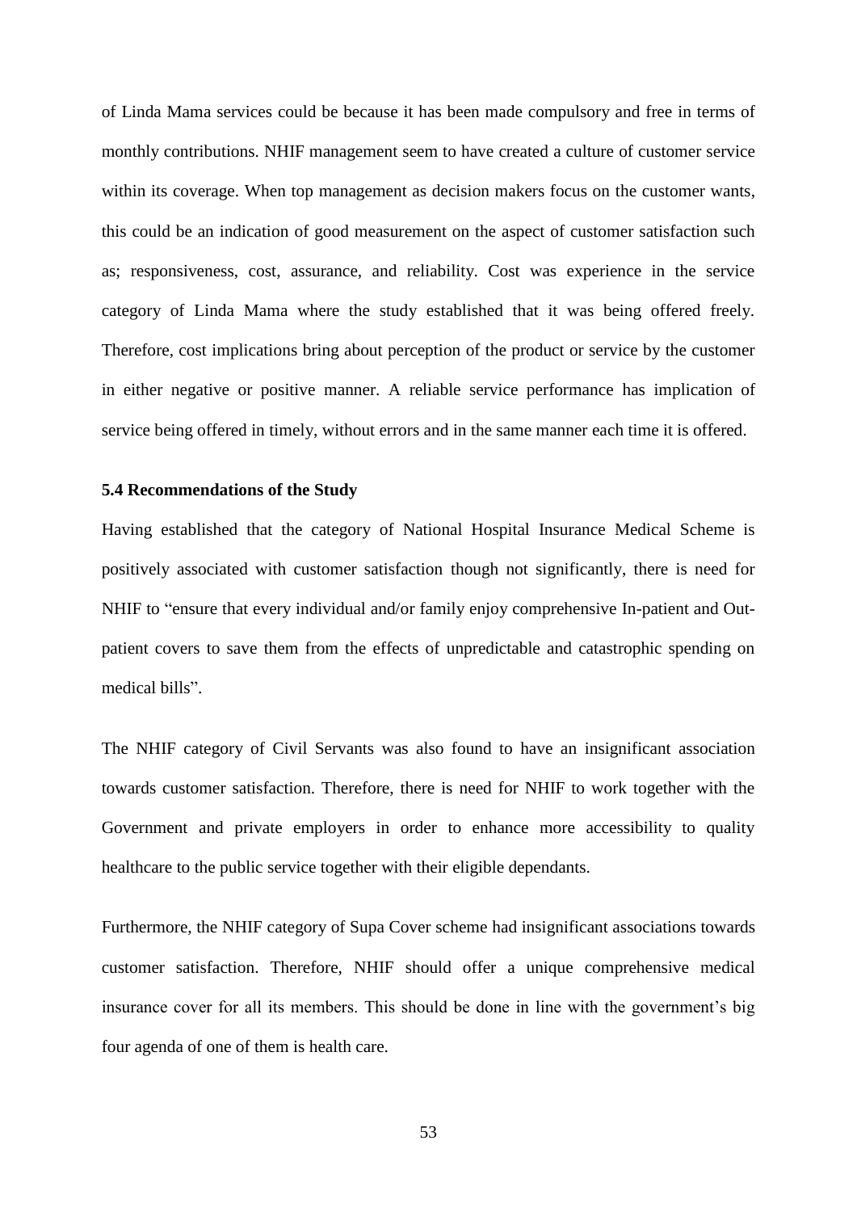of Linda Mama services could be because it has been made compulsory and free in terms of monthly contributions. NHIF management seem to have created a culture of customer service within its coverage. When top management as decision makers focus on the customer wants, this could be an indication of good measurement on the aspect of customer satisfaction such as; responsiveness, cost, assurance, and reliability. Cost was experience in the service category of Linda Mama where the study established that it was being offered freely. Therefore, cost implications bring about perception of the product or service by the customer in either negative or positive manner. A reliable service performance has implication of service being offered in timely, without errors and in the same manner each time it is offered.

### 5.4 Recommendations of the Study

Having established that the category of National Hospital Insurance Medical Scheme is positively associated with customer satisfaction though not significantly, there is need for NHIF to "ensure that every individual and/or family enjoy comprehensive In-patient and Out-patient covers to save them from the effects of unpredictable and catastrophic spending on medical bills".

The NHIF category of Civil Servants was also found to have an insignificant association towards customer satisfaction. Therefore, there is need for NHIF to work together with the Government and private employers in order to enhance more accessibility to quality healthcare to the public service together with their eligible dependants.

Furthermore, the NHIF category of Supa Cover scheme had insignificant associations towards customer satisfaction. Therefore, NHIF should offer a unique comprehensive medical insurance cover for all its members. This should be done in line with the government's big four agenda of one of them is health care.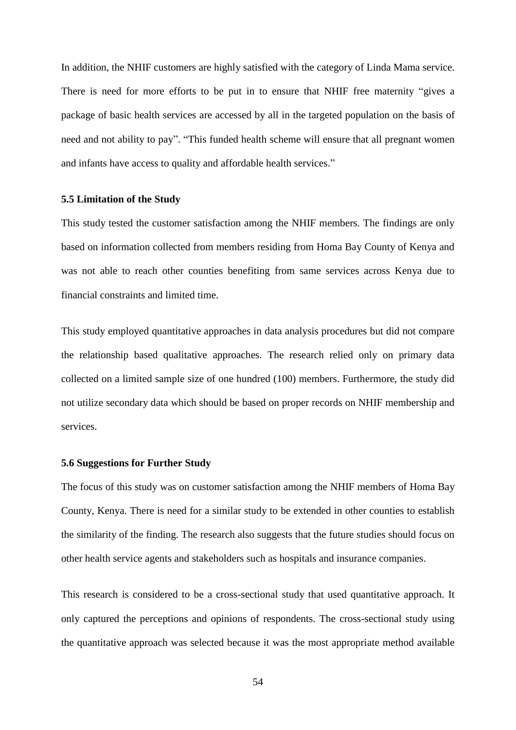In addition, the NHIF customers are highly satisfied with the category of Linda Mama service. There is need for more efforts to be put in to ensure that NHIF free maternity "gives a package of basic health services are accessed by all in the targeted population on the basis of need and not ability to pay". "This funded health scheme will ensure that all pregnant women and infants have access to quality and affordable health services."

### 5.5 Limitation of the Study

This study tested the customer satisfaction among the NHIF members. The findings are only based on information collected from members residing from Homa Bay County of Kenya and was not able to reach other counties benefiting from same services across Kenya due to financial constraints and limited time.

This study employed quantitative approaches in data analysis procedures but did not compare the relationship based qualitative approaches. The research relied only on primary data collected on a limited sample size of one hundred (100) members. Furthermore, the study did not utilize secondary data which should be based on proper records on NHIF membership and services.

### 5.6 Suggestions for Further Study

The focus of this study was on customer satisfaction among the NHIF members of Homa Bay County, Kenya. There is need for a similar study to be extended in other counties to establish the similarity of the finding. The research also suggests that the future studies should focus on other health service agents and stakeholders such as hospitals and insurance companies.

This research is considered to be a cross-sectional study that used quantitative approach. It only captured the perceptions and opinions of respondents. The cross-sectional study using the quantitative approach was selected because it was the most appropriate method available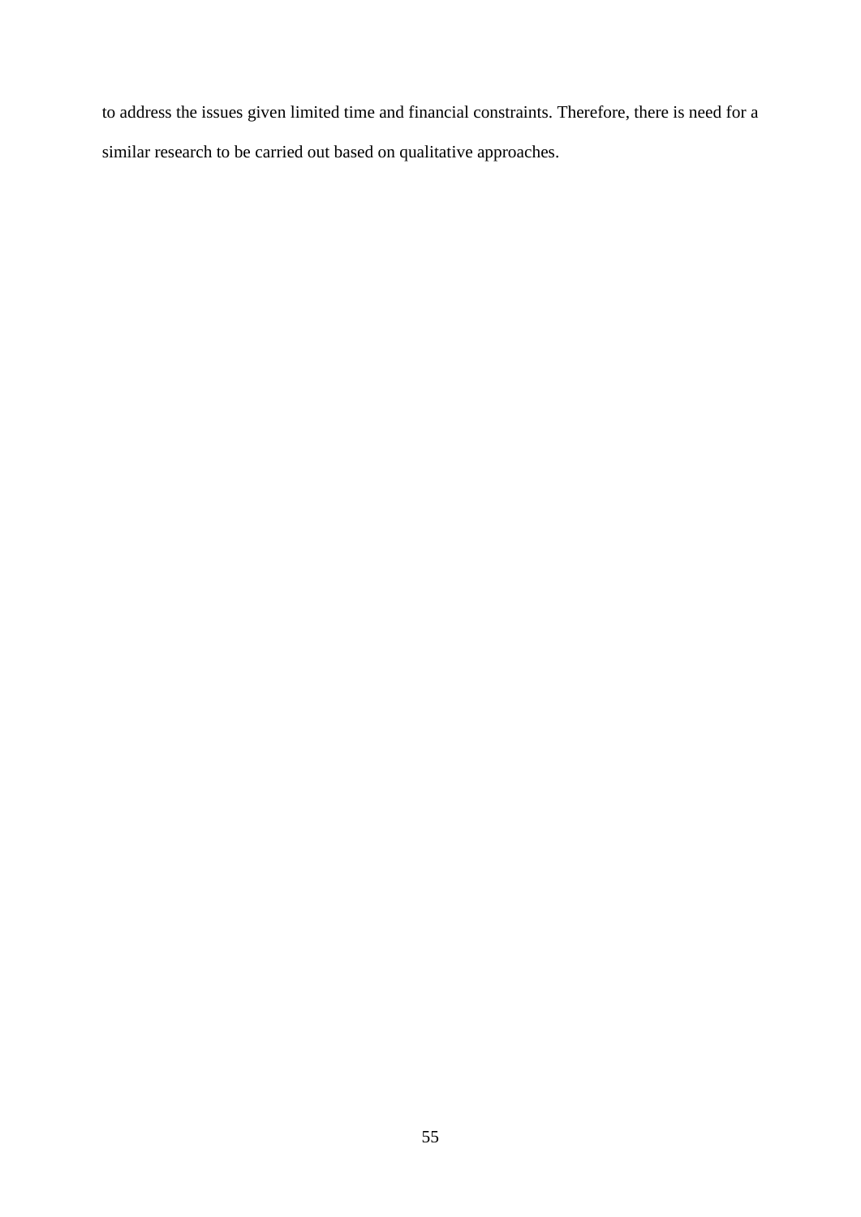to address the issues given limited time and financial constraints. Therefore, there is need for a similar research to be carried out based on qualitative approaches.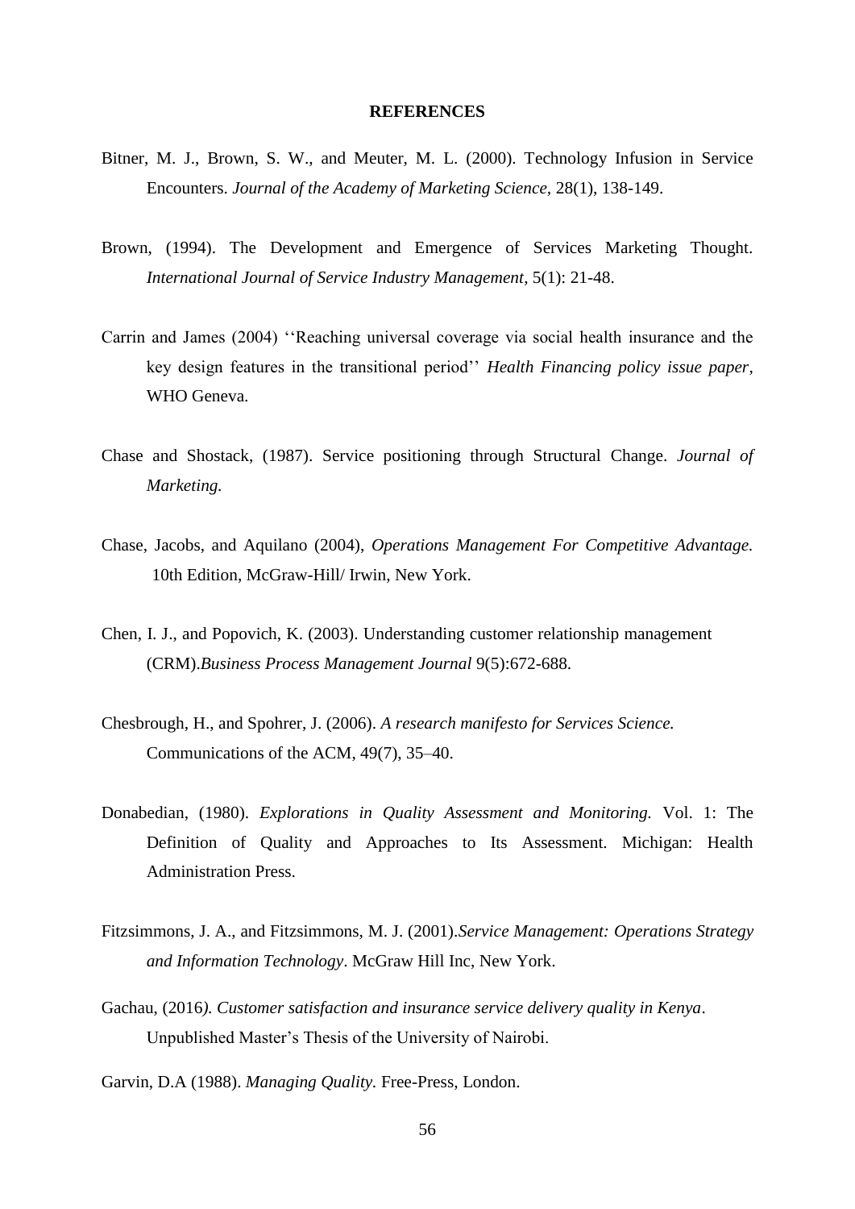# REFERENCES

Bitner, M. J., Brown, S. W., and Meuter, M. L. (2000). Technology Infusion in Service Encounters. *Journal of the Academy of Marketing Science,* 28(1), 138-149.

Brown, (1994). The Development and Emergence of Services Marketing Thought. *International Journal of Service Industry Management*, 5(1): 21-48.

Carrin and James (2004) ''Reaching universal coverage via social health insurance and the key design features in the transitional period'' *Health Financing policy issue paper*, WHO Geneva.

Chase and Shostack, (1987). Service positioning through Structural Change. *Journal of Marketing.*

Chase, Jacobs, and Aquilano (2004), *Operations Management For Competitive Advantage.* 10th Edition, McGraw-Hill/ Irwin, New York.

Chen, I. J., and Popovich, K. (2003). Understanding customer relationship management (CRM).*Business Process Management Journal* 9(5):672-688.

Chesbrough, H., and Spohrer, J. (2006). *A research manifesto for Services Science.* Communications of the ACM, 49(7), 35–40.

Donabedian, (1980). *Explorations in Quality Assessment and Monitoring.* Vol. 1: The Definition of Quality and Approaches to Its Assessment. Michigan: Health Administration Press.

Fitzsimmons, J. A., and Fitzsimmons, M. J. (2001).*Service Management: Operations Strategy and Information Technology*. McGraw Hill Inc, New York.

Gachau, (2016*). Customer satisfaction and insurance service delivery quality in Kenya*. Unpublished Master's Thesis of the University of Nairobi.

Garvin, D.A (1988). *Managing Quality.* Free-Press, London.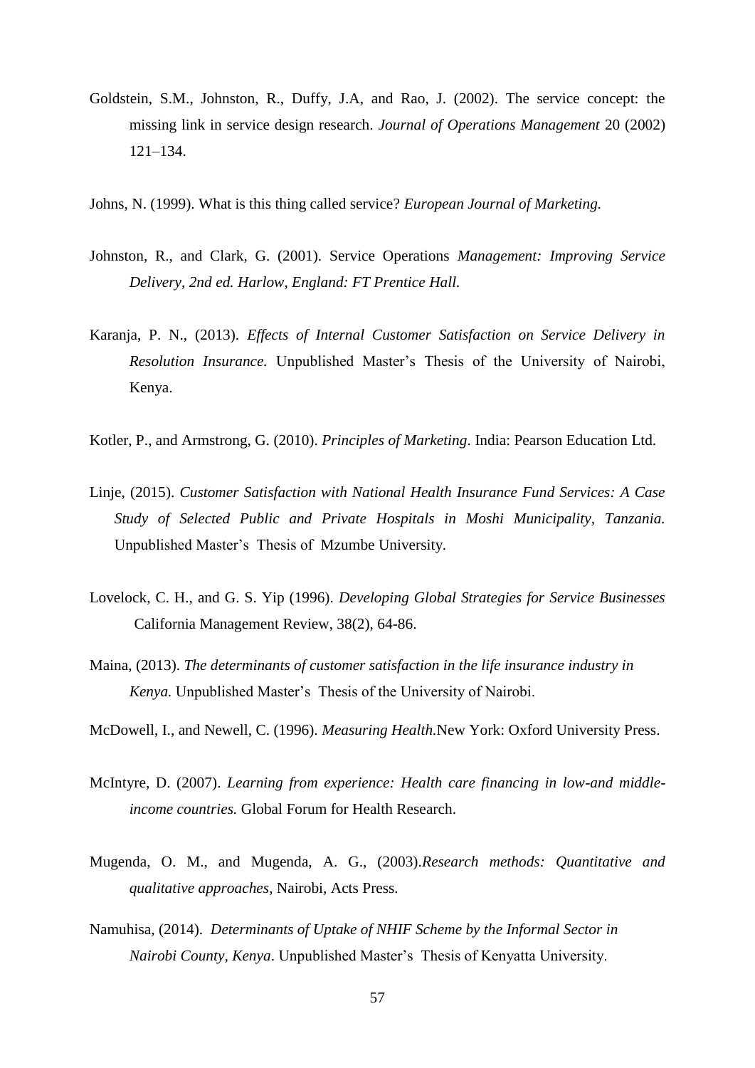Goldstein, S.M., Johnston, R., Duffy, J.A, and Rao, J. (2002). The service concept: the missing link in service design research. *Journal of Operations Management* 20 (2002) 121–134.

Johns, N. (1999). What is this thing called service? *European Journal of Marketing.*

Johnston, R., and Clark, G. (2001). Service Operations *Management: Improving Service Delivery, 2nd ed. Harlow, England: FT Prentice Hall.*

Karanja, P. N., (2013). *Effects of Internal Customer Satisfaction on Service Delivery in Resolution Insurance.* Unpublished Master's Thesis of the University of Nairobi, Kenya.

Kotler, P., and Armstrong, G. (2010). *Principles of Marketing*. India: Pearson Education Ltd.

Linje, (2015). *Customer Satisfaction with National Health Insurance Fund Services: A Case Study of Selected Public and Private Hospitals in Moshi Municipality, Tanzania.* Unpublished Master's Thesis of Mzumbe University.

Lovelock, C. H., and G. S. Yip (1996). *Developing Global Strategies for Service Businesses* California Management Review, 38(2), 64-86.

Maina, (2013). *The determinants of customer satisfaction in the life insurance industry in Kenya.* Unpublished Master's Thesis of the University of Nairobi.

McDowell, I., and Newell, C. (1996). *Measuring Health*.New York: Oxford University Press.

McIntyre, D. (2007). *Learning from experience: Health care financing in low-and middle-income countries.* Global Forum for Health Research.

Mugenda, O. M., and Mugenda, A. G., (2003).*Research methods: Quantitative and qualitative approaches*, Nairobi, Acts Press.

Namuhisa, (2014). *Determinants of Uptake of NHIF Scheme by the Informal Sector in Nairobi County, Kenya*. Unpublished Master's Thesis of Kenyatta University.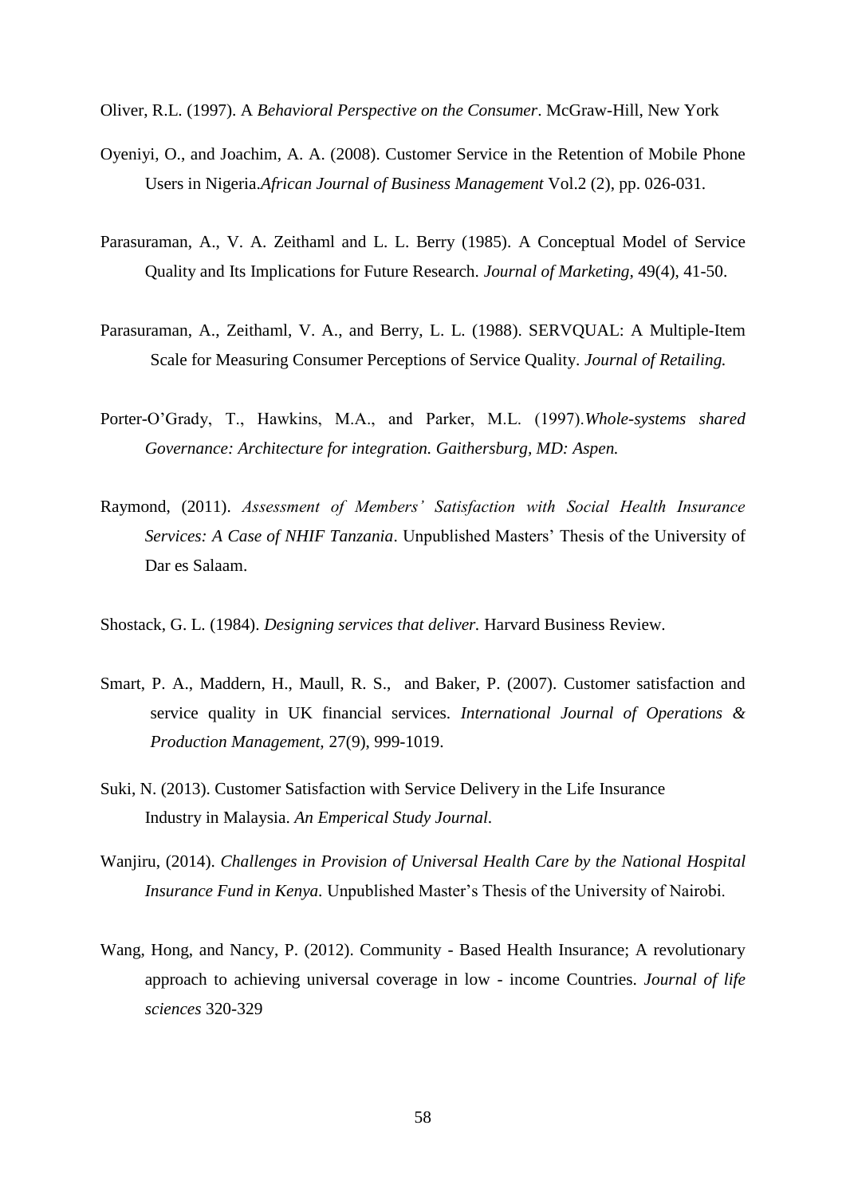Oliver, R.L. (1997). A *Behavioral Perspective on the Consumer*. McGraw-Hill, New York

Oyeniyi, O., and Joachim, A. A. (2008). Customer Service in the Retention of Mobile Phone Users in Nigeria.*African Journal of Business Management* Vol.2 (2), pp. 026-031.

Parasuraman, A., V. A. Zeithaml and L. L. Berry (1985). A Conceptual Model of Service Quality and Its Implications for Future Research. *Journal of Marketing*, 49(4), 41-50.

Parasuraman, A., Zeithaml, V. A., and Berry, L. L. (1988). SERVQUAL: A Multiple-Item Scale for Measuring Consumer Perceptions of Service Quality. *Journal of Retailing.*

Porter-O'Grady, T., Hawkins, M.A., and Parker, M.L. (1997).*Whole-systems shared Governance: Architecture for integration. Gaithersburg, MD: Aspen.*

Raymond, (2011). *Assessment of Members' Satisfaction with Social Health Insurance Services: A Case of NHIF Tanzania*. Unpublished Masters' Thesis of the University of Dar es Salaam.

Shostack, G. L. (1984). *Designing services that deliver.* Harvard Business Review.

Smart, P. A., Maddern, H., Maull, R. S., and Baker, P. (2007). Customer satisfaction and service quality in UK financial services. *International Journal of Operations & Production Management*, 27(9), 999-1019.

Suki, N. (2013). Customer Satisfaction with Service Delivery in the Life Insurance Industry in Malaysia. *An Emperical Study Journal*.

Wanjiru, (2014). *Challenges in Provision of Universal Health Care by the National Hospital Insurance Fund in Kenya.* Unpublished Master's Thesis of the University of Nairobi.

Wang, Hong, and Nancy, P. (2012). Community - Based Health Insurance; A revolutionary approach to achieving universal coverage in low - income Countries. *Journal of life sciences* 320-329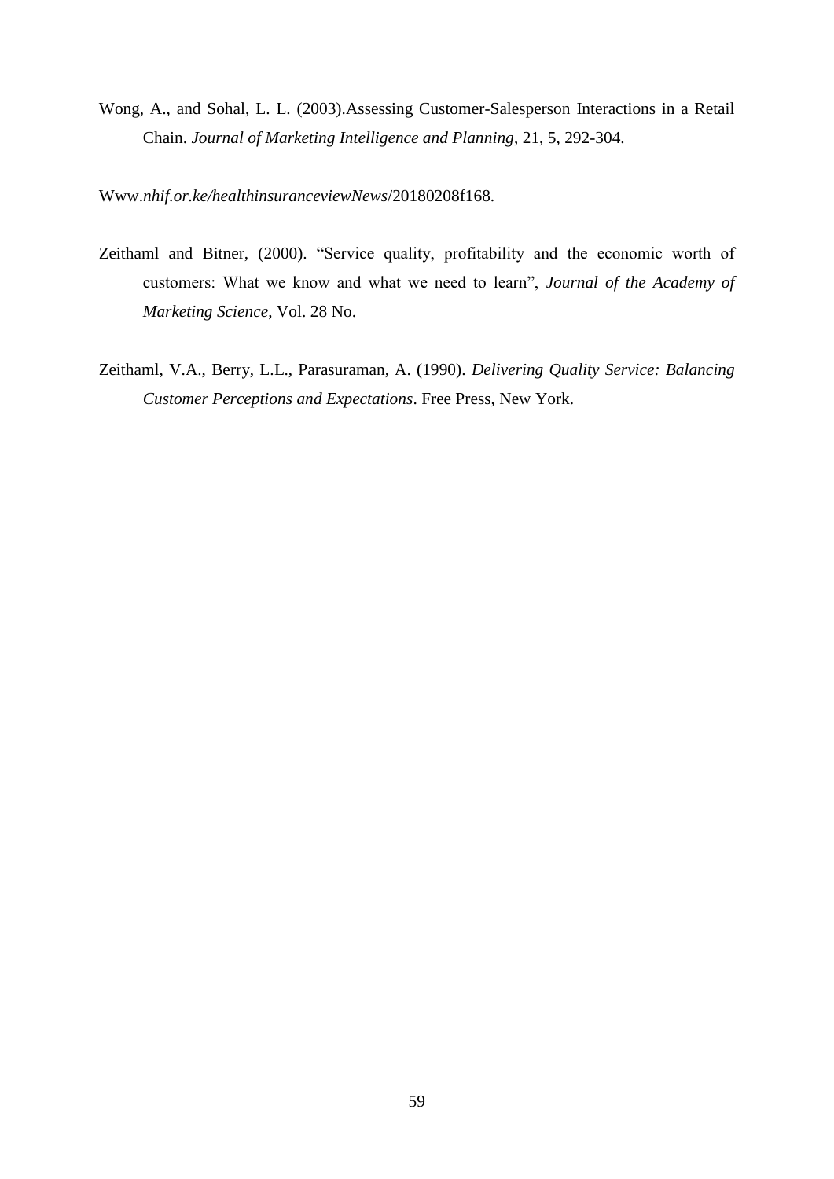Wong, A., and Sohal, L. L. (2003).Assessing Customer-Salesperson Interactions in a Retail Chain. *Journal of Marketing Intelligence and Planning*, 21, 5, 292-304.

Www.*nhif.or.ke/healthinsuranceviewNews*/20180208f168.

Zeithaml and Bitner, (2000). "Service quality, profitability and the economic worth of customers: What we know and what we need to learn", *Journal of the Academy of Marketing Science*, Vol. 28 No.

Zeithaml, V.A., Berry, L.L., Parasuraman, A. (1990). *Delivering Quality Service: Balancing Customer Perceptions and Expectations*. Free Press, New York.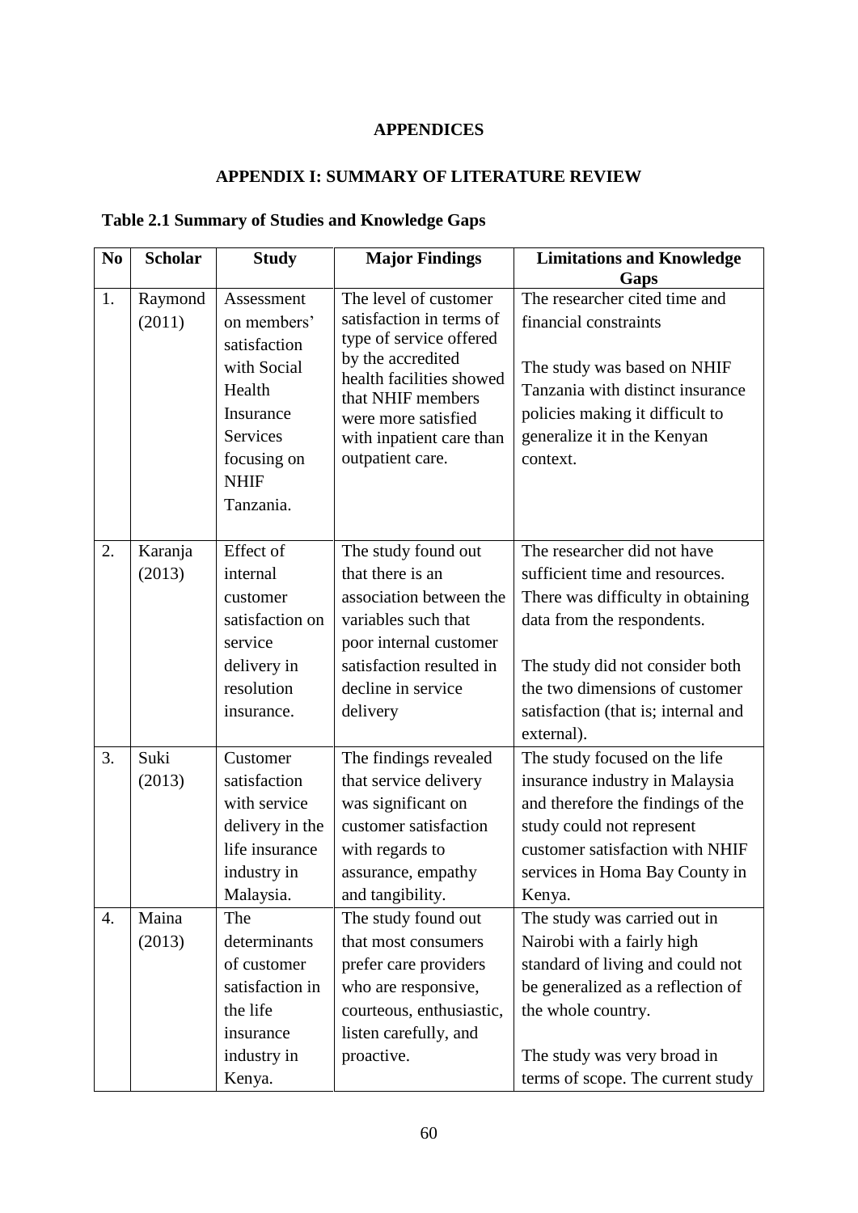# APPENDICES

## APPENDIX I: SUMMARY OF LITERATURE REVIEW

**Table 2.1 Summary of Studies and Knowledge Gaps**

| No | Scholar | Study | Major Findings | Limitations and Knowledge Gaps |
|---|---|---|---|---|
| 1. | Raymond (2011) | Assessment on members' satisfaction with Social Health Insurance Services focusing on NHIF Tanzania. | The level of customer satisfaction in terms of type of service offered by the accredited health facilities showed that NHIF members were more satisfied with inpatient care than outpatient care. | The researcher cited time and financial constraints<br><br>The study was based on NHIF Tanzania with distinct insurance policies making it difficult to generalize it in the Kenyan context. |
| 2. | Karanja (2013) | Effect of internal customer satisfaction on service delivery in resolution insurance. | The study found out that there is an association between the variables such that poor internal customer satisfaction resulted in decline in service delivery | The researcher did not have sufficient time and resources. There was difficulty in obtaining data from the respondents.<br><br>The study did not consider both the two dimensions of customer satisfaction (that is; internal and external). |
| 3. | Suki (2013) | Customer satisfaction with service delivery in the life insurance industry in Malaysia. | The findings revealed that service delivery was significant on customer satisfaction with regards to assurance, empathy and tangibility. | The study focused on the life insurance industry in Malaysia and therefore the findings of the study could not represent customer satisfaction with NHIF services in Homa Bay County in Kenya. |
| 4. | Maina (2013) | The determinants of customer satisfaction in the life insurance industry in Kenya. | The study found out that most consumers prefer care providers who are responsive, courteous, enthusiastic, listen carefully, and proactive. | The study was carried out in Nairobi with a fairly high standard of living and could not be generalized as a reflection of the whole country.<br><br>The study was very broad in terms of scope. The current study |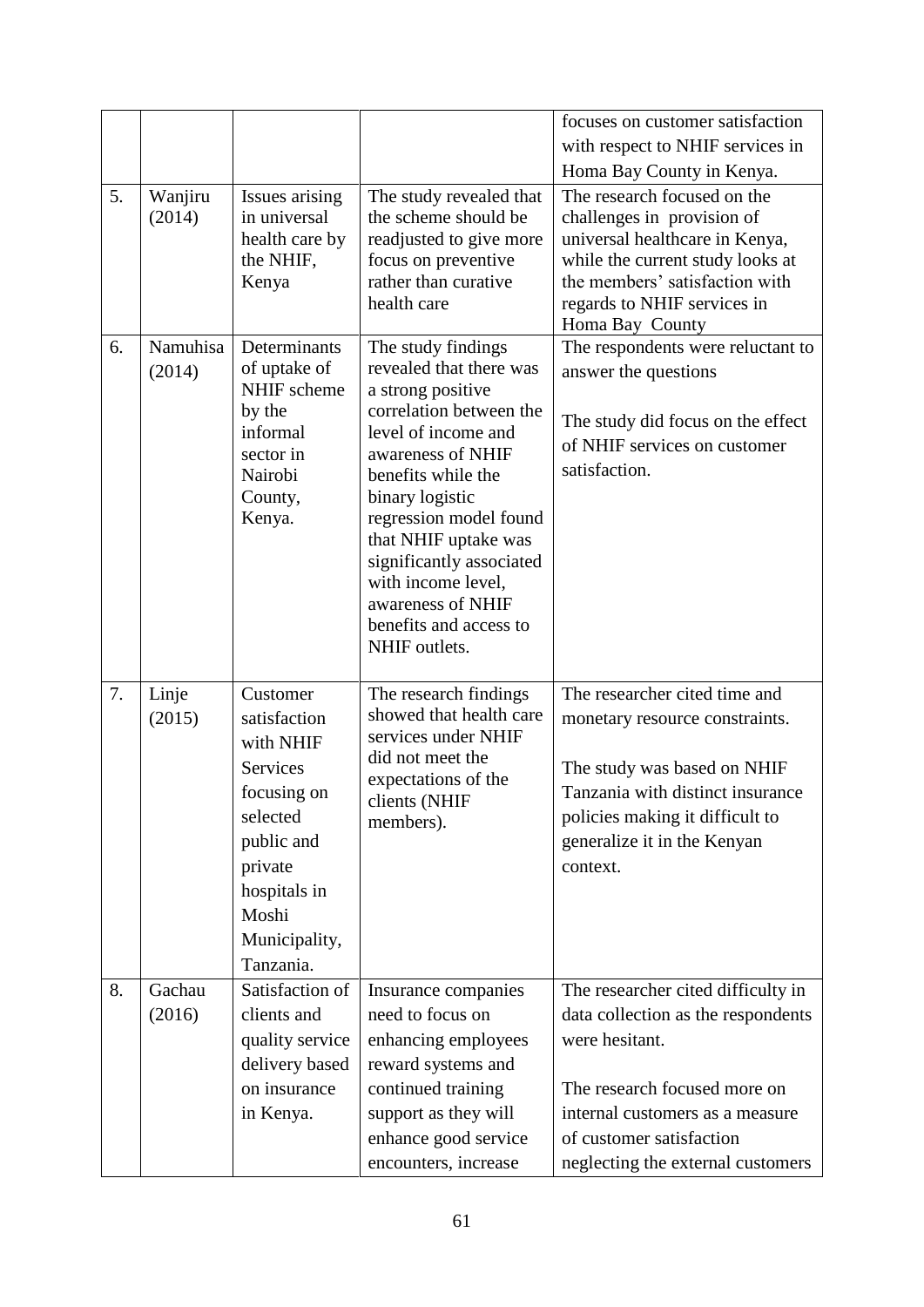|  |  |  |  | focuses on customer satisfaction with respect to NHIF services in Homa Bay County in Kenya. |
|---|---|---|---|---|
| 5. | Wanjiru (2014) | Issues arising in universal health care by the NHIF, Kenya | The study revealed that the scheme should be readjusted to give more focus on preventive rather than curative health care | The research focused on the challenges in provision of universal healthcare in Kenya, while the current study looks at the members' satisfaction with regards to NHIF services in Homa Bay County |
| 6. | Namuhisa (2014) | Determinants of uptake of NHIF scheme by the informal sector in Nairobi County, Kenya. | The study findings revealed that there was a strong positive correlation between the level of income and awareness of NHIF benefits while the binary logistic regression model found that NHIF uptake was significantly associated with income level, awareness of NHIF benefits and access to NHIF outlets. | The respondents were reluctant to answer the questions<br><br>The study did focus on the effect of NHIF services on customer satisfaction. |
| 7. | Linje (2015) | Customer satisfaction with NHIF Services focusing on selected public and private hospitals in Moshi Municipality, Tanzania. | The research findings showed that health care services under NHIF did not meet the expectations of the clients (NHIF members). | The researcher cited time and monetary resource constraints.<br><br>The study was based on NHIF Tanzania with distinct insurance policies making it difficult to generalize it in the Kenyan context. |
| 8. | Gachau (2016) | Satisfaction of clients and quality service delivery based on insurance in Kenya. | Insurance companies need to focus on enhancing employees reward systems and continued training support as they will enhance good service encounters, increase | The researcher cited difficulty in data collection as the respondents were hesitant.<br><br>The research focused more on internal customers as a measure of customer satisfaction neglecting the external customers |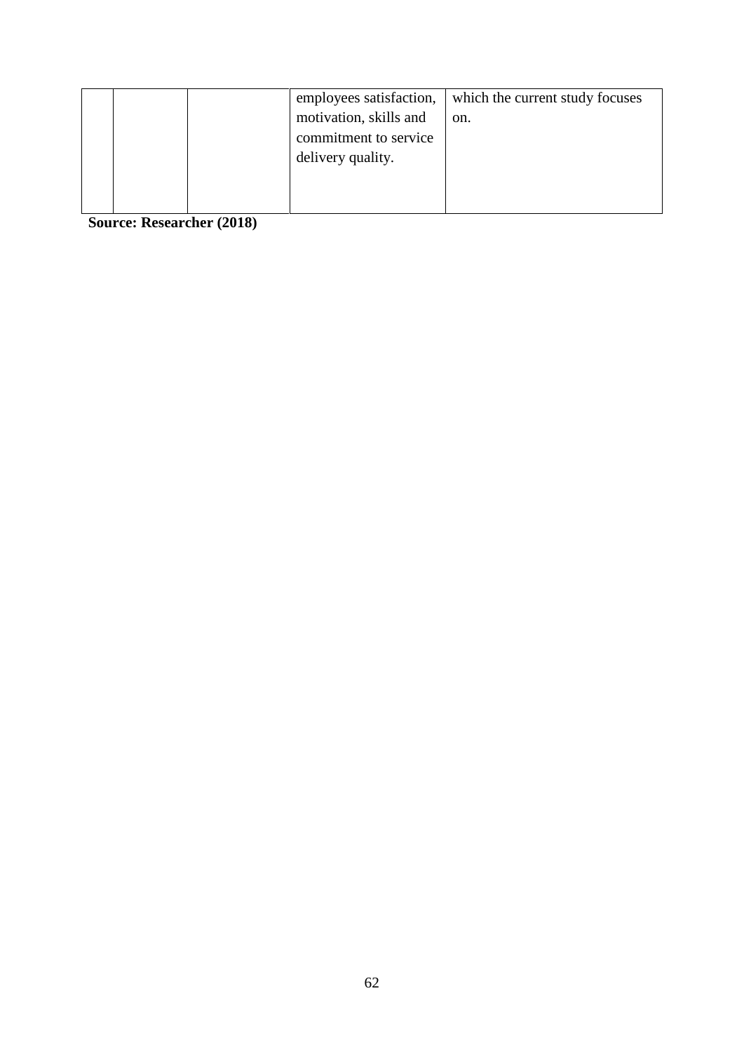| | | | | |
|---|---|---|---|---|
| | | | employees satisfaction, motivation, skills and commitment to service delivery quality. | which the current study focuses on. |

**Source: Researcher (2018)**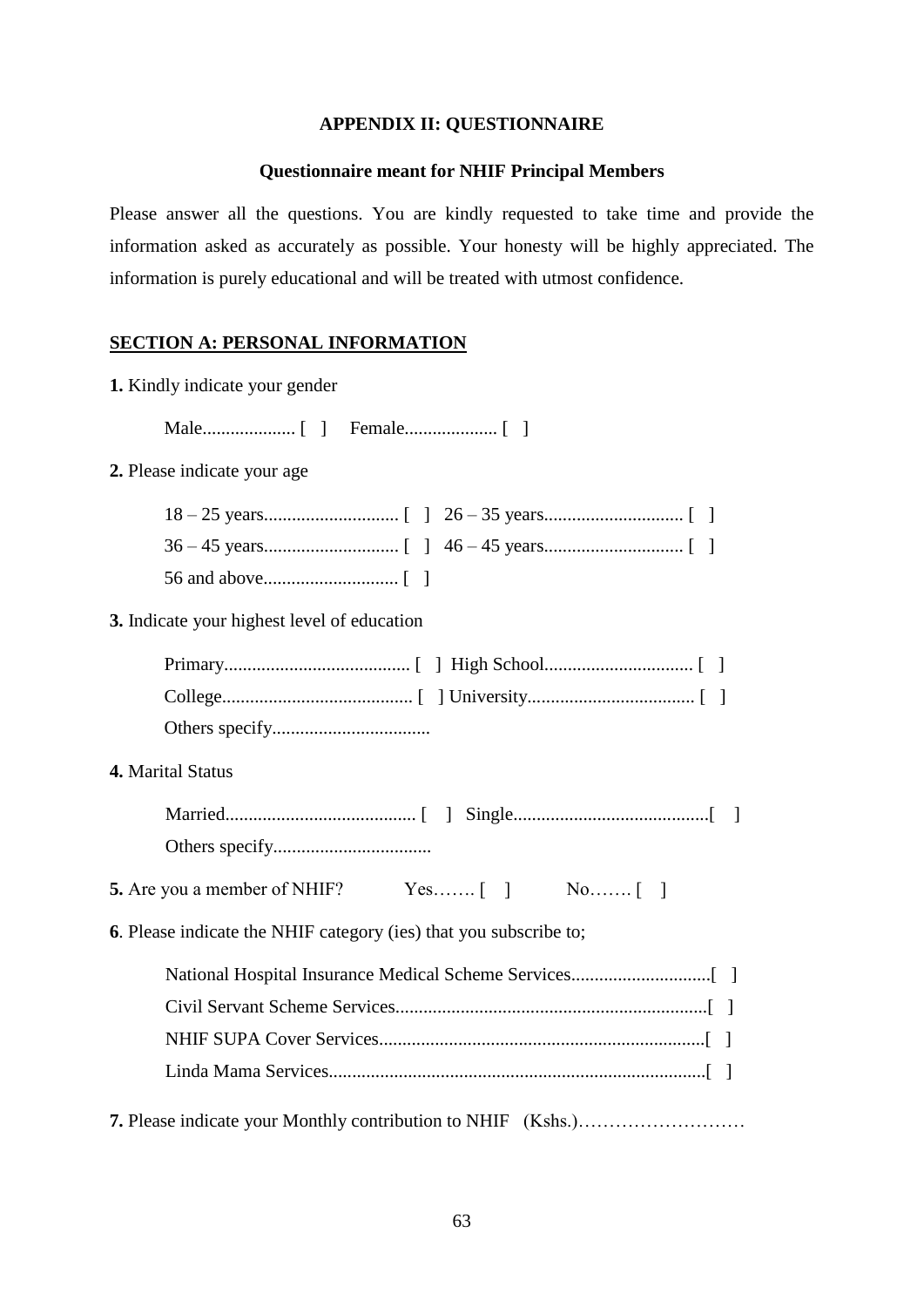**APPENDIX II: QUESTIONNAIRE**

**Questionnaire meant for NHIF Principal Members**

Please answer all the questions. You are kindly requested to take time and provide the information asked as accurately as possible. Your honesty will be highly appreciated. The information is purely educational and will be treated with utmost confidence.

**SECTION A: PERSONAL INFORMATION**

**1.** Kindly indicate your gender

Male.................... [ ]   Female.................... [ ]

**2.** Please indicate your age

18 – 25 years............................. [ ]  26 – 35 years.............................. [ ]
36 – 45 years............................. [ ]  46 – 45 years.............................. [ ]
56 and above............................. [ ]

**3.** Indicate your highest level of education

Primary........................................ [ ]  High School................................ [ ]
College......................................... [ ] University.................................... [ ]
Others specify..................................

**4.** Marital Status

Married......................................... [ ]  Single..........................................[ ]
Others specify..................................

**5.** Are you a member of NHIF?   Yes……. [ ]   No……. [ ]

**6**. Please indicate the NHIF category (ies) that you subscribe to;

National Hospital Insurance Medical Scheme Services..............................[ ]
Civil Servant Scheme Services...................................................................[ ]
NHIF SUPA Cover Services......................................................................[ ]
Linda Mama Services.................................................................................[ ]

**7.** Please indicate your Monthly contribution to NHIF (Kshs.)………………………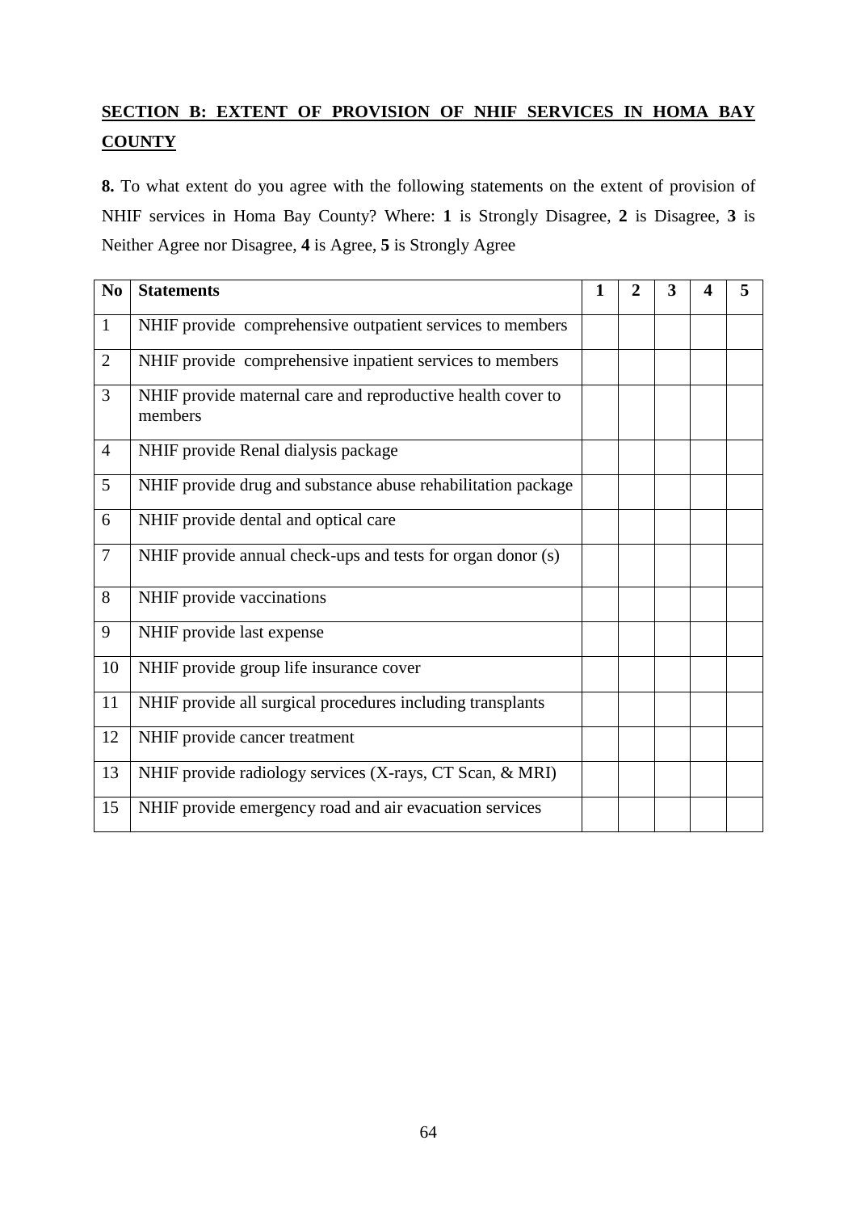## SECTION B: EXTENT OF PROVISION OF NHIF SERVICES IN HOMA BAY COUNTY

**8.** To what extent do you agree with the following statements on the extent of provision of NHIF services in Homa Bay County? Where: **1** is Strongly Disagree, **2** is Disagree, **3** is Neither Agree nor Disagree, **4** is Agree, **5** is Strongly Agree

| No | Statements | 1 | 2 | 3 | 4 | 5 |
|---|---|---|---|---|---|---|
| 1 | NHIF provide comprehensive outpatient services to members | | | | | |
| 2 | NHIF provide comprehensive inpatient services to members | | | | | |
| 3 | NHIF provide maternal care and reproductive health cover to members | | | | | |
| 4 | NHIF provide Renal dialysis package | | | | | |
| 5 | NHIF provide drug and substance abuse rehabilitation package | | | | | |
| 6 | NHIF provide dental and optical care | | | | | |
| 7 | NHIF provide annual check-ups and tests for organ donor (s) | | | | | |
| 8 | NHIF provide vaccinations | | | | | |
| 9 | NHIF provide last expense | | | | | |
| 10 | NHIF provide group life insurance cover | | | | | |
| 11 | NHIF provide all surgical procedures including transplants | | | | | |
| 12 | NHIF provide cancer treatment | | | | | |
| 13 | NHIF provide radiology services (X-rays, CT Scan, & MRI) | | | | | |
| 15 | NHIF provide emergency road and air evacuation services | | | | | |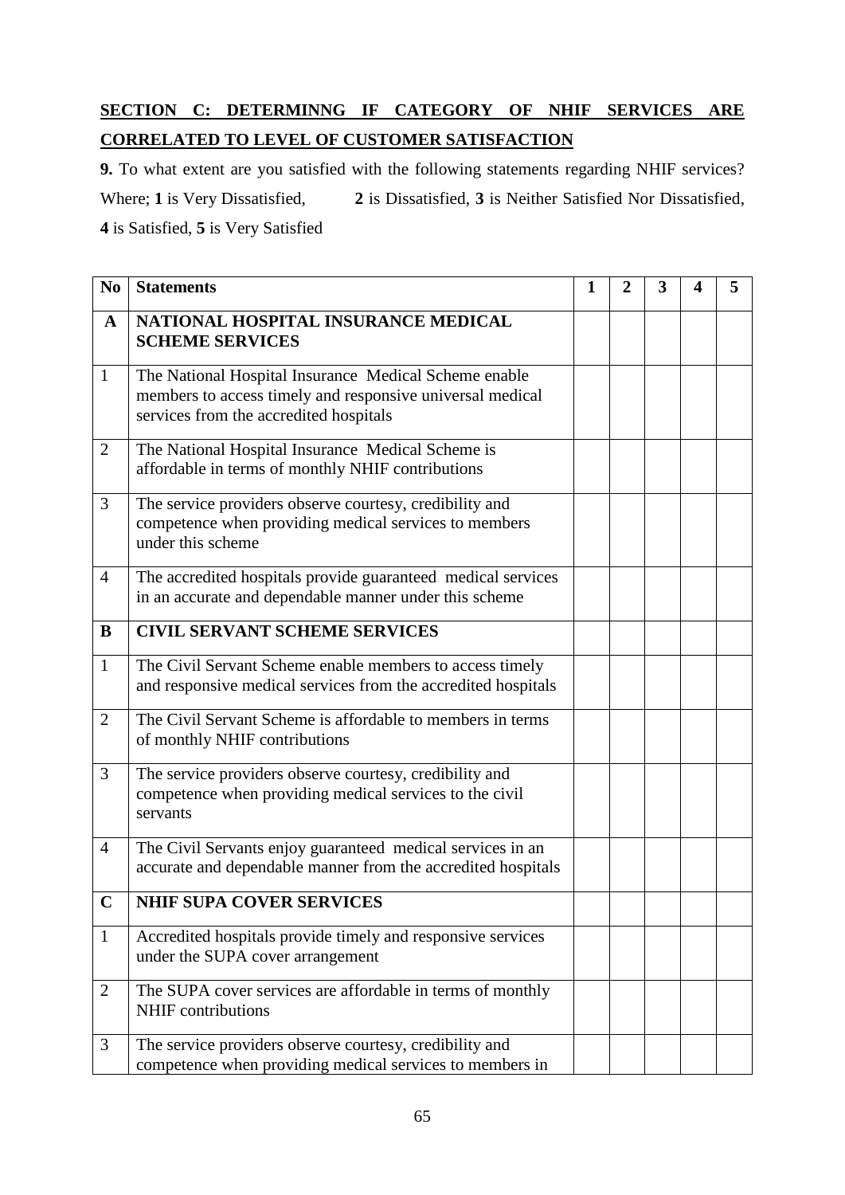## SECTION C: DETERMINNG IF CATEGORY OF NHIF SERVICES ARE CORRELATED TO LEVEL OF CUSTOMER SATISFACTION

**9.** To what extent are you satisfied with the following statements regarding NHIF services? Where; **1** is Very Dissatisfied, **2** is Dissatisfied, **3** is Neither Satisfied Nor Dissatisfied, **4** is Satisfied, **5** is Very Satisfied

| No | Statements | 1 | 2 | 3 | 4 | 5 |
|---|---|---|---|---|---|---|
| **A** | **NATIONAL HOSPITAL INSURANCE MEDICAL SCHEME SERVICES** | | | | | |
| 1 | The National Hospital Insurance Medical Scheme enable members to access timely and responsive universal medical services from the accredited hospitals | | | | | |
| 2 | The National Hospital Insurance Medical Scheme is affordable in terms of monthly NHIF contributions | | | | | |
| 3 | The service providers observe courtesy, credibility and competence when providing medical services to members under this scheme | | | | | |
| 4 | The accredited hospitals provide guaranteed medical services in an accurate and dependable manner under this scheme | | | | | |
| **B** | **CIVIL SERVANT SCHEME SERVICES** | | | | | |
| 1 | The Civil Servant Scheme enable members to access timely and responsive medical services from the accredited hospitals | | | | | |
| 2 | The Civil Servant Scheme is affordable to members in terms of monthly NHIF contributions | | | | | |
| 3 | The service providers observe courtesy, credibility and competence when providing medical services to the civil servants | | | | | |
| 4 | The Civil Servants enjoy guaranteed medical services in an accurate and dependable manner from the accredited hospitals | | | | | |
| **C** | **NHIF SUPA COVER SERVICES** | | | | | |
| 1 | Accredited hospitals provide timely and responsive services under the SUPA cover arrangement | | | | | |
| 2 | The SUPA cover services are affordable in terms of monthly NHIF contributions | | | | | |
| 3 | The service providers observe courtesy, credibility and competence when providing medical services to members in | | | | | |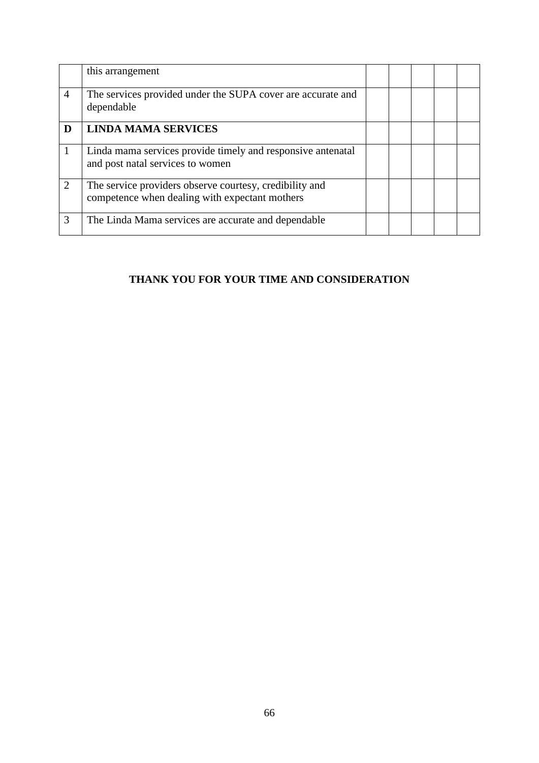| | | | | | | |
|---|---|---|---|---|---|---|
| | this arrangement | | | | | |
| 4 | The services provided under the SUPA cover are accurate and dependable | | | | | |
| **D** | **LINDA MAMA SERVICES** | | | | | |
| 1 | Linda mama services provide timely and responsive antenatal and post natal services to women | | | | | |
| 2 | The service providers observe courtesy, credibility and competence when dealing with expectant mothers | | | | | |
| 3 | The Linda Mama services are accurate and dependable | | | | | |

**THANK YOU FOR YOUR TIME AND CONSIDERATION**